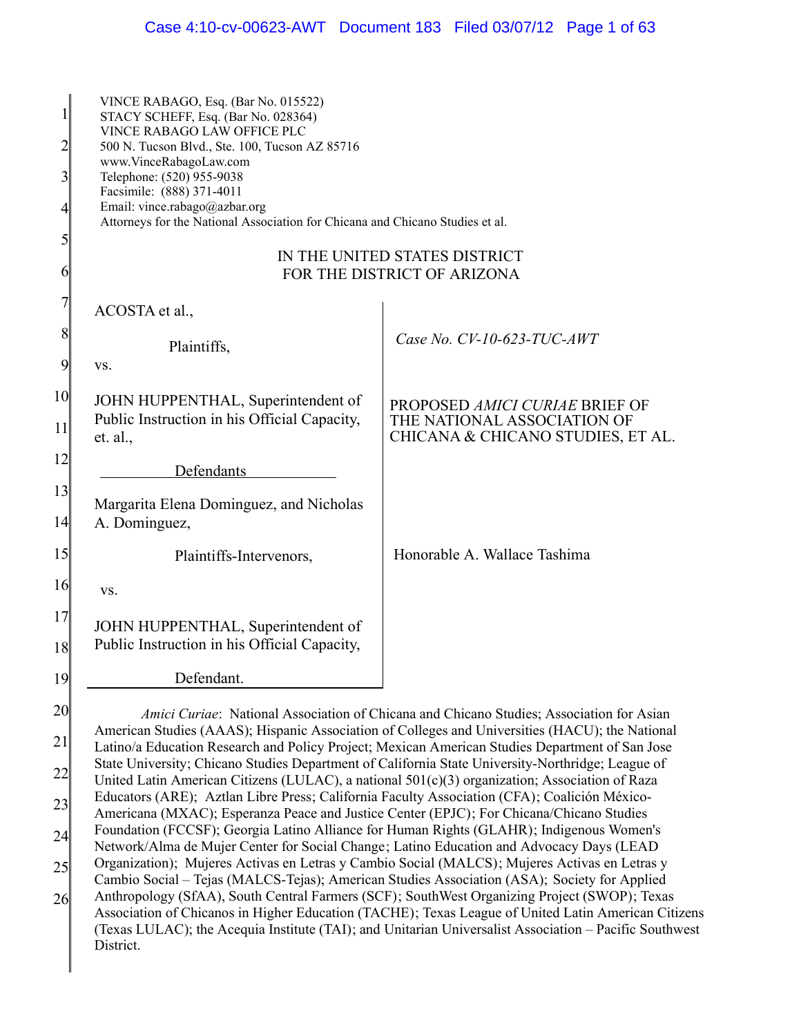VINCE RABAGO, Esq. (Bar No. 015522)
STACY SCHEFF, Esq. (Bar No. 028364)
VINCE RABAGO LAW OFFICE PLC
500 N. Tucson Blvd., Ste. 100, Tucson AZ 85716
www.VinceRabagoLaw.com
Telephone: (520) 955-9038
Facsimile: (888) 371-4011
Email: vince.rabago@azbar.org
Attorneys for the National Association for Chicana and Chicano Studies et al.

IN THE UNITED STATES DISTRICT
FOR THE DISTRICT OF ARIZONA

| | |
|---|---|
| ACOSTA et al.,<br><br>Plaintiffs,<br><br>vs.<br><br>JOHN HUPPENTHAL, Superintendent of Public Instruction in his Official Capacity, et. al.,<br><br>Defendants | *Case No. CV-10-623-TUC-AWT*<br><br>PROPOSED *AMICI CURIAE* BRIEF OF THE NATIONAL ASSOCIATION OF CHICANA & CHICANO STUDIES, ET AL. |
| Margarita Elena Dominguez, and Nicholas A. Dominguez,<br><br>Plaintiffs-Intervenors,<br><br>vs.<br><br>JOHN HUPPENTHAL, Superintendent of Public Instruction in his Official Capacity,<br><br>Defendant. | Honorable A. Wallace Tashima |

*Amici Curiae*: National Association of Chicana and Chicano Studies; Association for Asian American Studies (AAAS); Hispanic Association of Colleges and Universities (HACU); the National Latino/a Education Research and Policy Project; Mexican American Studies Department of San Jose State University; Chicano Studies Department of California State University-Northridge; League of United Latin American Citizens (LULAC), a national 501(c)(3) organization; Association of Raza Educators (ARE); Aztlan Libre Press; California Faculty Association (CFA); Coalición México-Americana (MXAC); Esperanza Peace and Justice Center (EPJC); For Chicana/Chicano Studies Foundation (FCCSF); Georgia Latino Alliance for Human Rights (GLAHR); Indigenous Women's Network/Alma de Mujer Center for Social Change; Latino Education and Advocacy Days (LEAD Organization); Mujeres Activas en Letras y Cambio Social (MALCS); Mujeres Activas en Letras y Cambio Social – Tejas (MALCS-Tejas); American Studies Association (ASA); Society for Applied Anthropology (SfAA), South Central Farmers (SCF); SouthWest Organizing Project (SWOP); Texas Association of Chicanos in Higher Education (TACHE); Texas League of United Latin American Citizens (Texas LULAC); the Acequia Institute (TAI); and Unitarian Universalist Association – Pacific Southwest District.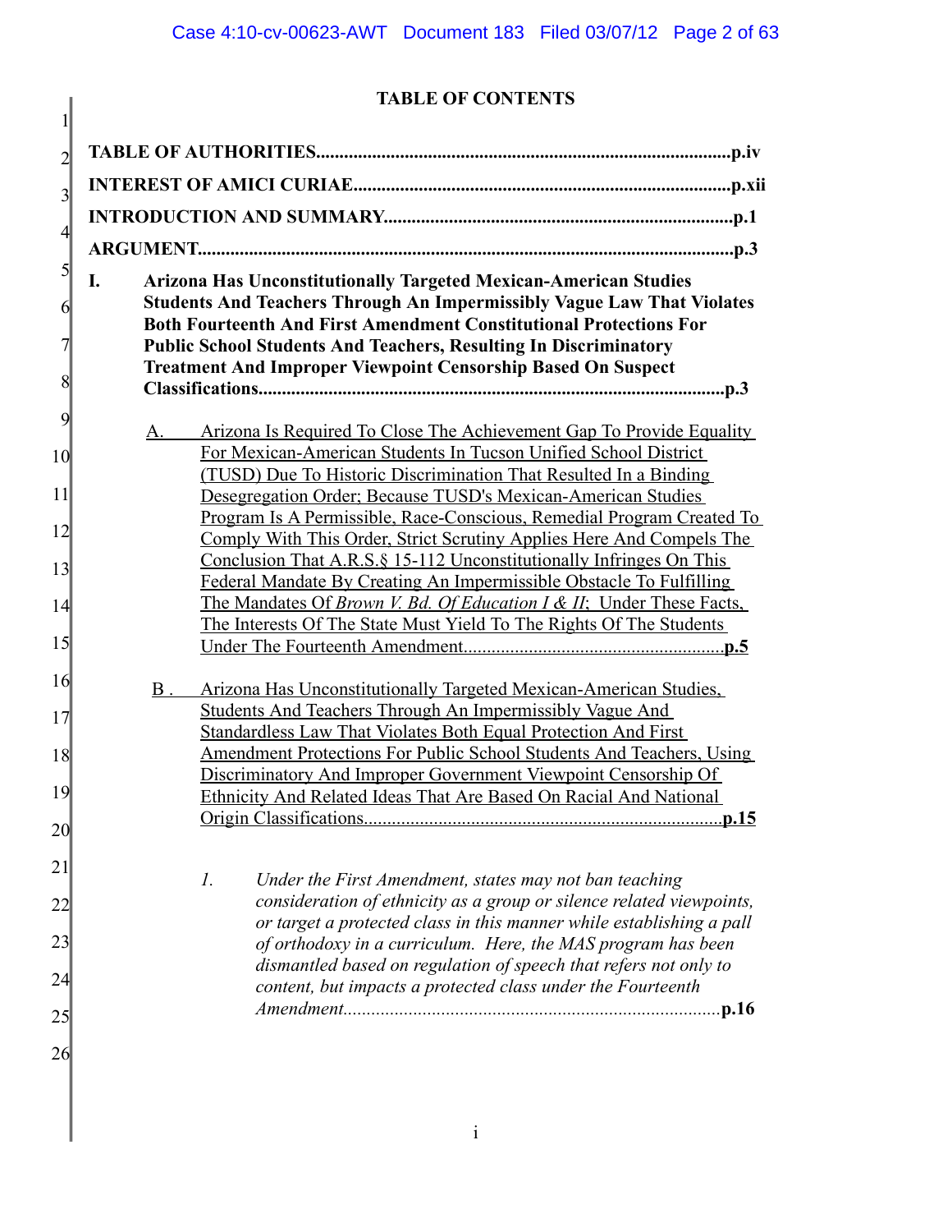# TABLE OF CONTENTS

**TABLE OF AUTHORITIES.........................................................................................p.iv**

**INTEREST OF AMICI CURIAE.................................................................................p.xii**

**INTRODUCTION AND SUMMARY..........................................................................p.1**

**ARGUMENT.................................................................................................................p.3**

**I. Arizona Has Unconstitutionally Targeted Mexican-American Studies Students And Teachers Through An Impermissibly Vague Law That Violates Both Fourteenth And First Amendment Constitutional Protections For Public School Students And Teachers, Resulting In Discriminatory Treatment And Improper Viewpoint Censorship Based On Suspect Classifications...................................................................................................p.3**

A. Arizona Is Required To Close The Achievement Gap To Provide Equality For Mexican-American Students In Tucson Unified School District (TUSD) Due To Historic Discrimination That Resulted In a Binding Desegregation Order; Because TUSD's Mexican-American Studies Program Is A Permissible, Race-Conscious, Remedial Program Created To Comply With This Order, Strict Scrutiny Applies Here And Compels The Conclusion That A.R.S.§ 15-112 Unconstitutionally Infringes On This Federal Mandate By Creating An Impermissible Obstacle To Fulfilling The Mandates Of *Brown V. Bd. Of Education I & II*; Under These Facts, The Interests Of The State Must Yield To The Rights Of The Students Under The Fourteenth Amendment........................................................**p.5**

B. Arizona Has Unconstitutionally Targeted Mexican-American Studies, Students And Teachers Through An Impermissibly Vague And Standardless Law That Violates Both Equal Protection And First Amendment Protections For Public School Students And Teachers, Using Discriminatory And Improper Government Viewpoint Censorship Of Ethnicity And Related Ideas That Are Based On Racial And National Origin Classifications............................................................................**p.15**

*1. Under the First Amendment, states may not ban teaching consideration of ethnicity as a group or silence related viewpoints, or target a protected class in this manner while establishing a pall of orthodoxy in a curriculum. Here, the MAS program has been dismantled based on regulation of speech that refers not only to content, but impacts a protected class under the Fourteenth Amendment.................................................................................***p.16**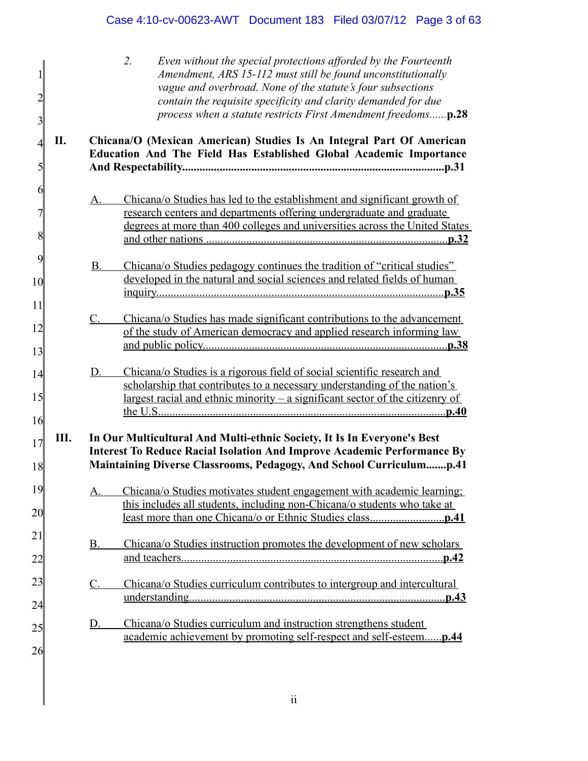2. *Even without the special protections afforded by the Fourteenth Amendment, ARS 15-112 must still be found unconstitutionally vague and overbroad. None of the statute's four subsections contain the requisite specificity and clarity demanded for due process when a statute restricts First Amendment freedoms*......**p.28**

**II. Chicana/O (Mexican American) Studies Is An Integral Part Of American Education And The Field Has Established Global Academic Importance And Respectability..........................................................................................p.31**

A. Chicana/o Studies has led to the establishment and significant growth of research centers and departments offering undergraduate and graduate degrees at more than 400 colleges and universities across the United States and other nations ....................................................................................**p.32**

B. Chicana/o Studies pedagogy continues the tradition of "critical studies" developed in the natural and social sciences and related fields of human inquiry....................................................................................................**p.35**

C. Chicana/o Studies has made significant contributions to the advancement of the study of American democracy and applied research informing law and public policy.....................................................................................**p.38**

D. Chicana/o Studies is a rigorous field of social scientific research and scholarship that contributes to a necessary understanding of the nation's largest racial and ethnic minority – a significant sector of the citizenry of the U.S....................................................................................................**p.40**

**III. In Our Multicultural And Multi-ethnic Society, It Is In Everyone's Best Interest To Reduce Racial Isolation And Improve Academic Performance By Maintaining Diverse Classrooms, Pedagogy, And School Curriculum.......p.41**

A. Chicana/o Studies motivates student engagement with academic learning; this includes all students, including non-Chicana/o students who take at least more than one Chicana/o or Ethnic Studies class..........................**p.41**

B. Chicana/o Studies instruction promotes the development of new scholars and teachers..........................................................................................**p.42**

C. Chicana/o Studies curriculum contributes to intergroup and intercultural understanding........................................................................................**p.43**

D. Chicana/o Studies curriculum and instruction strengthens student academic achievement by promoting self-respect and self-esteem......**p.44**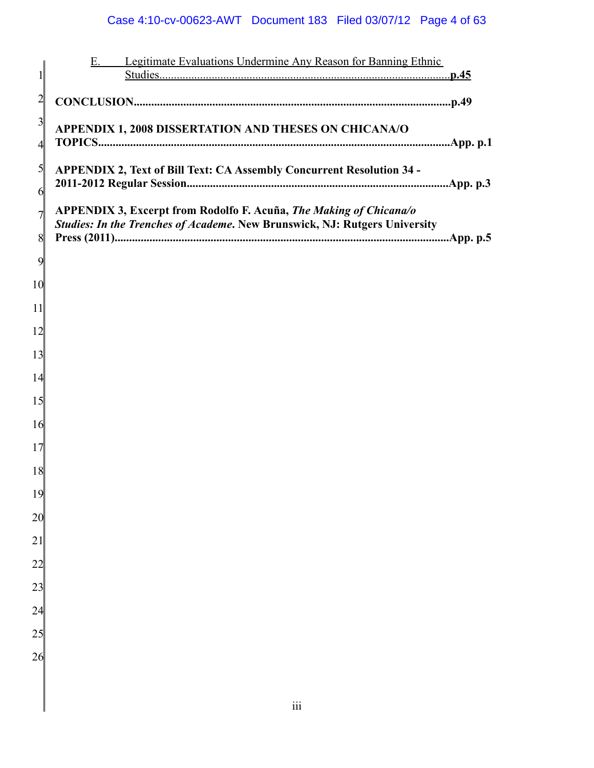E. Legitimate Evaluations Undermine Any Reason for Banning Ethnic Studies....................................................................................................p.45

**CONCLUSION.............................................................................................................p.49**

**APPENDIX 1, 2008 DISSERTATION AND THESES ON CHICANA/O TOPICS.......................................................................................................................App. p.1**

**APPENDIX 2, Text of Bill Text: CA Assembly Concurrent Resolution 34 - 2011-2012 Regular Session..........................................................................................App. p.3**

**APPENDIX 3, Excerpt from Rodolfo F. Acuña, *The Making of Chicana/o Studies: In the Trenches of Academe*. New Brunswick, NJ: Rutgers University Press (2011)..................................................................................................................App. p.5**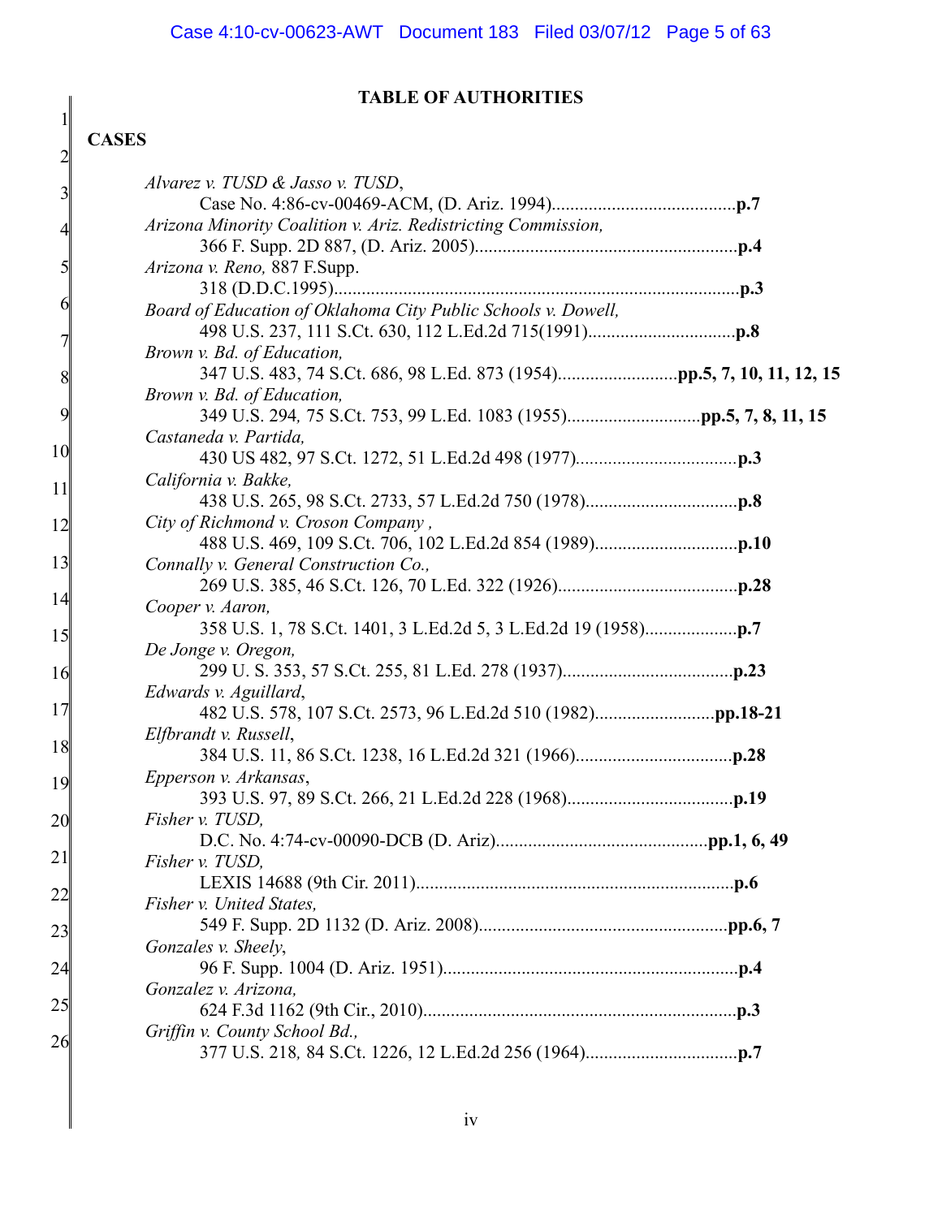## TABLE OF AUTHORITIES

### CASES

*Alvarez v. TUSD & Jasso v. TUSD*,
Case No. 4:86-cv-00469-ACM, (D. Ariz. 1994)........................................**p.7**

*Arizona Minority Coalition v. Ariz. Redistricting Commission,*
366 F. Supp. 2D 887, (D. Ariz. 2005).........................................................**p.4**

*Arizona v. Reno,* 887 F.Supp.
318 (D.D.C.1995)..........................................................................................**p.3**

*Board of Education of Oklahoma City Public Schools v. Dowell,*
498 U.S. 237, 111 S.Ct. 630, 112 L.Ed.2d 715(1991)................................**p.8**

*Brown v. Bd. of Education,*
347 U.S. 483, 74 S.Ct. 686, 98 L.Ed. 873 (1954)..........................**pp.5, 7, 10, 11, 12, 15**

*Brown v. Bd. of Education,*
349 U.S. 294, 75 S.Ct. 753, 99 L.Ed. 1083 (1955)............................**pp.5, 7, 8, 11, 15**

*Castaneda v. Partida,*
430 US 482, 97 S.Ct. 1272, 51 L.Ed.2d 498 (1977)...................................**p.3**

*California v. Bakke,*
438 U.S. 265, 98 S.Ct. 2733, 57 L.Ed.2d 750 (1978).................................**p.8**

*City of Richmond v. Croson Company ,*
488 U.S. 469, 109 S.Ct. 706, 102 L.Ed.2d 854 (1989)...............................**p.10**

*Connally v. General Construction Co.,*
269 U.S. 385, 46 S.Ct. 126, 70 L.Ed. 322 (1926).......................................**p.28**

*Cooper v. Aaron,*
358 U.S. 1, 78 S.Ct. 1401, 3 L.Ed.2d 5, 3 L.Ed.2d 19 (1958)....................**p.7**

*De Jonge v. Oregon,*
299 U. S. 353, 57 S.Ct. 255, 81 L.Ed. 278 (1937).....................................**p.23**

*Edwards v. Aguillard*,
482 U.S. 578, 107 S.Ct. 2573, 96 L.Ed.2d 510 (1982)..........................**pp.18-21**

*Elfbrandt v. Russell*,
384 U.S. 11, 86 S.Ct. 1238, 16 L.Ed.2d 321 (1966)..................................**p.28**

*Epperson v. Arkansas*,
393 U.S. 97, 89 S.Ct. 266, 21 L.Ed.2d 228 (1968)....................................**p.19**

*Fisher v. TUSD,*
D.C. No. 4:74-cv-00090-DCB (D. Ariz).............................................**pp.1, 6, 49**

*Fisher v. TUSD,*
LEXIS 14688 (9th Cir. 2011).....................................................................**p.6**

*Fisher v. United States,*
549 F. Supp. 2D 1132 (D. Ariz. 2008)......................................................**pp.6, 7**

*Gonzales v. Sheely*,
96 F. Supp. 1004 (D. Ariz. 1951)................................................................**p.4**

*Gonzalez v. Arizona,*
624 F.3d 1162 (9th Cir., 2010)....................................................................**p.3**

*Griffin v. County School Bd.,*
377 U.S. 218, 84 S.Ct. 1226, 12 L.Ed.2d 256 (1964).................................**p.7**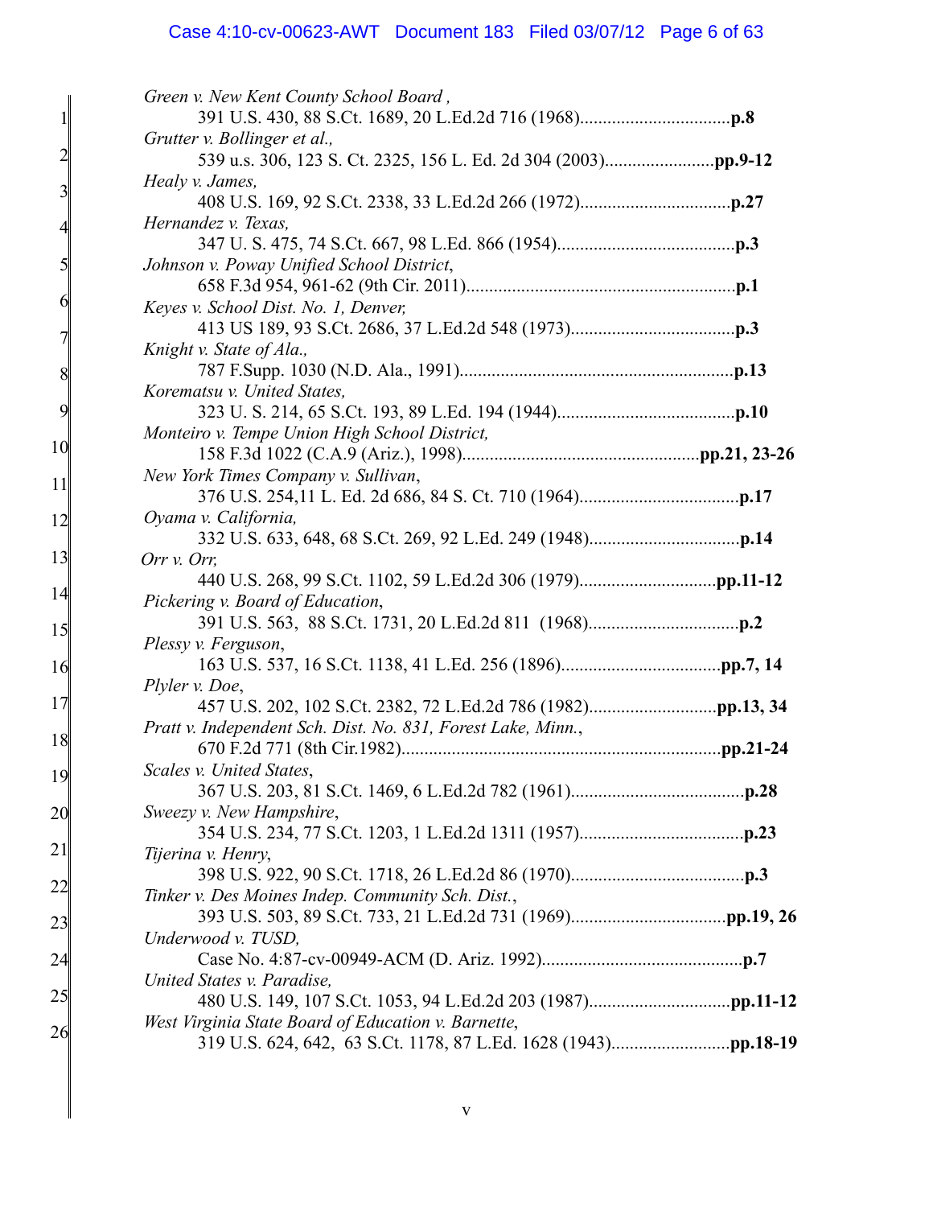*Green v. New Kent County School Board ,*
391 U.S. 430, 88 S.Ct. 1689, 20 L.Ed.2d 716 (1968)................................**p.8**

*Grutter v. Bollinger et al.,*
539 u.s. 306, 123 S. Ct. 2325, 156 L. Ed. 2d 304 (2003)........................**pp.9-12**

*Healy v. James,*
408 U.S. 169, 92 S.Ct. 2338, 33 L.Ed.2d 266 (1972)................................**p.27**

*Hernandez v. Texas,*
347 U. S. 475, 74 S.Ct. 667, 98 L.Ed. 866 (1954).......................................**p.3**

*Johnson v. Poway Unified School District*,
658 F.3d 954, 961-62 (9th Cir. 2011)...........................................................**p.1**

*Keyes v. School Dist. No. 1, Denver,*
413 US 189, 93 S.Ct. 2686, 37 L.Ed.2d 548 (1973)....................................**p.3**

*Knight v. State of Ala.,*
787 F.Supp. 1030 (N.D. Ala., 1991)............................................................**p.13**

*Korematsu v. United States,*
323 U. S. 214, 65 S.Ct. 193, 89 L.Ed. 194 (1944).......................................**p.10**

*Monteiro v. Tempe Union High School District,*
158 F.3d 1022 (C.A.9 (Ariz.), 1998)....................................................**pp.21, 23-26**

*New York Times Company v. Sullivan*,
376 U.S. 254,11 L. Ed. 2d 686, 84 S. Ct. 710 (1964)..................................**p.17**

*Oyama v. California,*
332 U.S. 633, 648, 68 S.Ct. 269, 92 L.Ed. 249 (1948)................................**p.14**

*Orr v. Orr,*
440 U.S. 268, 99 S.Ct. 1102, 59 L.Ed.2d 306 (1979)..............................**pp.11-12**

*Pickering v. Board of Education*,
391 U.S. 563, 88 S.Ct. 1731, 20 L.Ed.2d 811 (1968)................................**p.2**

*Plessy v. Ferguson*,
163 U.S. 537, 16 S.Ct. 1138, 41 L.Ed. 256 (1896)...................................**pp.7, 14**

*Plyler v. Doe*,
457 U.S. 202, 102 S.Ct. 2382, 72 L.Ed.2d 786 (1982)............................**pp.13, 34**

*Pratt v. Independent Sch. Dist. No. 831, Forest Lake, Minn.*,
670 F.2d 771 (8th Cir.1982)......................................................................**pp.21-24**

*Scales v. United States*,
367 U.S. 203, 81 S.Ct. 1469, 6 L.Ed.2d 782 (1961)......................................**p.28**

*Sweezy v. New Hampshire*,
354 U.S. 234, 77 S.Ct. 1203, 1 L.Ed.2d 1311 (1957)...................................**p.23**

*Tijerina v. Henry*,
398 U.S. 922, 90 S.Ct. 1718, 26 L.Ed.2d 86 (1970)......................................**p.3**

*Tinker v. Des Moines Indep. Community Sch. Dist.*,
393 U.S. 503, 89 S.Ct. 733, 21 L.Ed.2d 731 (1969)..................................**pp.19, 26**

*Underwood v. TUSD,*
Case No. 4:87-cv-00949-ACM (D. Ariz. 1992)............................................**p.7**

*United States v. Paradise,*
480 U.S. 149, 107 S.Ct. 1053, 94 L.Ed.2d 203 (1987)...............................**pp.11-12**

*West Virginia State Board of Education v. Barnette*,
319 U.S. 624, 642, 63 S.Ct. 1178, 87 L.Ed. 1628 (1943)..........................**pp.18-19**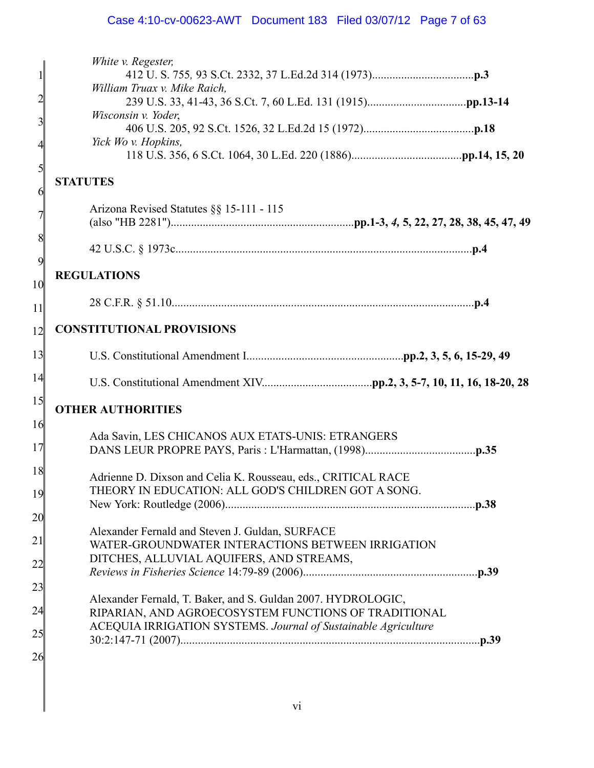*White v. Regester,*
412 U. S. 755, 93 S.Ct. 2332, 37 L.Ed.2d 314 (1973)....................................**p.3**

*William Truax v. Mike Raich,*
239 U.S. 33, 41-43, 36 S.Ct. 7, 60 L.Ed. 131 (1915)..................................**pp.13-14**

*Wisconsin v. Yoder,*
406 U.S. 205, 92 S.Ct. 1526, 32 L.Ed.2d 15 (1972)......................................**p.18**

*Yick Wo v. Hopkins,*
118 U.S. 356, 6 S.Ct. 1064, 30 L.Ed. 220 (1886)......................................**pp.14, 15, 20**

**STATUTES**

Arizona Revised Statutes §§ 15-111 - 115
(also "HB 2281")...............................................................**pp.1-3, *4,* 5, 22, 27, 28, 38, 45, 47, 49**

42 U.S.C. § 1973c.......................................................................................................**p.4**

**REGULATIONS**

28 C.F.R. § 51.10........................................................................................................**p.4**

**CONSTITUTIONAL PROVISIONS**

U.S. Constitutional Amendment I......................................................**pp.2, 3, 5, 6, 15-29, 49**

U.S. Constitutional Amendment XIV......................................**pp.2, 3, 5-7, 10, 11, 16, 18-20, 28**

**OTHER AUTHORITIES**

Ada Savin, LES CHICANOS AUX ETATS-UNIS: ETRANGERS DANS LEUR PROPRE PAYS, Paris : L'Harmattan, (1998)......................................**p.35**

Adrienne D. Dixson and Celia K. Rousseau, eds., CRITICAL RACE THEORY IN EDUCATION: ALL GOD'S CHILDREN GOT A SONG. New York: Routledge (2006)......................................................................................**p.38**

Alexander Fernald and Steven J. Guldan, SURFACE WATER-GROUNDWATER INTERACTIONS BETWEEN IRRIGATION DITCHES, ALLUVIAL AQUIFERS, AND STREAMS, *Reviews in Fisheries Science* 14:79-89 (2006)............................................................**p.39**

Alexander Fernald, T. Baker, and S. Guldan 2007. HYDROLOGIC, RIPARIAN, AND AGROECOSYSTEM FUNCTIONS OF TRADITIONAL ACEQUIA IRRIGATION SYSTEMS. *Journal of Sustainable Agriculture* 30:2:147-71 (2007).......................................................................................................**p.39**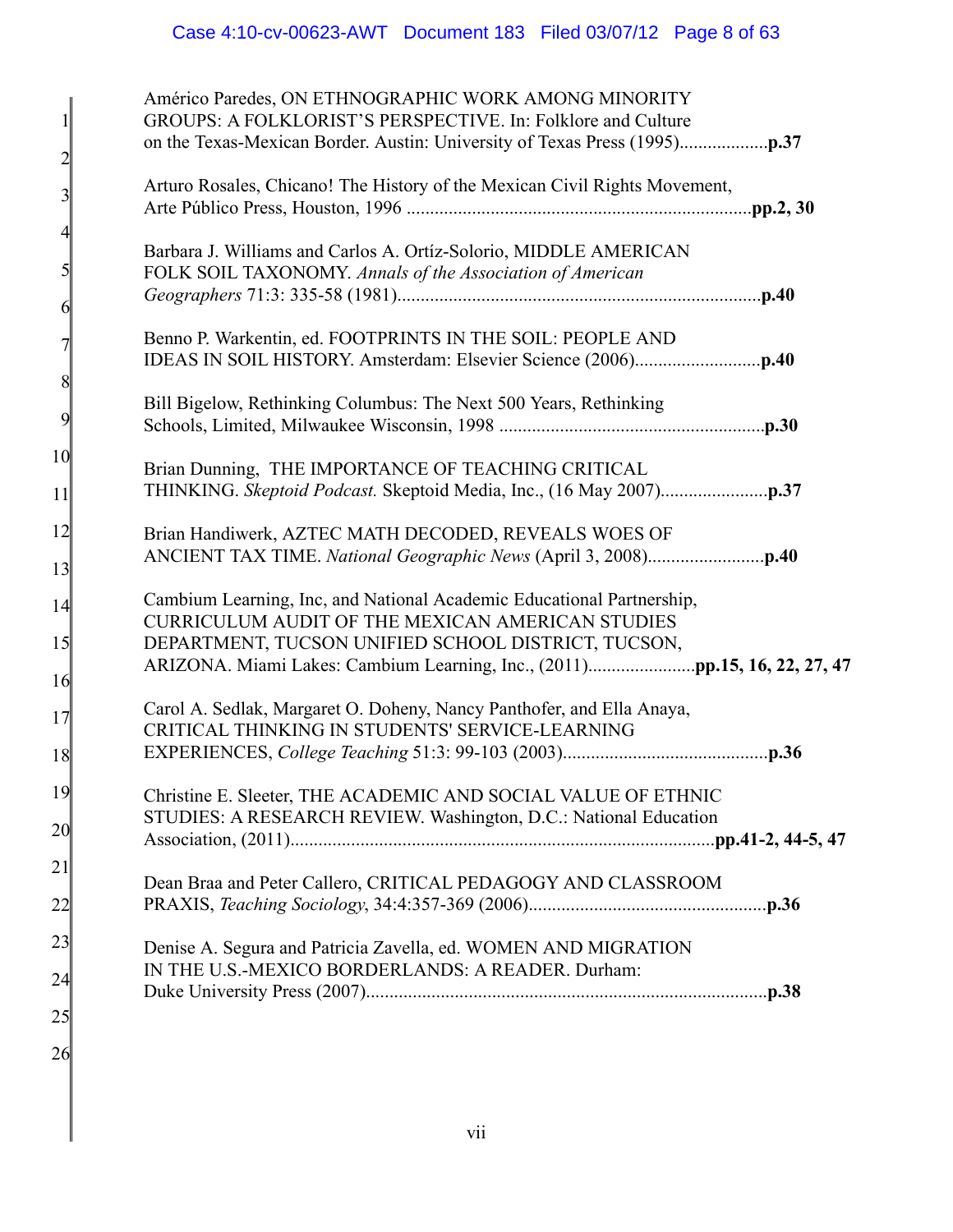Américo Paredes, ON ETHNOGRAPHIC WORK AMONG MINORITY GROUPS: A FOLKLORIST'S PERSPECTIVE. In: Folklore and Culture on the Texas-Mexican Border. Austin: University of Texas Press (1995)...................**p.37**

Arturo Rosales, Chicano! The History of the Mexican Civil Rights Movement, Arte Público Press, Houston, 1996 ..........................................................................**pp.2, 30**

Barbara J. Williams and Carlos A. Ortíz-Solorio, MIDDLE AMERICAN FOLK SOIL TAXONOMY. *Annals of the Association of American Geographers* 71:3: 335-58 (1981)..............................................................................**p.40**

Benno P. Warkentin, ed. FOOTPRINTS IN THE SOIL: PEOPLE AND IDEAS IN SOIL HISTORY. Amsterdam: Elsevier Science (2006)...........................**p.40**

Bill Bigelow, Rethinking Columbus: The Next 500 Years, Rethinking Schools, Limited, Milwaukee Wisconsin, 1998 .........................................................**p.30**

Brian Dunning, THE IMPORTANCE OF TEACHING CRITICAL THINKING. *Skeptoid Podcast.* Skeptoid Media, Inc., (16 May 2007).......................**p.37**

Brian Handiwerk, AZTEC MATH DECODED, REVEALS WOES OF ANCIENT TAX TIME. *National Geographic News* (April 3, 2008).........................**p.40**

Cambium Learning, Inc, and National Academic Educational Partnership, CURRICULUM AUDIT OF THE MEXICAN AMERICAN STUDIES DEPARTMENT, TUCSON UNIFIED SCHOOL DISTRICT, TUCSON, ARIZONA. Miami Lakes: Cambium Learning, Inc., (2011).......................**pp.15, 16, 22, 27, 47**

Carol A. Sedlak, Margaret O. Doheny, Nancy Panthofer, and Ella Anaya, CRITICAL THINKING IN STUDENTS' SERVICE-LEARNING EXPERIENCES, *College Teaching* 51:3: 99-103 (2003)...........................................**p.36**

Christine E. Sleeter, THE ACADEMIC AND SOCIAL VALUE OF ETHNIC STUDIES: A RESEARCH REVIEW. Washington, D.C.: National Education Association, (2011)..........................................................................................**pp.41-2, 44-5, 47**

Dean Braa and Peter Callero, CRITICAL PEDAGOGY AND CLASSROOM PRAXIS, *Teaching Sociology*, 34:4:357-369 (2006)..................................................**p.36**

Denise A. Segura and Patricia Zavella, ed. WOMEN AND MIGRATION IN THE U.S.-MEXICO BORDERLANDS: A READER. Durham: Duke University Press (2007).....................................................................................**p.38**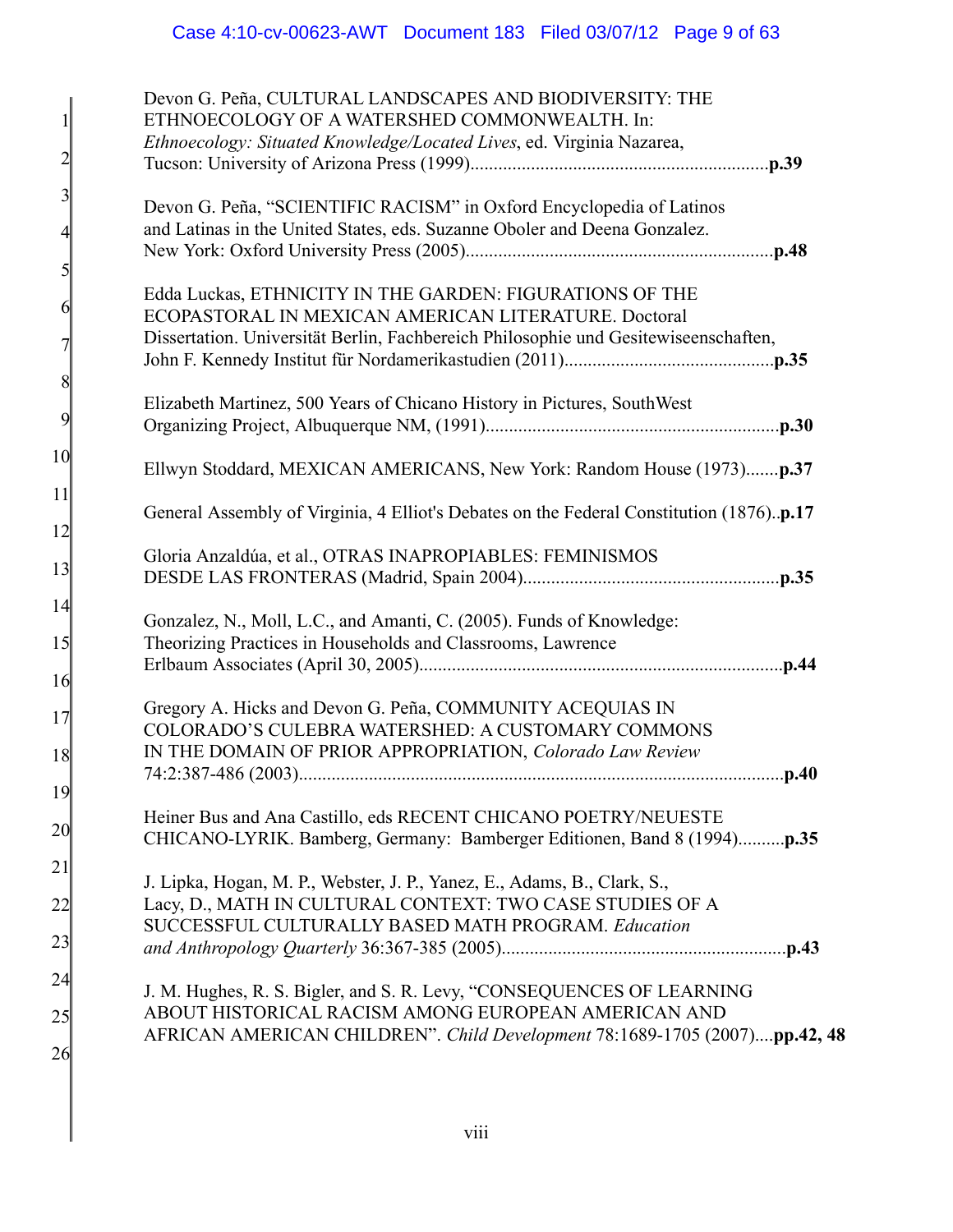Devon G. Peña, CULTURAL LANDSCAPES AND BIODIVERSITY: THE ETHNOECOLOGY OF A WATERSHED COMMONWEALTH. In: *Ethnoecology: Situated Knowledge/Located Lives*, ed. Virginia Nazarea, Tucson: University of Arizona Press (1999)................................................................**p.39**

Devon G. Peña, "SCIENTIFIC RACISM" in Oxford Encyclopedia of Latinos and Latinas in the United States, eds. Suzanne Oboler and Deena Gonzalez. New York: Oxford University Press (2005).................................................................**p.48**

Edda Luckas, ETHNICITY IN THE GARDEN: FIGURATIONS OF THE ECOPASTORAL IN MEXICAN AMERICAN LITERATURE. Doctoral Dissertation. Universität Berlin, Fachbereich Philosophie und Gesitewiseenschaften, John F. Kennedy Institut für Nordamerikastudien (2011)............................................**p.35**

Elizabeth Martinez, 500 Years of Chicano History in Pictures, SouthWest Organizing Project, Albuquerque NM, (1991)..............................................................**p.30**

Ellwyn Stoddard, MEXICAN AMERICANS, New York: Random House (1973).......**p.37**

General Assembly of Virginia, 4 Elliot's Debates on the Federal Constitution (1876)..**p.17**

Gloria Anzaldúa, et al., OTRAS INAPROPIABLES: FEMINISMOS DESDE LAS FRONTERAS (Madrid, Spain 2004).......................................................**p.35**

Gonzalez, N., Moll, L.C., and Amanti, C. (2005). Funds of Knowledge: Theorizing Practices in Households and Classrooms, Lawrence Erlbaum Associates (April 30, 2005)..............................................................................**p.44**

Gregory A. Hicks and Devon G. Peña, COMMUNITY ACEQUIAS IN COLORADO'S CULEBRA WATERSHED: A CUSTOMARY COMMONS IN THE DOMAIN OF PRIOR APPROPRIATION, *Colorado Law Review* 74:2:387-486 (2003)........................................................................................................**p.40**

Heiner Bus and Ana Castillo, eds RECENT CHICANO POETRY/NEUESTE CHICANO-LYRIK. Bamberg, Germany: Bamberger Editionen, Band 8 (1994)..........**p.35**

J. Lipka, Hogan, M. P., Webster, J. P., Yanez, E., Adams, B., Clark, S., Lacy, D., MATH IN CULTURAL CONTEXT: TWO CASE STUDIES OF A SUCCESSFUL CULTURALLY BASED MATH PROGRAM. *Education and Anthropology Quarterly* 36:367-385 (2005)............................................................**p.43**

J. M. Hughes, R. S. Bigler, and S. R. Levy, "CONSEQUENCES OF LEARNING ABOUT HISTORICAL RACISM AMONG EUROPEAN AMERICAN AND AFRICAN AMERICAN CHILDREN". *Child Development* 78:1689-1705 (2007)....**pp.42, 48**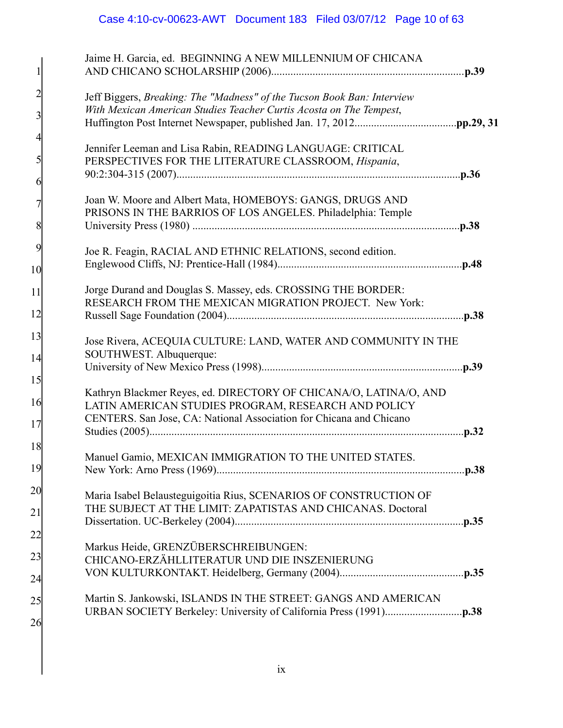Jaime H. Garcia, ed. BEGINNING A NEW MILLENNIUM OF CHICANA AND CHICANO SCHOLARSHIP (2006)....................................................................**p.39**

Jeff Biggers, *Breaking: The "Madness" of the Tucson Book Ban: Interview With Mexican American Studies Teacher Curtis Acosta on The Tempest*, Huffington Post Internet Newspaper, published Jan. 17, 2012.....................................**pp.29, 31**

Jennifer Leeman and Lisa Rabin, READING LANGUAGE: CRITICAL PERSPECTIVES FOR THE LITERATURE CLASSROOM, *Hispania*, 90:2:304-315 (2007)........................................................................................................**p.36**

Joan W. Moore and Albert Mata, HOMEBOYS: GANGS, DRUGS AND PRISONS IN THE BARRIOS OF LOS ANGELES. Philadelphia: Temple University Press (1980) ..................................................................................................**p.38**

Joe R. Feagin, RACIAL AND ETHNIC RELATIONS, second edition. Englewood Cliffs, NJ: Prentice-Hall (1984)...................................................................**p.48**

Jorge Durand and Douglas S. Massey, eds. CROSSING THE BORDER: RESEARCH FROM THE MEXICAN MIGRATION PROJECT. New York: Russell Sage Foundation (2004)......................................................................................**p.38**

Jose Rivera, ACEQUIA CULTURE: LAND, WATER AND COMMUNITY IN THE SOUTHWEST. Albuquerque: University of New Mexico Press (1998).........................................................................**p.39**

Kathryn Blackmer Reyes, ed. DIRECTORY OF CHICANA/O, LATINA/O, AND LATIN AMERICAN STUDIES PROGRAM, RESEARCH AND POLICY CENTERS. San Jose, CA: National Association for Chicana and Chicano Studies (2005)..................................................................................................................**p.32**

Manuel Gamio, MEXICAN IMMIGRATION TO THE UNITED STATES. New York: Arno Press (1969)..........................................................................................**p.38**

Maria Isabel Belausteguigoitia Rius, SCENARIOS OF CONSTRUCTION OF THE SUBJECT AT THE LIMIT: ZAPATISTAS AND CHICANAS. Doctoral Dissertation. UC-Berkeley (2004)...................................................................................**p.35**

Markus Heide, GRENZÜBERSCHREIBUNGEN: CHICANO-ERZÄHLLITERATUR UND DIE INSZENIERUNG VON KULTURKONTAKT. Heidelberg, Germany (2004).............................................**p.35**

Martin S. Jankowski, ISLANDS IN THE STREET: GANGS AND AMERICAN URBAN SOCIETY Berkeley: University of California Press (1991)............................**p.38**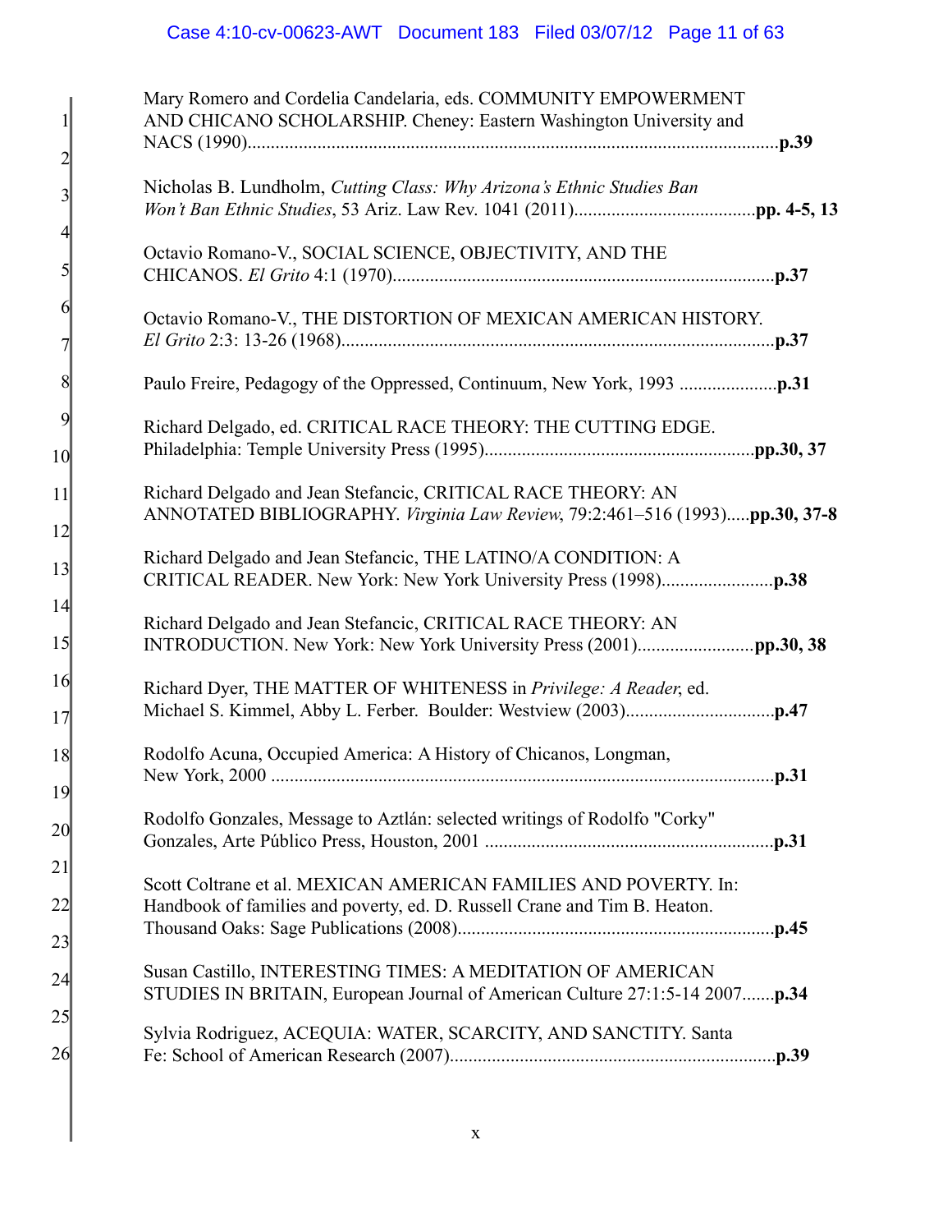Mary Romero and Cordelia Candelaria, eds. COMMUNITY EMPOWERMENT AND CHICANO SCHOLARSHIP. Cheney: Eastern Washington University and NACS (1990)....................**p.39**

Nicholas B. Lundholm, *Cutting Class: Why Arizona's Ethnic Studies Ban Won't Ban Ethnic Studies*, 53 Ariz. Law Rev. 1041 (2011)....................**pp. 4-5, 13**

Octavio Romano-V., SOCIAL SCIENCE, OBJECTIVITY, AND THE CHICANOS. *El Grito* 4:1 (1970)....................**p.37**

Octavio Romano-V., THE DISTORTION OF MEXICAN AMERICAN HISTORY. *El Grito* 2:3: 13-26 (1968)....................**p.37**

Paulo Freire, Pedagogy of the Oppressed, Continuum, New York, 1993 ....................**p.31**

Richard Delgado, ed. CRITICAL RACE THEORY: THE CUTTING EDGE. Philadelphia: Temple University Press (1995)....................**pp.30, 37**

Richard Delgado and Jean Stefancic, CRITICAL RACE THEORY: AN ANNOTATED BIBLIOGRAPHY. *Virginia Law Review*, 79:2:461–516 (1993).....**pp.30, 37-8**

Richard Delgado and Jean Stefancic, THE LATINO/A CONDITION: A CRITICAL READER. New York: New York University Press (1998)....................**p.38**

Richard Delgado and Jean Stefancic, CRITICAL RACE THEORY: AN INTRODUCTION. New York: New York University Press (2001)....................**pp.30, 38**

Richard Dyer, THE MATTER OF WHITENESS in *Privilege: A Reader*, ed. Michael S. Kimmel, Abby L. Ferber. Boulder: Westview (2003)....................**p.47**

Rodolfo Acuna, Occupied America: A History of Chicanos, Longman, New York, 2000 ....................**p.31**

Rodolfo Gonzales, Message to Aztlán: selected writings of Rodolfo "Corky" Gonzales, Arte Público Press, Houston, 2001 ....................**p.31**

Scott Coltrane et al. MEXICAN AMERICAN FAMILIES AND POVERTY. In: Handbook of families and poverty, ed. D. Russell Crane and Tim B. Heaton. Thousand Oaks: Sage Publications (2008)....................**p.45**

Susan Castillo, INTERESTING TIMES: A MEDITATION OF AMERICAN STUDIES IN BRITAIN, European Journal of American Culture 27:1:5-14 2007.......**p.34**

Sylvia Rodriguez, ACEQUIA: WATER, SCARCITY, AND SANCTITY. Santa Fe: School of American Research (2007)....................**p.39**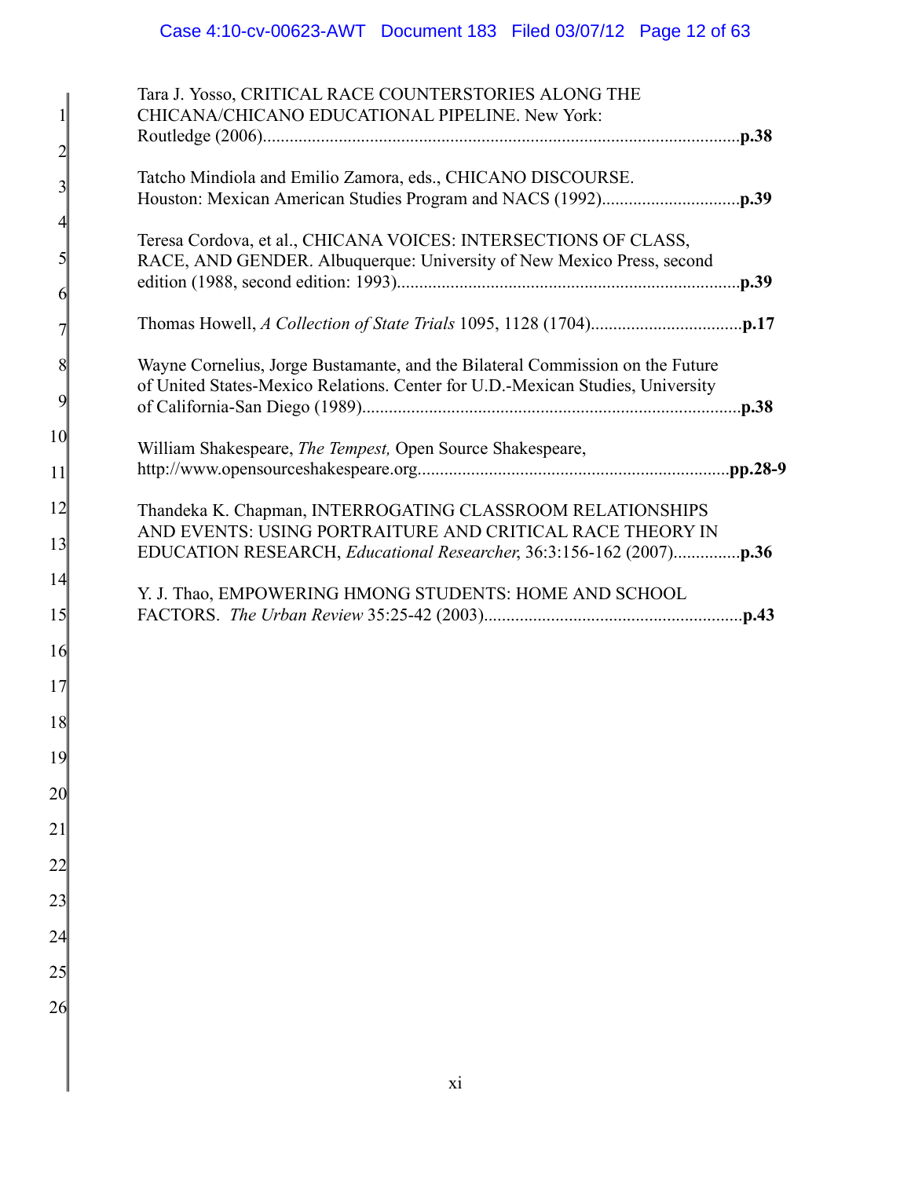Tara J. Yosso, CRITICAL RACE COUNTERSTORIES ALONG THE CHICANA/CHICANO EDUCATIONAL PIPELINE. New York: Routledge (2006)........................................................................................................**p.38**

Tatcho Mindiola and Emilio Zamora, eds., CHICANO DISCOURSE. Houston: Mexican American Studies Program and NACS (1992)...............................**p.39**

Teresa Cordova, et al., CHICANA VOICES: INTERSECTIONS OF CLASS, RACE, AND GENDER. Albuquerque: University of New Mexico Press, second edition (1988, second edition: 1993)............................................................................**p.39**

Thomas Howell, *A Collection of State Trials* 1095, 1128 (1704).................................**p.17**

Wayne Cornelius, Jorge Bustamante, and the Bilateral Commission on the Future of United States-Mexico Relations. Center for U.D.-Mexican Studies, University of California-San Diego (1989)....................................................................................**p.38**

William Shakespeare, *The Tempest,* Open Source Shakespeare, http://www.opensourceshakespeare.org.....................................................................**pp.28-9**

Thandeka K. Chapman, INTERROGATING CLASSROOM RELATIONSHIPS AND EVENTS: USING PORTRAITURE AND CRITICAL RACE THEORY IN EDUCATION RESEARCH, *Educational Researcher*, 36:3:156-162 (2007)...............**p.36**

Y. J. Thao, EMPOWERING HMONG STUDENTS: HOME AND SCHOOL FACTORS. *The Urban Review* 35:25-42 (2003)..........................................................**p.43**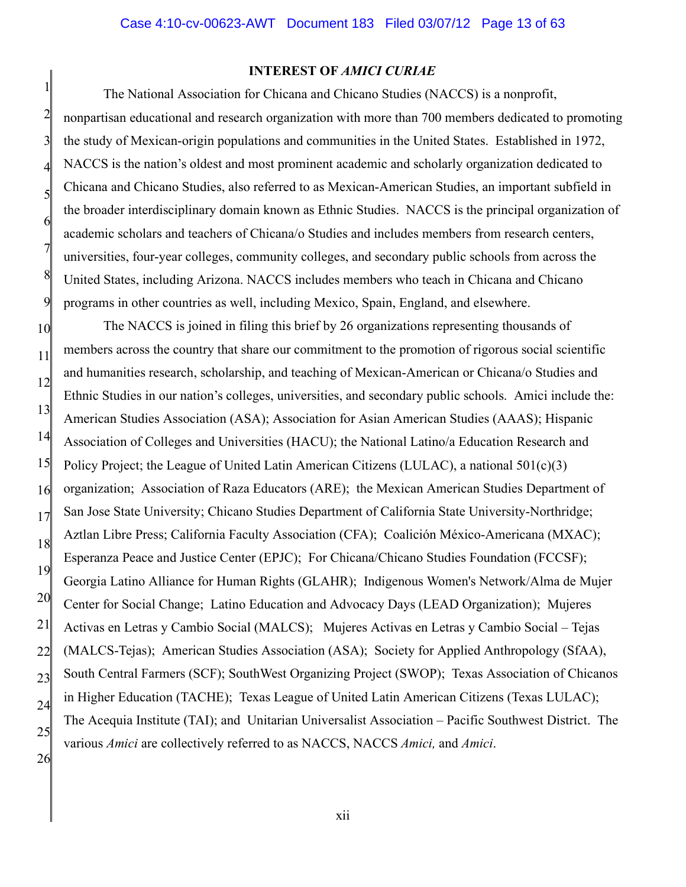## INTEREST OF *AMICI CURIAE*

The National Association for Chicana and Chicano Studies (NACCS) is a nonprofit, nonpartisan educational and research organization with more than 700 members dedicated to promoting the study of Mexican-origin populations and communities in the United States. Established in 1972, NACCS is the nation's oldest and most prominent academic and scholarly organization dedicated to Chicana and Chicano Studies, also referred to as Mexican-American Studies, an important subfield in the broader interdisciplinary domain known as Ethnic Studies. NACCS is the principal organization of academic scholars and teachers of Chicana/o Studies and includes members from research centers, universities, four-year colleges, community colleges, and secondary public schools from across the United States, including Arizona. NACCS includes members who teach in Chicana and Chicano programs in other countries as well, including Mexico, Spain, England, and elsewhere.

The NACCS is joined in filing this brief by 26 organizations representing thousands of members across the country that share our commitment to the promotion of rigorous social scientific and humanities research, scholarship, and teaching of Mexican-American or Chicana/o Studies and Ethnic Studies in our nation's colleges, universities, and secondary public schools. Amici include the: American Studies Association (ASA); Association for Asian American Studies (AAAS); Hispanic Association of Colleges and Universities (HACU); the National Latino/a Education Research and Policy Project; the League of United Latin American Citizens (LULAC), a national 501(c)(3) organization; Association of Raza Educators (ARE); the Mexican American Studies Department of San Jose State University; Chicano Studies Department of California State University-Northridge; Aztlan Libre Press; California Faculty Association (CFA); Coalición México-Americana (MXAC); Esperanza Peace and Justice Center (EPJC); For Chicana/Chicano Studies Foundation (FCCSF); Georgia Latino Alliance for Human Rights (GLAHR); Indigenous Women's Network/Alma de Mujer Center for Social Change; Latino Education and Advocacy Days (LEAD Organization); Mujeres Activas en Letras y Cambio Social (MALCS); Mujeres Activas en Letras y Cambio Social – Tejas (MALCS-Tejas); American Studies Association (ASA); Society for Applied Anthropology (SfAA), South Central Farmers (SCF); SouthWest Organizing Project (SWOP); Texas Association of Chicanos in Higher Education (TACHE); Texas League of United Latin American Citizens (Texas LULAC); The Acequia Institute (TAI); and Unitarian Universalist Association – Pacific Southwest District. The various *Amici* are collectively referred to as NACCS, NACCS *Amici,* and *Amici*.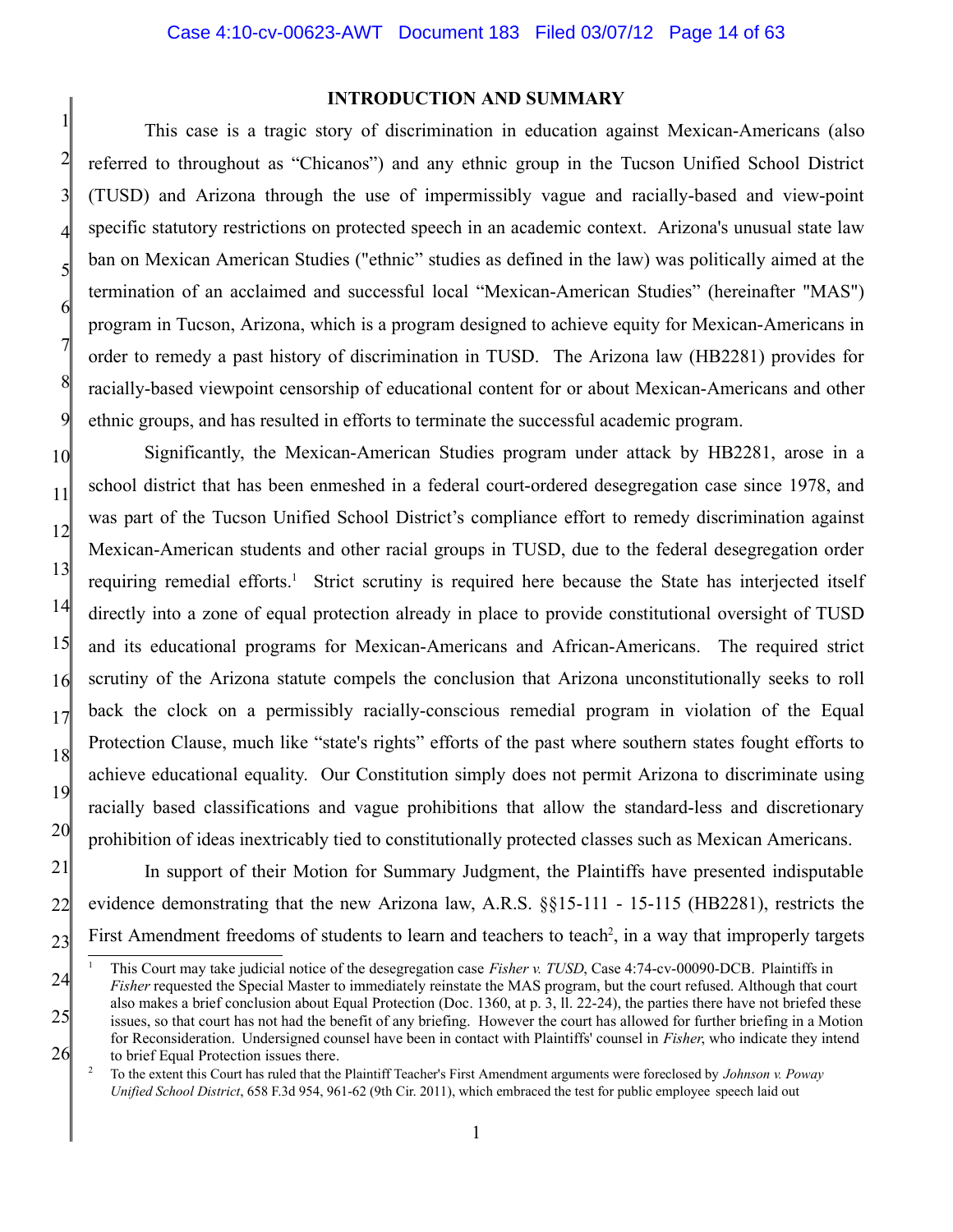## INTRODUCTION AND SUMMARY

This case is a tragic story of discrimination in education against Mexican-Americans (also referred to throughout as "Chicanos") and any ethnic group in the Tucson Unified School District (TUSD) and Arizona through the use of impermissibly vague and racially-based and view-point specific statutory restrictions on protected speech in an academic context. Arizona's unusual state law ban on Mexican American Studies ("ethnic" studies as defined in the law) was politically aimed at the termination of an acclaimed and successful local "Mexican-American Studies" (hereinafter "MAS") program in Tucson, Arizona, which is a program designed to achieve equity for Mexican-Americans in order to remedy a past history of discrimination in TUSD. The Arizona law (HB2281) provides for racially-based viewpoint censorship of educational content for or about Mexican-Americans and other ethnic groups, and has resulted in efforts to terminate the successful academic program.

Significantly, the Mexican-American Studies program under attack by HB2281, arose in a school district that has been enmeshed in a federal court-ordered desegregation case since 1978, and was part of the Tucson Unified School District's compliance effort to remedy discrimination against Mexican-American students and other racial groups in TUSD, due to the federal desegregation order requiring remedial efforts.[1] Strict scrutiny is required here because the State has interjected itself directly into a zone of equal protection already in place to provide constitutional oversight of TUSD and its educational programs for Mexican-Americans and African-Americans. The required strict scrutiny of the Arizona statute compels the conclusion that Arizona unconstitutionally seeks to roll back the clock on a permissibly racially-conscious remedial program in violation of the Equal Protection Clause, much like "state's rights" efforts of the past where southern states fought efforts to achieve educational equality. Our Constitution simply does not permit Arizona to discriminate using racially based classifications and vague prohibitions that allow the standard-less and discretionary prohibition of ideas inextricably tied to constitutionally protected classes such as Mexican Americans.

In support of their Motion for Summary Judgment, the Plaintiffs have presented indisputable evidence demonstrating that the new Arizona law, A.R.S. §§15-111 - 15-115 (HB2281), restricts the First Amendment freedoms of students to learn and teachers to teach[2], in a way that improperly targets

---

[1] This Court may take judicial notice of the desegregation case *Fisher v. TUSD*, Case 4:74-cv-00090-DCB. Plaintiffs in *Fisher* requested the Special Master to immediately reinstate the MAS program, but the court refused. Although that court also makes a brief conclusion about Equal Protection (Doc. 1360, at p. 3, ll. 22-24), the parties there have not briefed these issues, so that court has not had the benefit of any briefing. However the court has allowed for further briefing in a Motion for Reconsideration. Undersigned counsel have been in contact with Plaintiffs' counsel in *Fisher*, who indicate they intend to brief Equal Protection issues there.

[2] To the extent this Court has ruled that the Plaintiff Teacher's First Amendment arguments were foreclosed by *Johnson v. Poway Unified School District*, 658 F.3d 954, 961-62 (9th Cir. 2011), which embraced the test for public employee speech laid out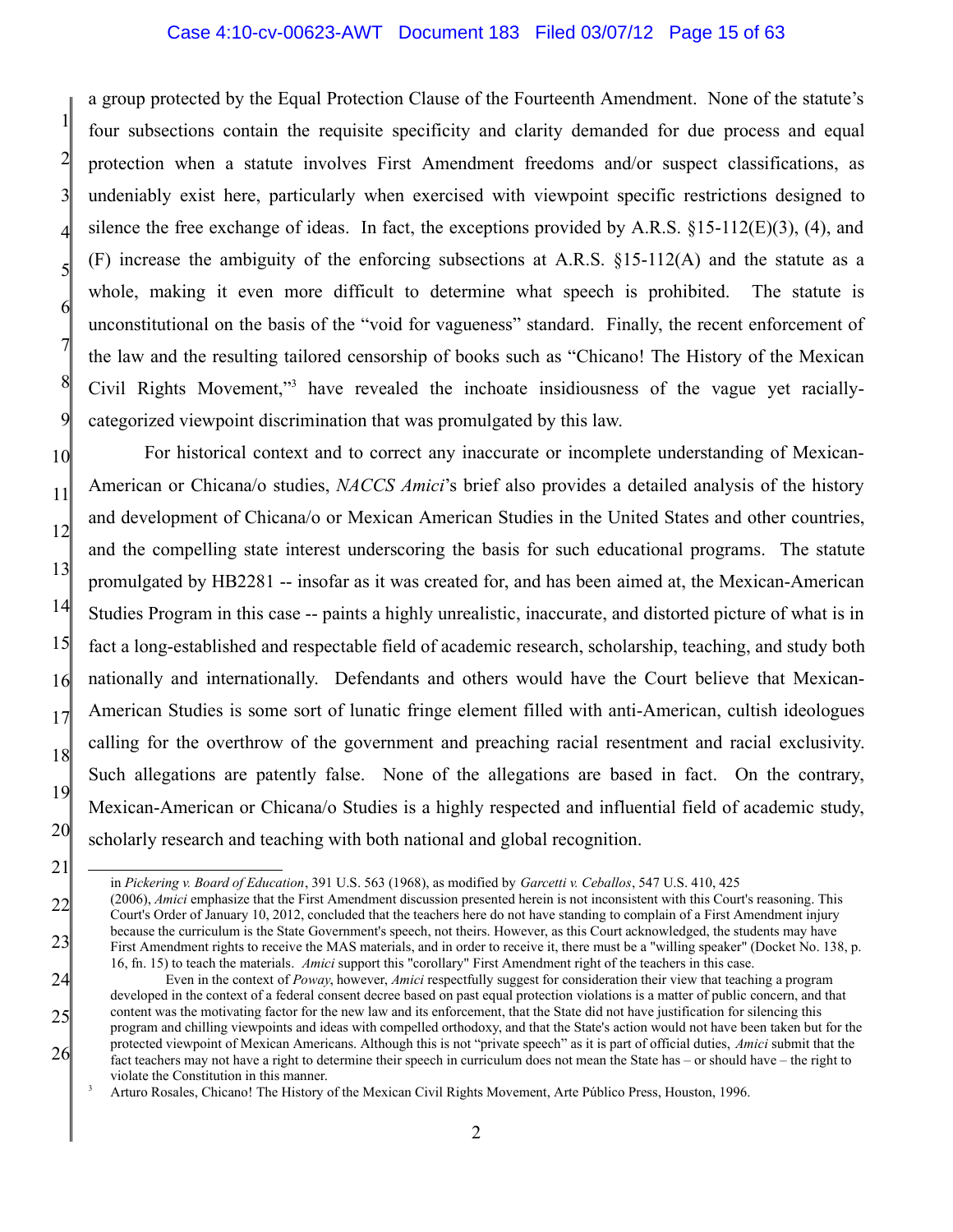a group protected by the Equal Protection Clause of the Fourteenth Amendment. None of the statute's four subsections contain the requisite specificity and clarity demanded for due process and equal protection when a statute involves First Amendment freedoms and/or suspect classifications, as undeniably exist here, particularly when exercised with viewpoint specific restrictions designed to silence the free exchange of ideas. In fact, the exceptions provided by A.R.S. §15-112(E)(3), (4), and (F) increase the ambiguity of the enforcing subsections at A.R.S. §15-112(A) and the statute as a whole, making it even more difficult to determine what speech is prohibited. The statute is unconstitutional on the basis of the "void for vagueness" standard. Finally, the recent enforcement of the law and the resulting tailored censorship of books such as "Chicano! The History of the Mexican Civil Rights Movement,"[3] have revealed the inchoate insidiousness of the vague yet racially-categorized viewpoint discrimination that was promulgated by this law.

For historical context and to correct any inaccurate or incomplete understanding of Mexican-American or Chicana/o studies, *NACCS Amici*'s brief also provides a detailed analysis of the history and development of Chicana/o or Mexican American Studies in the United States and other countries, and the compelling state interest underscoring the basis for such educational programs. The statute promulgated by HB2281 -- insofar as it was created for, and has been aimed at, the Mexican-American Studies Program in this case -- paints a highly unrealistic, inaccurate, and distorted picture of what is in fact a long-established and respectable field of academic research, scholarship, teaching, and study both nationally and internationally. Defendants and others would have the Court believe that Mexican-American Studies is some sort of lunatic fringe element filled with anti-American, cultish ideologues calling for the overthrow of the government and preaching racial resentment and racial exclusivity. Such allegations are patently false. None of the allegations are based in fact. On the contrary, Mexican-American or Chicana/o Studies is a highly respected and influential field of academic study, scholarly research and teaching with both national and global recognition.

---

in *Pickering v. Board of Education*, 391 U.S. 563 (1968), as modified by *Garcetti v. Ceballos*, 547 U.S. 410, 425 (2006), *Amici* emphasize that the First Amendment discussion presented herein is not inconsistent with this Court's reasoning. This Court's Order of January 10, 2012, concluded that the teachers here do not have standing to complain of a First Amendment injury because the curriculum is the State Government's speech, not theirs. However, as this Court acknowledged, the students may have First Amendment rights to receive the MAS materials, and in order to receive it, there must be a "willing speaker" (Docket No. 138, p. 16, fn. 15) to teach the materials. *Amici* support this "corollary" First Amendment right of the teachers in this case.

Even in the context of *Poway*, however, *Amici* respectfully suggest for consideration their view that teaching a program developed in the context of a federal consent decree based on past equal protection violations is a matter of public concern, and that content was the motivating factor for the new law and its enforcement, that the State did not have justification for silencing this program and chilling viewpoints and ideas with compelled orthodoxy, and that the State's action would not have been taken but for the protected viewpoint of Mexican Americans. Although this is not "private speech" as it is part of official duties, *Amici* submit that the fact teachers may not have a right to determine their speech in curriculum does not mean the State has – or should have – the right to violate the Constitution in this manner.

[3] Arturo Rosales, Chicano! The History of the Mexican Civil Rights Movement, Arte Público Press, Houston, 1996.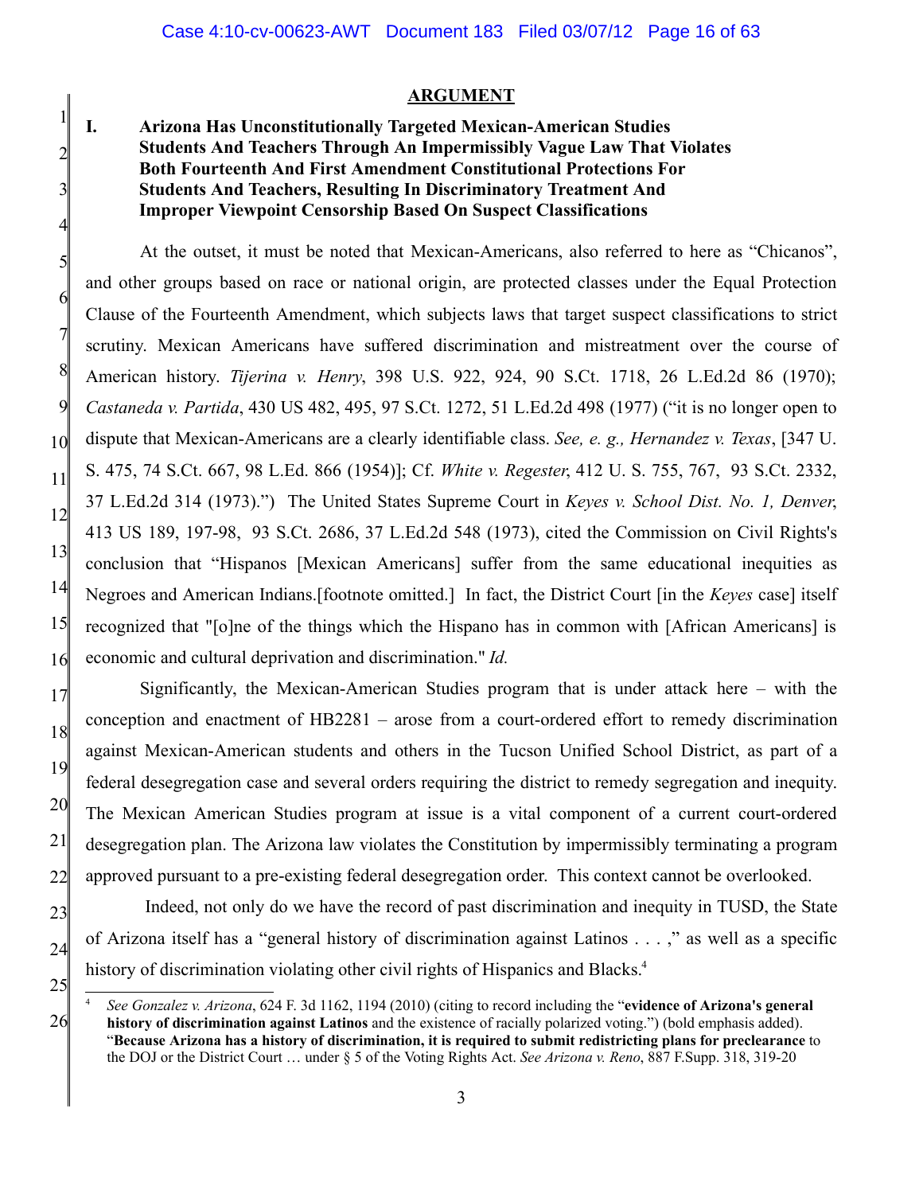## ARGUMENT

**I. Arizona Has Unconstitutionally Targeted Mexican-American Studies Students And Teachers Through An Impermissibly Vague Law That Violates Both Fourteenth And First Amendment Constitutional Protections For Students And Teachers, Resulting In Discriminatory Treatment And Improper Viewpoint Censorship Based On Suspect Classifications**

At the outset, it must be noted that Mexican-Americans, also referred to here as "Chicanos", and other groups based on race or national origin, are protected classes under the Equal Protection Clause of the Fourteenth Amendment, which subjects laws that target suspect classifications to strict scrutiny. Mexican Americans have suffered discrimination and mistreatment over the course of American history. *Tijerina v. Henry*, 398 U.S. 922, 924, 90 S.Ct. 1718, 26 L.Ed.2d 86 (1970); *Castaneda v. Partida*, 430 US 482, 495, 97 S.Ct. 1272, 51 L.Ed.2d 498 (1977) ("it is no longer open to dispute that Mexican-Americans are a clearly identifiable class. *See, e. g., Hernandez v. Texas*, [347 U. S. 475, 74 S.Ct. 667, 98 L.Ed. 866 (1954)]; Cf. *White v. Regester*, 412 U. S. 755, 767, 93 S.Ct. 2332, 37 L.Ed.2d 314 (1973).") The United States Supreme Court in *Keyes v. School Dist. No. 1, Denver*, 413 US 189, 197-98, 93 S.Ct. 2686, 37 L.Ed.2d 548 (1973), cited the Commission on Civil Rights's conclusion that "Hispanos [Mexican Americans] suffer from the same educational inequities as Negroes and American Indians.[footnote omitted.] In fact, the District Court [in the *Keyes* case] itself recognized that "[o]ne of the things which the Hispano has in common with [African Americans] is economic and cultural deprivation and discrimination." *Id.*

Significantly, the Mexican-American Studies program that is under attack here – with the conception and enactment of HB2281 – arose from a court-ordered effort to remedy discrimination against Mexican-American students and others in the Tucson Unified School District, as part of a federal desegregation case and several orders requiring the district to remedy segregation and inequity. The Mexican American Studies program at issue is a vital component of a current court-ordered desegregation plan. The Arizona law violates the Constitution by impermissibly terminating a program approved pursuant to a pre-existing federal desegregation order. This context cannot be overlooked.

Indeed, not only do we have the record of past discrimination and inequity in TUSD, the State of Arizona itself has a "general history of discrimination against Latinos . . . ," as well as a specific history of discrimination violating other civil rights of Hispanics and Blacks.[4]

---

[4] *See Gonzalez v. Arizona*, 624 F. 3d 1162, 1194 (2010) (citing to record including the "**evidence of Arizona's general history of discrimination against Latinos** and the existence of racially polarized voting.") (bold emphasis added). "**Because Arizona has a history of discrimination, it is required to submit redistricting plans for preclearance** to the DOJ or the District Court … under § 5 of the Voting Rights Act. *See Arizona v. Reno*, 887 F.Supp. 318, 319-20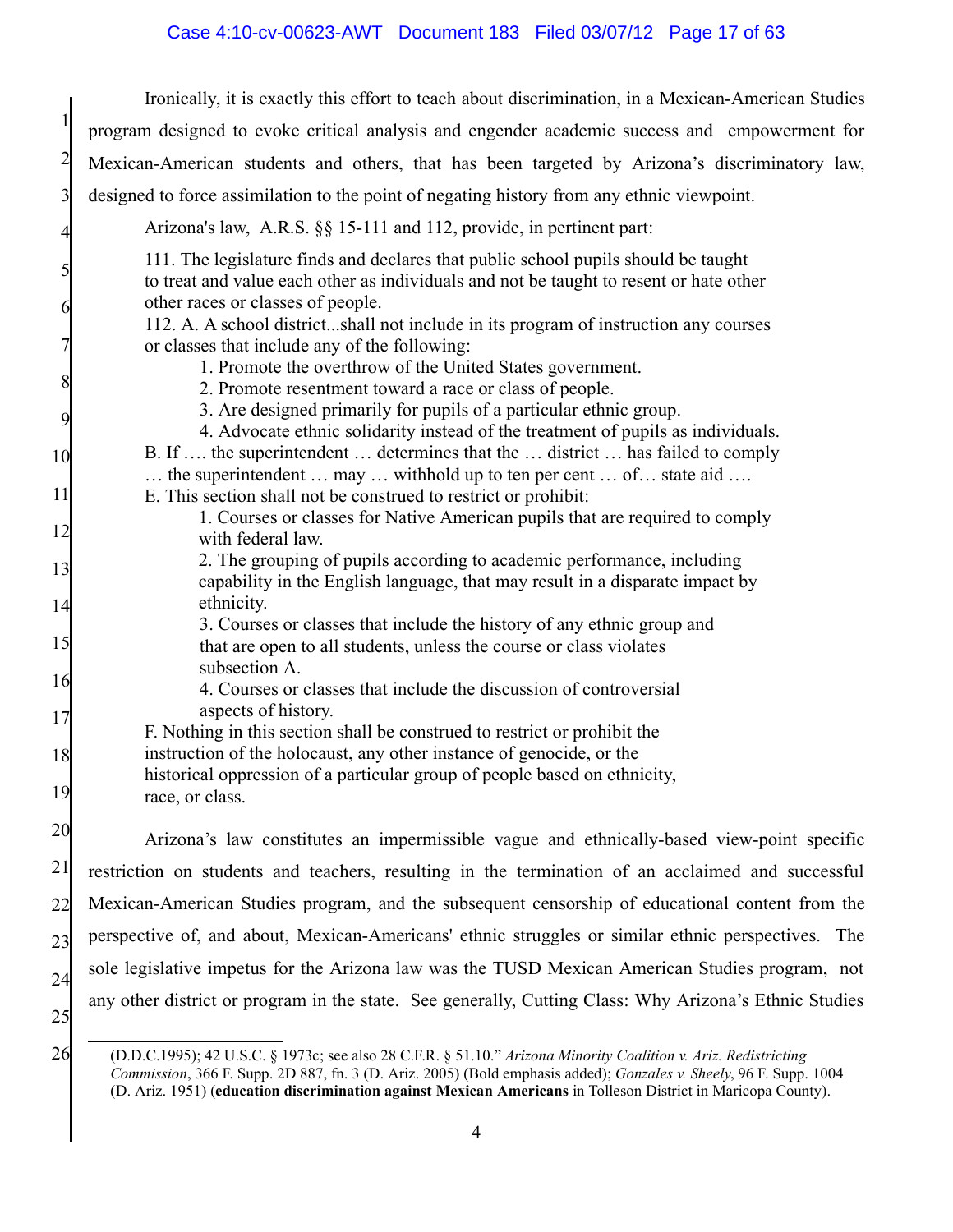Ironically, it is exactly this effort to teach about discrimination, in a Mexican-American Studies program designed to evoke critical analysis and engender academic success and empowerment for Mexican-American students and others, that has been targeted by Arizona's discriminatory law, designed to force assimilation to the point of negating history from any ethnic viewpoint.

Arizona's law, A.R.S. §§ 15-111 and 112, provide, in pertinent part:

> 111. The legislature finds and declares that public school pupils should be taught to treat and value each other as individuals and not be taught to resent or hate other other races or classes of people.
>
> 112. A. A school district...shall not include in its program of instruction any courses or classes that include any of the following:
>
> 1. Promote the overthrow of the United States government.
> 2. Promote resentment toward a race or class of people.
> 3. Are designed primarily for pupils of a particular ethnic group.
> 4. Advocate ethnic solidarity instead of the treatment of pupils as individuals.
>
> B. If …. the superintendent … determines that the … district … has failed to comply … the superintendent … may … withhold up to ten per cent … of… state aid ….
>
> E. This section shall not be construed to restrict or prohibit:
>
> 1. Courses or classes for Native American pupils that are required to comply with federal law.
> 2. The grouping of pupils according to academic performance, including capability in the English language, that may result in a disparate impact by ethnicity.
> 3. Courses or classes that include the history of any ethnic group and that are open to all students, unless the course or class violates subsection A.
> 4. Courses or classes that include the discussion of controversial aspects of history.
>
> F. Nothing in this section shall be construed to restrict or prohibit the instruction of the holocaust, any other instance of genocide, or the historical oppression of a particular group of people based on ethnicity, race, or class.

Arizona's law constitutes an impermissible vague and ethnically-based view-point specific restriction on students and teachers, resulting in the termination of an acclaimed and successful Mexican-American Studies program, and the subsequent censorship of educational content from the perspective of, and about, Mexican-Americans' ethnic struggles or similar ethnic perspectives. The sole legislative impetus for the Arizona law was the TUSD Mexican American Studies program, not any other district or program in the state. See generally, Cutting Class: Why Arizona's Ethnic Studies

---

(D.D.C.1995); 42 U.S.C. § 1973c; see also 28 C.F.R. § 51.10." *Arizona Minority Coalition v. Ariz. Redistricting Commission*, 366 F. Supp. 2D 887, fn. 3 (D. Ariz. 2005) (Bold emphasis added); *Gonzales v. Sheely*, 96 F. Supp. 1004 (D. Ariz. 1951) (**education discrimination against Mexican Americans** in Tolleson District in Maricopa County).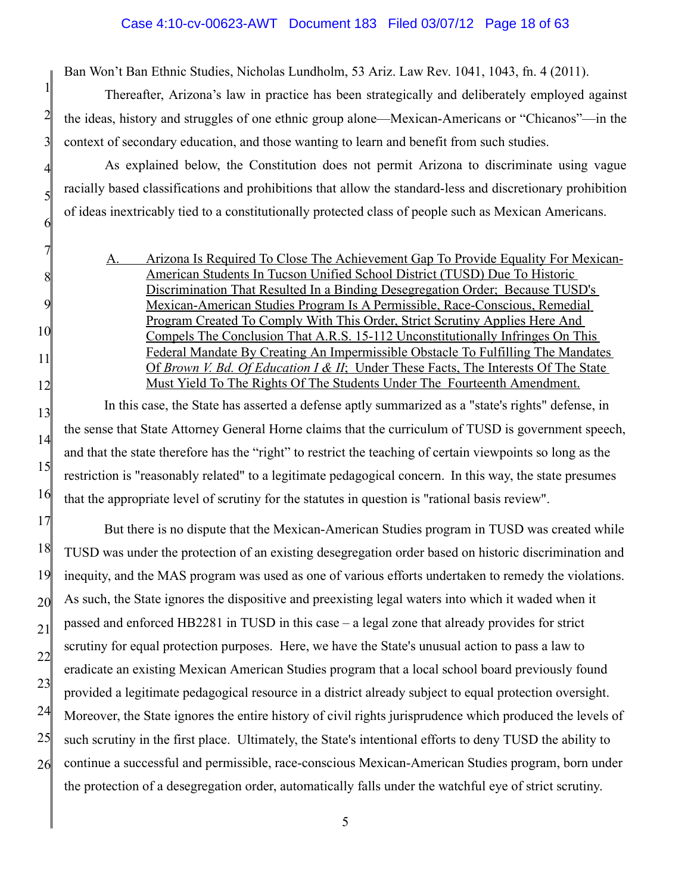Ban Won't Ban Ethnic Studies, Nicholas Lundholm, 53 Ariz. Law Rev. 1041, 1043, fn. 4 (2011).

Thereafter, Arizona's law in practice has been strategically and deliberately employed against the ideas, history and struggles of one ethnic group alone—Mexican-Americans or "Chicanos"—in the context of secondary education, and those wanting to learn and benefit from such studies.

As explained below, the Constitution does not permit Arizona to discriminate using vague racially based classifications and prohibitions that allow the standard-less and discretionary prohibition of ideas inextricably tied to a constitutionally protected class of people such as Mexican Americans.

A. Arizona Is Required To Close The Achievement Gap To Provide Equality For Mexican-American Students In Tucson Unified School District (TUSD) Due To Historic Discrimination That Resulted In a Binding Desegregation Order; Because TUSD's Mexican-American Studies Program Is A Permissible, Race-Conscious, Remedial Program Created To Comply With This Order, Strict Scrutiny Applies Here And Compels The Conclusion That A.R.S. 15-112 Unconstitutionally Infringes On This Federal Mandate By Creating An Impermissible Obstacle To Fulfilling The Mandates Of *Brown V. Bd. Of Education I & II*; Under These Facts, The Interests Of The State Must Yield To The Rights Of The Students Under The Fourteenth Amendment.

In this case, the State has asserted a defense aptly summarized as a "state's rights" defense, in the sense that State Attorney General Horne claims that the curriculum of TUSD is government speech, and that the state therefore has the "right" to restrict the teaching of certain viewpoints so long as the restriction is "reasonably related" to a legitimate pedagogical concern. In this way, the state presumes that the appropriate level of scrutiny for the statutes in question is "rational basis review".

But there is no dispute that the Mexican-American Studies program in TUSD was created while TUSD was under the protection of an existing desegregation order based on historic discrimination and inequity, and the MAS program was used as one of various efforts undertaken to remedy the violations. As such, the State ignores the dispositive and preexisting legal waters into which it waded when it passed and enforced HB2281 in TUSD in this case – a legal zone that already provides for strict scrutiny for equal protection purposes. Here, we have the State's unusual action to pass a law to eradicate an existing Mexican American Studies program that a local school board previously found provided a legitimate pedagogical resource in a district already subject to equal protection oversight. Moreover, the State ignores the entire history of civil rights jurisprudence which produced the levels of such scrutiny in the first place. Ultimately, the State's intentional efforts to deny TUSD the ability to continue a successful and permissible, race-conscious Mexican-American Studies program, born under the protection of a desegregation order, automatically falls under the watchful eye of strict scrutiny.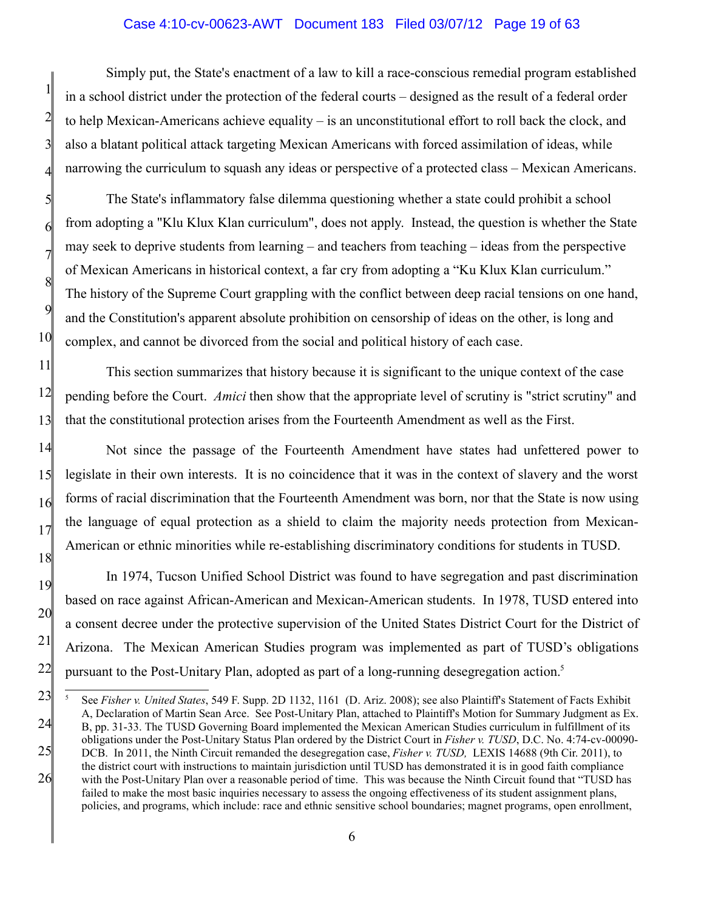Simply put, the State's enactment of a law to kill a race-conscious remedial program established in a school district under the protection of the federal courts – designed as the result of a federal order to help Mexican-Americans achieve equality – is an unconstitutional effort to roll back the clock, and also a blatant political attack targeting Mexican Americans with forced assimilation of ideas, while narrowing the curriculum to squash any ideas or perspective of a protected class – Mexican Americans.

The State's inflammatory false dilemma questioning whether a state could prohibit a school from adopting a "Klu Klux Klan curriculum", does not apply. Instead, the question is whether the State may seek to deprive students from learning – and teachers from teaching – ideas from the perspective of Mexican Americans in historical context, a far cry from adopting a "Ku Klux Klan curriculum." The history of the Supreme Court grappling with the conflict between deep racial tensions on one hand, and the Constitution's apparent absolute prohibition on censorship of ideas on the other, is long and complex, and cannot be divorced from the social and political history of each case.

This section summarizes that history because it is significant to the unique context of the case pending before the Court. *Amici* then show that the appropriate level of scrutiny is "strict scrutiny" and that the constitutional protection arises from the Fourteenth Amendment as well as the First.

Not since the passage of the Fourteenth Amendment have states had unfettered power to legislate in their own interests. It is no coincidence that it was in the context of slavery and the worst forms of racial discrimination that the Fourteenth Amendment was born, nor that the State is now using the language of equal protection as a shield to claim the majority needs protection from Mexican-American or ethnic minorities while re-establishing discriminatory conditions for students in TUSD.

In 1974, Tucson Unified School District was found to have segregation and past discrimination based on race against African-American and Mexican-American students. In 1978, TUSD entered into a consent decree under the protective supervision of the United States District Court for the District of Arizona. The Mexican American Studies program was implemented as part of TUSD's obligations pursuant to the Post-Unitary Plan, adopted as part of a long-running desegregation action.[5]

---

[5] See *Fisher v. United States*, 549 F. Supp. 2D 1132, 1161 (D. Ariz. 2008); see also Plaintiff's Statement of Facts Exhibit A, Declaration of Martin Sean Arce. See Post-Unitary Plan, attached to Plaintiff's Motion for Summary Judgment as Ex. B, pp. 31-33. The TUSD Governing Board implemented the Mexican American Studies curriculum in fulfillment of its obligations under the Post-Unitary Status Plan ordered by the District Court in *Fisher v. TUSD*, D.C. No. 4:74-cv-00090-DCB. In 2011, the Ninth Circuit remanded the desegregation case, *Fisher v. TUSD,* LEXIS 14688 (9th Cir. 2011), to the district court with instructions to maintain jurisdiction until TUSD has demonstrated it is in good faith compliance with the Post-Unitary Plan over a reasonable period of time. This was because the Ninth Circuit found that "TUSD has failed to make the most basic inquiries necessary to assess the ongoing effectiveness of its student assignment plans, policies, and programs, which include: race and ethnic sensitive school boundaries; magnet programs, open enrollment,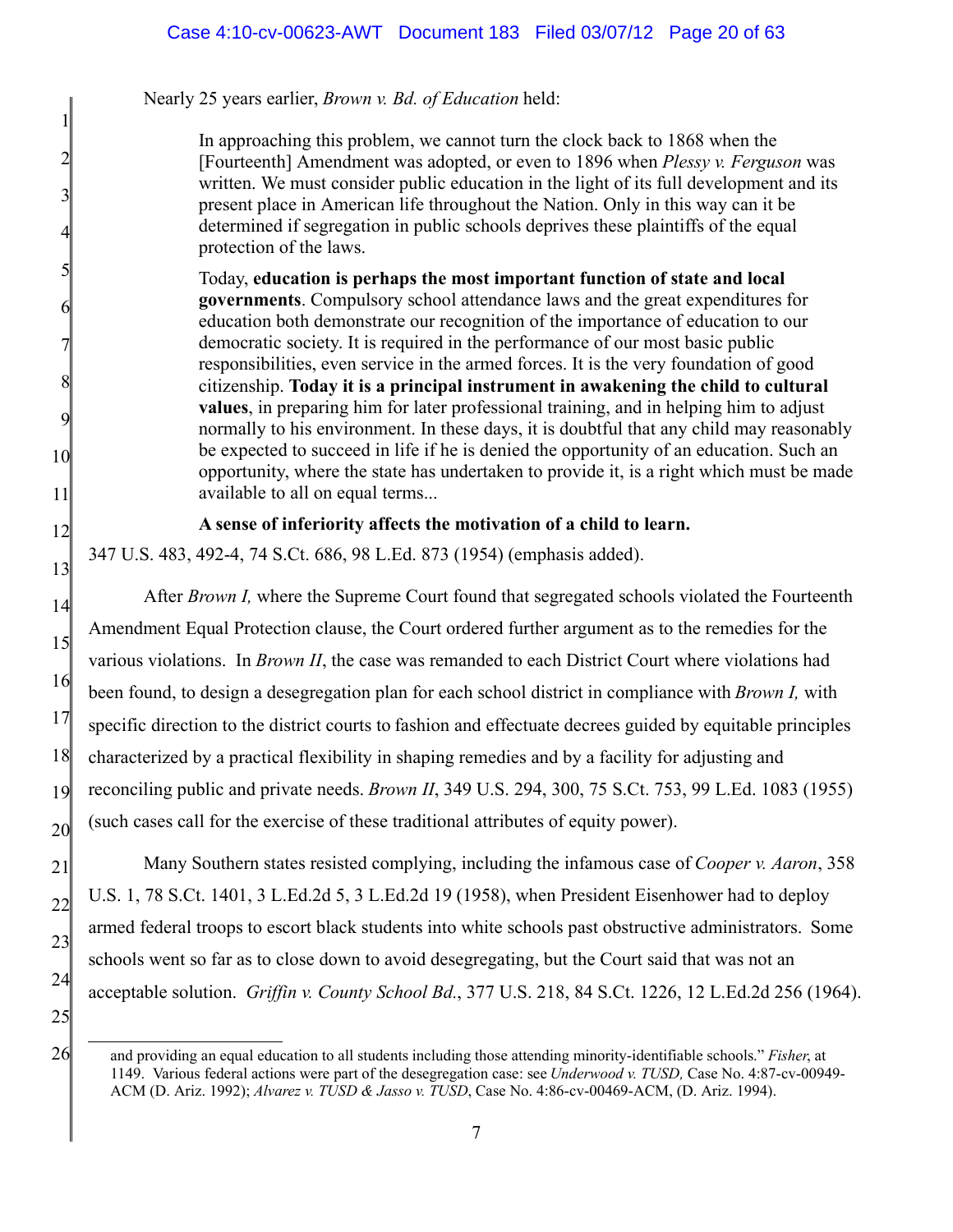Nearly 25 years earlier, *Brown v. Bd. of Education* held:

> In approaching this problem, we cannot turn the clock back to 1868 when the [Fourteenth] Amendment was adopted, or even to 1896 when *Plessy v. Ferguson* was written. We must consider public education in the light of its full development and its present place in American life throughout the Nation. Only in this way can it be determined if segregation in public schools deprives these plaintiffs of the equal protection of the laws.
>
> Today, **education is perhaps the most important function of state and local governments**. Compulsory school attendance laws and the great expenditures for education both demonstrate our recognition of the importance of education to our democratic society. It is required in the performance of our most basic public responsibilities, even service in the armed forces. It is the very foundation of good citizenship. **Today it is a principal instrument in awakening the child to cultural values**, in preparing him for later professional training, and in helping him to adjust normally to his environment. In these days, it is doubtful that any child may reasonably be expected to succeed in life if he is denied the opportunity of an education. Such an opportunity, where the state has undertaken to provide it, is a right which must be made available to all on equal terms...
>
> **A sense of inferiority affects the motivation of a child to learn.**

347 U.S. 483, 492-4, 74 S.Ct. 686, 98 L.Ed. 873 (1954) (emphasis added).

After *Brown I,* where the Supreme Court found that segregated schools violated the Fourteenth Amendment Equal Protection clause, the Court ordered further argument as to the remedies for the various violations. In *Brown II*, the case was remanded to each District Court where violations had been found, to design a desegregation plan for each school district in compliance with *Brown I,* with specific direction to the district courts to fashion and effectuate decrees guided by equitable principles characterized by a practical flexibility in shaping remedies and by a facility for adjusting and reconciling public and private needs. *Brown II*, 349 U.S. 294, 300, 75 S.Ct. 753, 99 L.Ed. 1083 (1955) (such cases call for the exercise of these traditional attributes of equity power).

Many Southern states resisted complying, including the infamous case of *Cooper v. Aaron*, 358 U.S. 1, 78 S.Ct. 1401, 3 L.Ed.2d 5, 3 L.Ed.2d 19 (1958), when President Eisenhower had to deploy armed federal troops to escort black students into white schools past obstructive administrators. Some schools went so far as to close down to avoid desegregating, but the Court said that was not an acceptable solution. *Griffin v. County School Bd.*, 377 U.S. 218, 84 S.Ct. 1226, 12 L.Ed.2d 256 (1964).

---

and providing an equal education to all students including those attending minority-identifiable schools." *Fisher*, at 1149. Various federal actions were part of the desegregation case: see *Underwood v. TUSD,* Case No. 4:87-cv-00949-ACM (D. Ariz. 1992); *Alvarez v. TUSD & Jasso v. TUSD*, Case No. 4:86-cv-00469-ACM, (D. Ariz. 1994).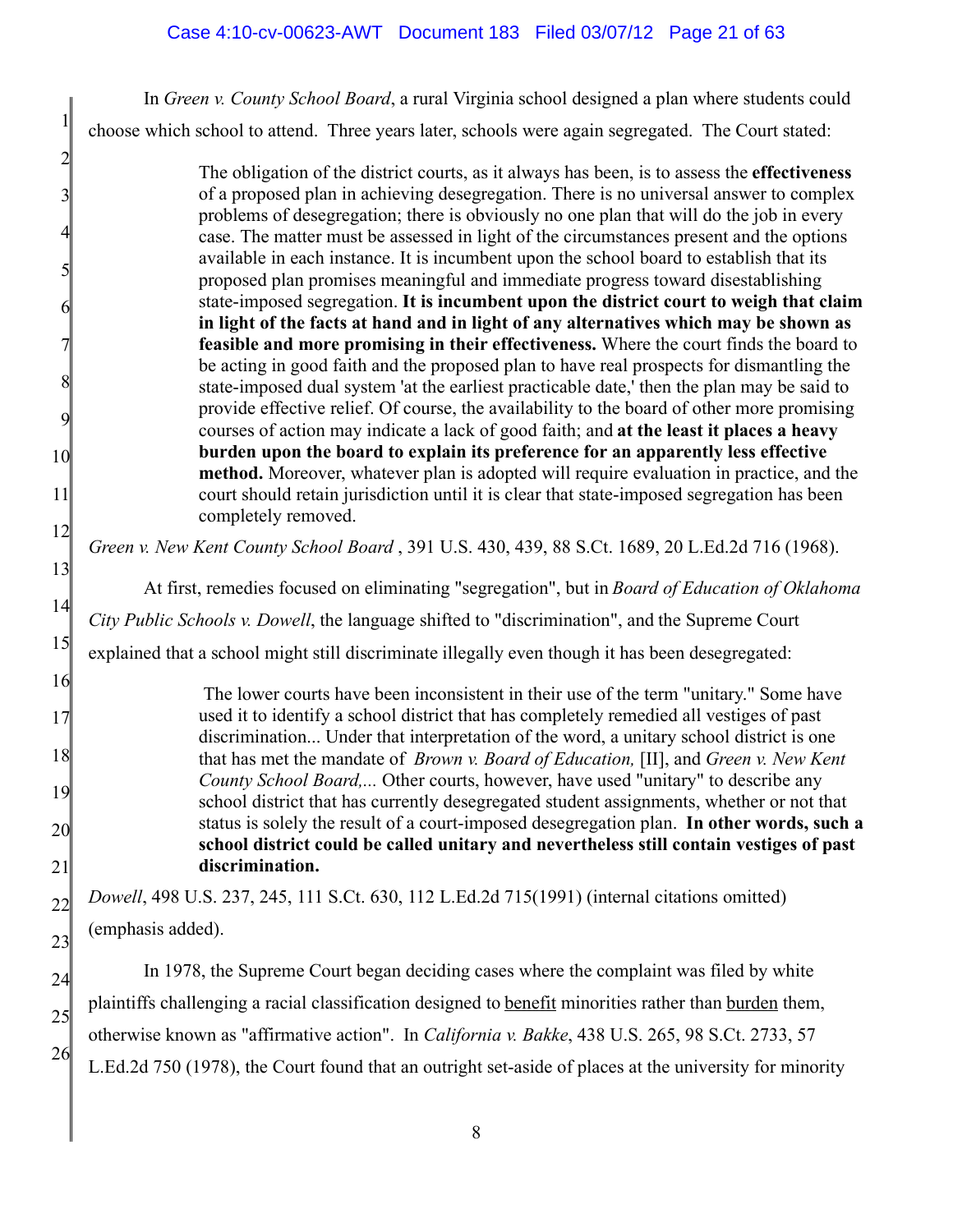In *Green v. County School Board*, a rural Virginia school designed a plan where students could choose which school to attend. Three years later, schools were again segregated. The Court stated:

> The obligation of the district courts, as it always has been, is to assess the **effectiveness** of a proposed plan in achieving desegregation. There is no universal answer to complex problems of desegregation; there is obviously no one plan that will do the job in every case. The matter must be assessed in light of the circumstances present and the options available in each instance. It is incumbent upon the school board to establish that its proposed plan promises meaningful and immediate progress toward disestablishing state-imposed segregation. **It is incumbent upon the district court to weigh that claim in light of the facts at hand and in light of any alternatives which may be shown as feasible and more promising in their effectiveness.** Where the court finds the board to be acting in good faith and the proposed plan to have real prospects for dismantling the state-imposed dual system 'at the earliest practicable date,' then the plan may be said to provide effective relief. Of course, the availability to the board of other more promising courses of action may indicate a lack of good faith; and **at the least it places a heavy burden upon the board to explain its preference for an apparently less effective method.** Moreover, whatever plan is adopted will require evaluation in practice, and the court should retain jurisdiction until it is clear that state-imposed segregation has been completely removed.

*Green v. New Kent County School Board* , 391 U.S. 430, 439, 88 S.Ct. 1689, 20 L.Ed.2d 716 (1968).

At first, remedies focused on eliminating "segregation", but in *Board of Education of Oklahoma City Public Schools v. Dowell*, the language shifted to "discrimination", and the Supreme Court explained that a school might still discriminate illegally even though it has been desegregated:

> The lower courts have been inconsistent in their use of the term "unitary." Some have used it to identify a school district that has completely remedied all vestiges of past discrimination... Under that interpretation of the word, a unitary school district is one that has met the mandate of *Brown v. Board of Education,* [II], and *Green v. New Kent County School Board,...* Other courts, however, have used "unitary" to describe any school district that has currently desegregated student assignments, whether or not that status is solely the result of a court-imposed desegregation plan. **In other words, such a school district could be called unitary and nevertheless still contain vestiges of past discrimination.**

*Dowell*, 498 U.S. 237, 245, 111 S.Ct. 630, 112 L.Ed.2d 715(1991) (internal citations omitted) (emphasis added).

In 1978, the Supreme Court began deciding cases where the complaint was filed by white plaintiffs challenging a racial classification designed to <u>benefit</u> minorities rather than <u>burden</u> them, otherwise known as "affirmative action". In *California v. Bakke*, 438 U.S. 265, 98 S.Ct. 2733, 57 L.Ed.2d 750 (1978), the Court found that an outright set-aside of places at the university for minority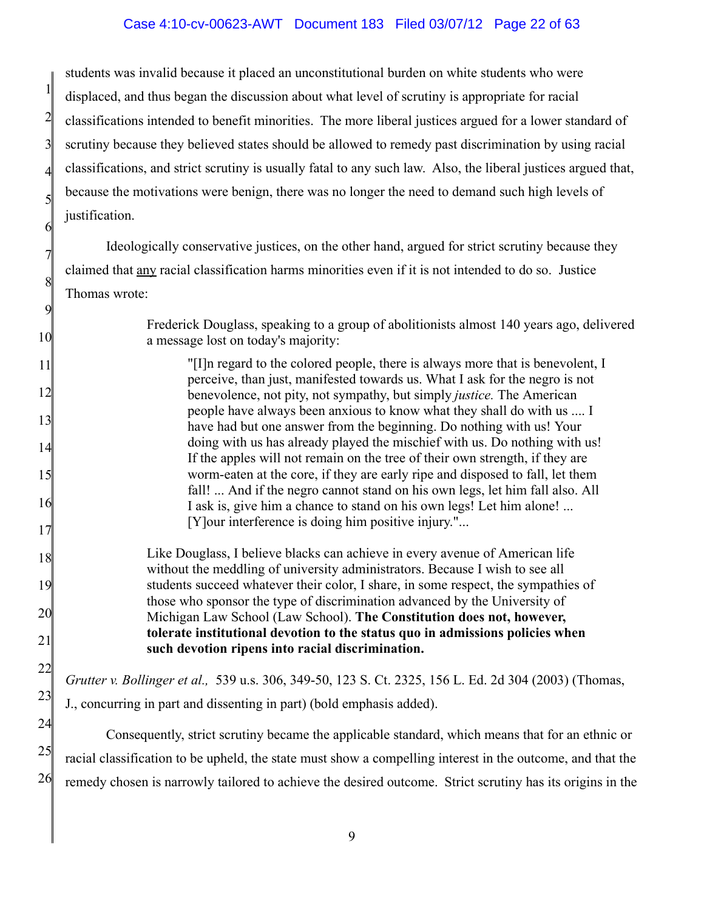students was invalid because it placed an unconstitutional burden on white students who were displaced, and thus began the discussion about what level of scrutiny is appropriate for racial classifications intended to benefit minorities. The more liberal justices argued for a lower standard of scrutiny because they believed states should be allowed to remedy past discrimination by using racial classifications, and strict scrutiny is usually fatal to any such law. Also, the liberal justices argued that, because the motivations were benign, there was no longer the need to demand such high levels of justification.

Ideologically conservative justices, on the other hand, argued for strict scrutiny because they claimed that <u>any</u> racial classification harms minorities even if it is not intended to do so. Justice Thomas wrote:

> Frederick Douglass, speaking to a group of abolitionists almost 140 years ago, delivered a message lost on today's majority:
>
> > "[I]n regard to the colored people, there is always more that is benevolent, I perceive, than just, manifested towards us. What I ask for the negro is not benevolence, not pity, not sympathy, but simply *justice.* The American people have always been anxious to know what they shall do with us .... I have had but one answer from the beginning. Do nothing with us! Your doing with us has already played the mischief with us. Do nothing with us! If the apples will not remain on the tree of their own strength, if they are worm-eaten at the core, if they are early ripe and disposed to fall, let them fall! ... And if the negro cannot stand on his own legs, let him fall also. All I ask is, give him a chance to stand on his own legs! Let him alone! ... [Y]our interference is doing him positive injury."...
>
> Like Douglass, I believe blacks can achieve in every avenue of American life without the meddling of university administrators. Because I wish to see all students succeed whatever their color, I share, in some respect, the sympathies of those who sponsor the type of discrimination advanced by the University of Michigan Law School (Law School). **The Constitution does not, however, tolerate institutional devotion to the status quo in admissions policies when such devotion ripens into racial discrimination.**

*Grutter v. Bollinger et al.,* 539 u.s. 306, 349-50, 123 S. Ct. 2325, 156 L. Ed. 2d 304 (2003) (Thomas, J., concurring in part and dissenting in part) (bold emphasis added).

Consequently, strict scrutiny became the applicable standard, which means that for an ethnic or racial classification to be upheld, the state must show a compelling interest in the outcome, and that the remedy chosen is narrowly tailored to achieve the desired outcome. Strict scrutiny has its origins in the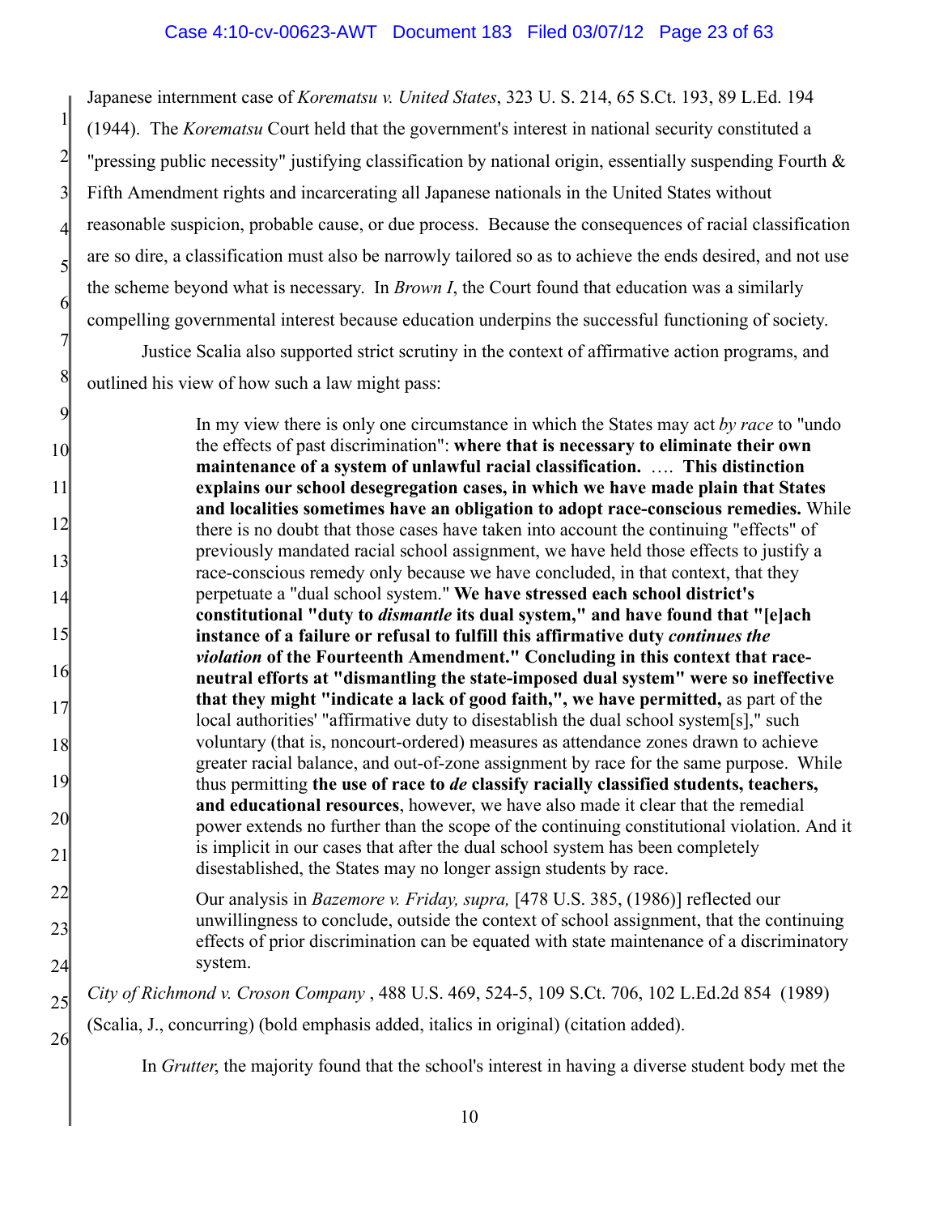Japanese internment case of *Korematsu v. United States*, 323 U. S. 214, 65 S.Ct. 193, 89 L.Ed. 194 (1944). The *Korematsu* Court held that the government's interest in national security constituted a "pressing public necessity" justifying classification by national origin, essentially suspending Fourth & Fifth Amendment rights and incarcerating all Japanese nationals in the United States without reasonable suspicion, probable cause, or due process. Because the consequences of racial classification are so dire, a classification must also be narrowly tailored so as to achieve the ends desired, and not use the scheme beyond what is necessary. In *Brown I*, the Court found that education was a similarly compelling governmental interest because education underpins the successful functioning of society.

Justice Scalia also supported strict scrutiny in the context of affirmative action programs, and outlined his view of how such a law might pass:

> In my view there is only one circumstance in which the States may act *by race* to "undo the effects of past discrimination": **where that is necessary to eliminate their own maintenance of a system of unlawful racial classification.** …. **This distinction explains our school desegregation cases, in which we have made plain that States and localities sometimes have an obligation to adopt race-conscious remedies.** While there is no doubt that those cases have taken into account the continuing "effects" of previously mandated racial school assignment, we have held those effects to justify a race-conscious remedy only because we have concluded, in that context, that they perpetuate a "dual school system." **We have stressed each school district's constitutional "duty to *dismantle* its dual system," and have found that "[e]ach instance of a failure or refusal to fulfill this affirmative duty *continues the violation* of the Fourteenth Amendment." Concluding in this context that race-neutral efforts at "dismantling the state-imposed dual system" were so ineffective that they might "indicate a lack of good faith,", we have permitted,** as part of the local authorities' "affirmative duty to disestablish the dual school system[s]," such voluntary (that is, noncourt-ordered) measures as attendance zones drawn to achieve greater racial balance, and out-of-zone assignment by race for the same purpose. While thus permitting **the use of race to *de* classify racially classified students, teachers, and educational resources**, however, we have also made it clear that the remedial power extends no further than the scope of the continuing constitutional violation. And it is implicit in our cases that after the dual school system has been completely disestablished, the States may no longer assign students by race.
>
> Our analysis in *Bazemore v. Friday, supra,* [478 U.S. 385, (1986)] reflected our unwillingness to conclude, outside the context of school assignment, that the continuing effects of prior discrimination can be equated with state maintenance of a discriminatory system.

*City of Richmond v. Croson Company* , 488 U.S. 469, 524-5, 109 S.Ct. 706, 102 L.Ed.2d 854 (1989) (Scalia, J., concurring) (bold emphasis added, italics in original) (citation added).

In *Grutter*, the majority found that the school's interest in having a diverse student body met the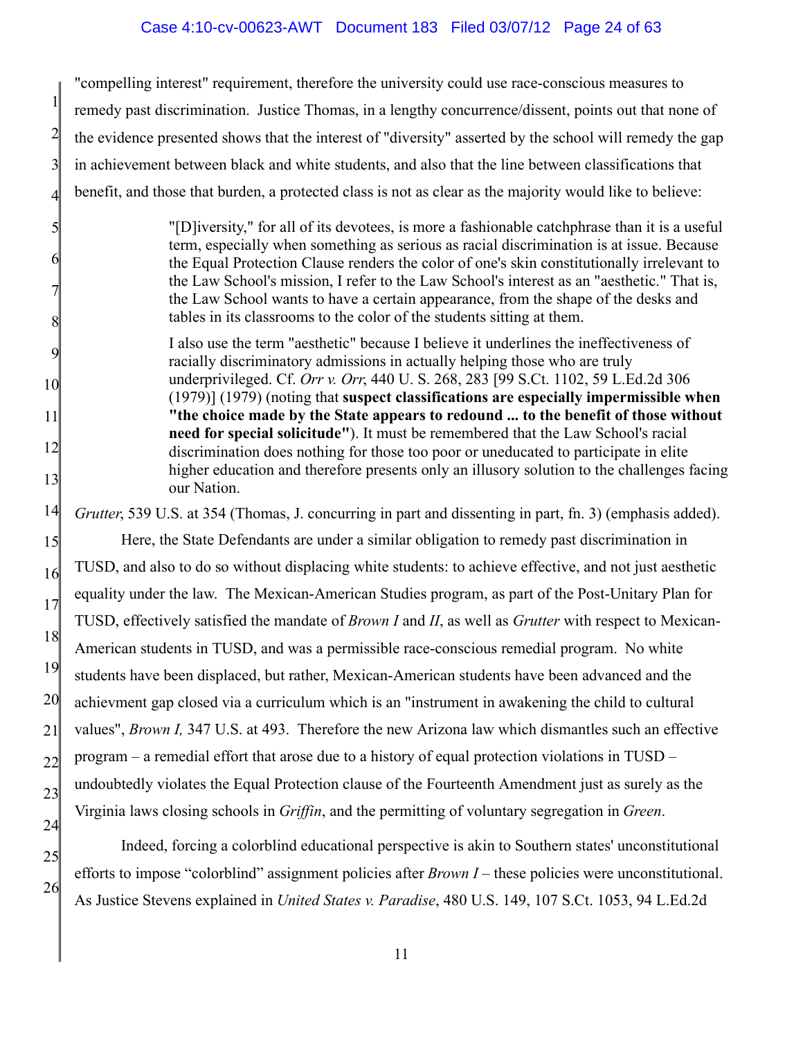"compelling interest" requirement, therefore the university could use race-conscious measures to remedy past discrimination. Justice Thomas, in a lengthy concurrence/dissent, points out that none of the evidence presented shows that the interest of "diversity" asserted by the school will remedy the gap in achievement between black and white students, and also that the line between classifications that benefit, and those that burden, a protected class is not as clear as the majority would like to believe:

> "[D]iversity," for all of its devotees, is more a fashionable catchphrase than it is a useful term, especially when something as serious as racial discrimination is at issue. Because the Equal Protection Clause renders the color of one's skin constitutionally irrelevant to the Law School's mission, I refer to the Law School's interest as an "aesthetic." That is, the Law School wants to have a certain appearance, from the shape of the desks and tables in its classrooms to the color of the students sitting at them.
>
> I also use the term "aesthetic" because I believe it underlines the ineffectiveness of racially discriminatory admissions in actually helping those who are truly underprivileged. Cf. *Orr v. Orr*, 440 U. S. 268, 283 [99 S.Ct. 1102, 59 L.Ed.2d 306 (1979)] (1979) (noting that **suspect classifications are especially impermissible when "the choice made by the State appears to redound ... to the benefit of those without need for special solicitude"**). It must be remembered that the Law School's racial discrimination does nothing for those too poor or uneducated to participate in elite higher education and therefore presents only an illusory solution to the challenges facing our Nation.

*Grutter*, 539 U.S. at 354 (Thomas, J. concurring in part and dissenting in part, fn. 3) (emphasis added).

Here, the State Defendants are under a similar obligation to remedy past discrimination in TUSD, and also to do so without displacing white students: to achieve effective, and not just aesthetic equality under the law. The Mexican-American Studies program, as part of the Post-Unitary Plan for TUSD, effectively satisfied the mandate of *Brown I* and *II*, as well as *Grutter* with respect to Mexican-American students in TUSD, and was a permissible race-conscious remedial program. No white students have been displaced, but rather, Mexican-American students have been advanced and the achievment gap closed via a curriculum which is an "instrument in awakening the child to cultural values", *Brown I,* 347 U.S. at 493. Therefore the new Arizona law which dismantles such an effective program – a remedial effort that arose due to a history of equal protection violations in TUSD – undoubtedly violates the Equal Protection clause of the Fourteenth Amendment just as surely as the Virginia laws closing schools in *Griffin*, and the permitting of voluntary segregation in *Green*.

Indeed, forcing a colorblind educational perspective is akin to Southern states' unconstitutional efforts to impose "colorblind" assignment policies after *Brown I* – these policies were unconstitutional. As Justice Stevens explained in *United States v. Paradise*, 480 U.S. 149, 107 S.Ct. 1053, 94 L.Ed.2d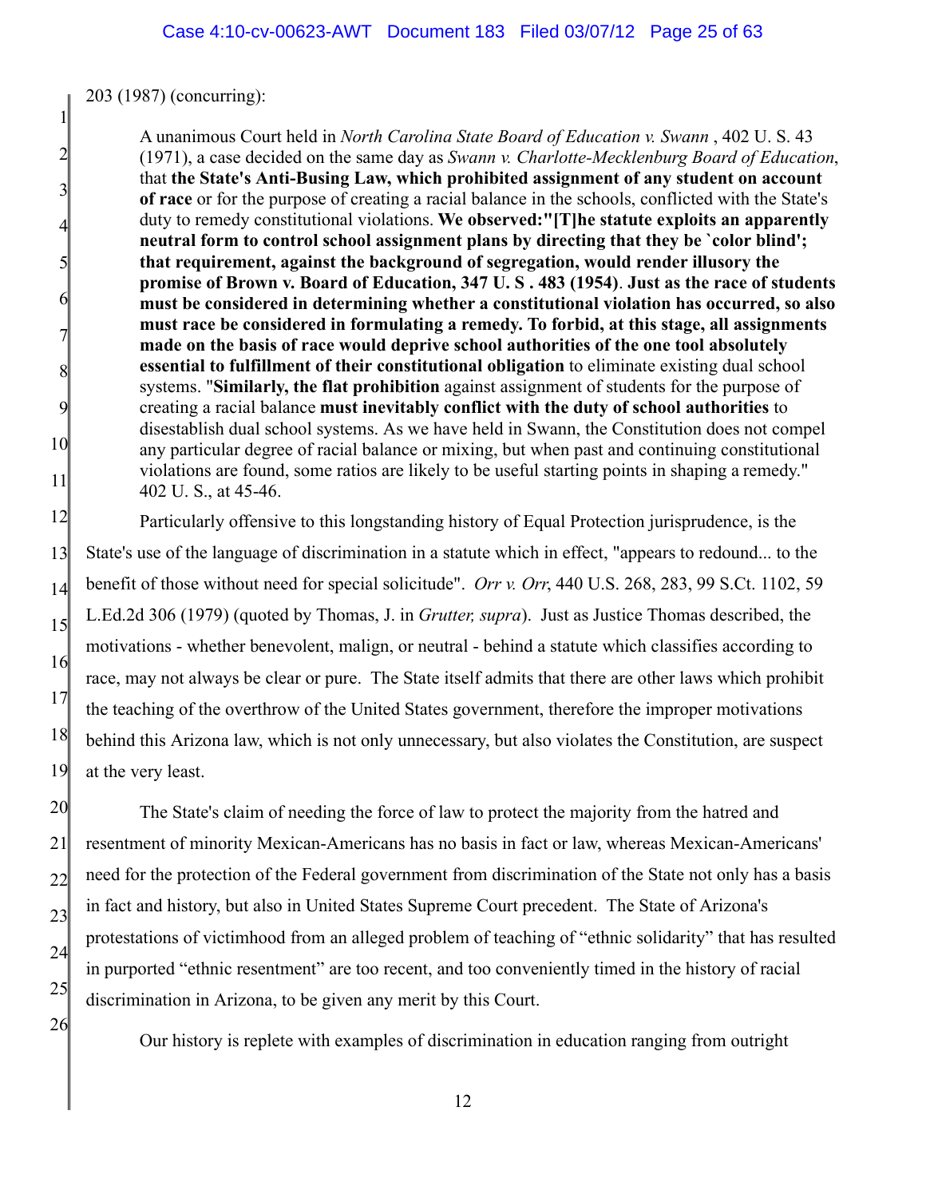203 (1987) (concurring):

> A unanimous Court held in *North Carolina State Board of Education v. Swann* , 402 U. S. 43 (1971), a case decided on the same day as *Swann v. Charlotte-Mecklenburg Board of Education*, that **the State's Anti-Busing Law, which prohibited assignment of any student on account of race** or for the purpose of creating a racial balance in the schools, conflicted with the State's duty to remedy constitutional violations. **We observed:"[T]he statute exploits an apparently neutral form to control school assignment plans by directing that they be `color blind'; that requirement, against the background of segregation, would render illusory the promise of Brown v. Board of Education, 347 U. S . 483 (1954)**. **Just as the race of students must be considered in determining whether a constitutional violation has occurred, so also must race be considered in formulating a remedy. To forbid, at this stage, all assignments made on the basis of race would deprive school authorities of the one tool absolutely essential to fulfillment of their constitutional obligation** to eliminate existing dual school systems. "**Similarly, the flat prohibition** against assignment of students for the purpose of creating a racial balance **must inevitably conflict with the duty of school authorities** to disestablish dual school systems. As we have held in Swann, the Constitution does not compel any particular degree of racial balance or mixing, but when past and continuing constitutional violations are found, some ratios are likely to be useful starting points in shaping a remedy." 402 U. S., at 45-46.

Particularly offensive to this longstanding history of Equal Protection jurisprudence, is the State's use of the language of discrimination in a statute which in effect, "appears to redound... to the benefit of those without need for special solicitude". *Orr v. Orr*, 440 U.S. 268, 283, 99 S.Ct. 1102, 59 L.Ed.2d 306 (1979) (quoted by Thomas, J. in *Grutter, supra*). Just as Justice Thomas described, the motivations - whether benevolent, malign, or neutral - behind a statute which classifies according to race, may not always be clear or pure. The State itself admits that there are other laws which prohibit the teaching of the overthrow of the United States government, therefore the improper motivations behind this Arizona law, which is not only unnecessary, but also violates the Constitution, are suspect at the very least.

The State's claim of needing the force of law to protect the majority from the hatred and resentment of minority Mexican-Americans has no basis in fact or law, whereas Mexican-Americans' need for the protection of the Federal government from discrimination of the State not only has a basis in fact and history, but also in United States Supreme Court precedent. The State of Arizona's protestations of victimhood from an alleged problem of teaching of "ethnic solidarity" that has resulted in purported "ethnic resentment" are too recent, and too conveniently timed in the history of racial discrimination in Arizona, to be given any merit by this Court.

Our history is replete with examples of discrimination in education ranging from outright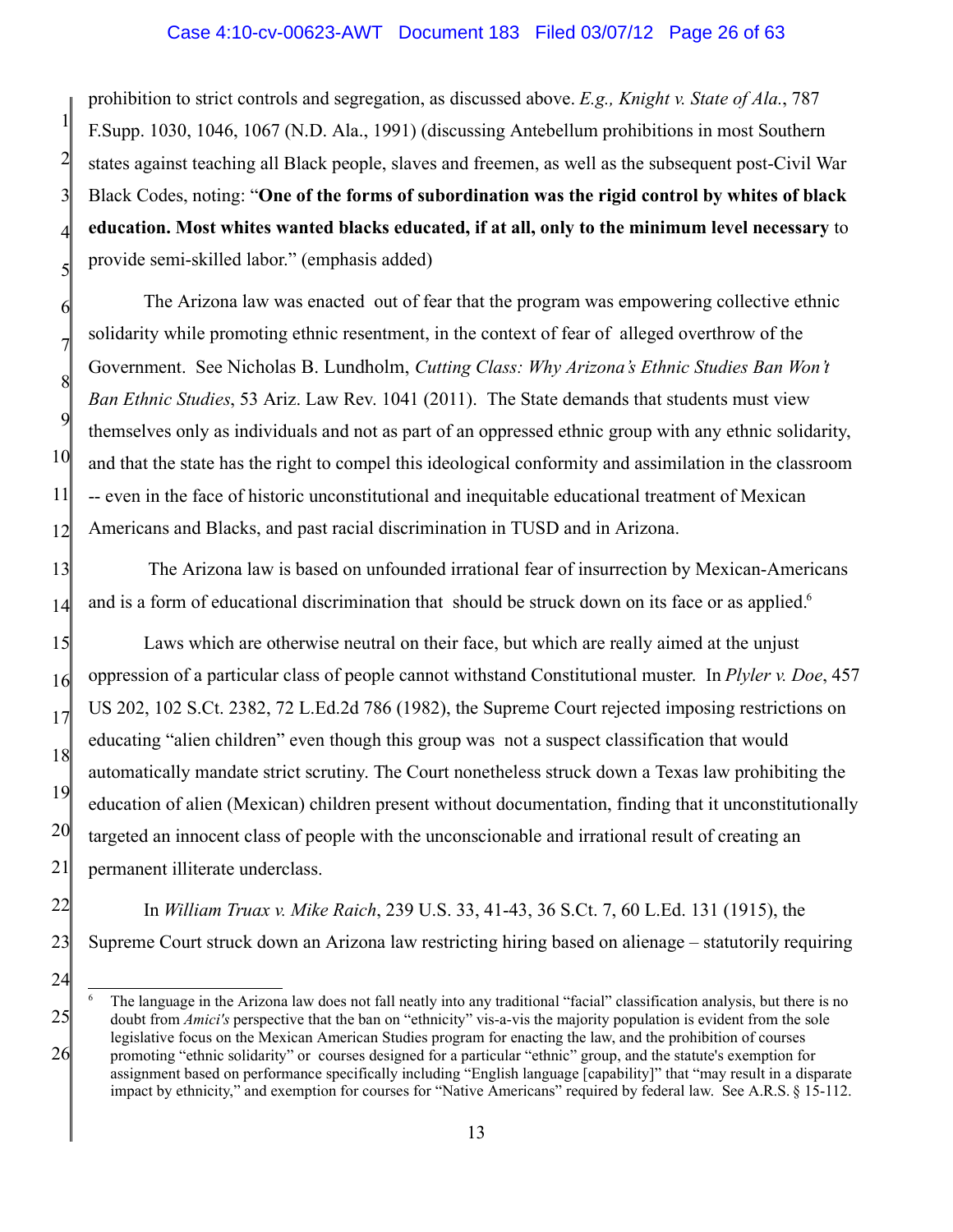prohibition to strict controls and segregation, as discussed above. *E.g., Knight v. State of Ala.*, 787 F.Supp. 1030, 1046, 1067 (N.D. Ala., 1991) (discussing Antebellum prohibitions in most Southern states against teaching all Black people, slaves and freemen, as well as the subsequent post-Civil War Black Codes, noting: "**One of the forms of subordination was the rigid control by whites of black education. Most whites wanted blacks educated, if at all, only to the minimum level necessary** to provide semi-skilled labor." (emphasis added)

The Arizona law was enacted out of fear that the program was empowering collective ethnic solidarity while promoting ethnic resentment, in the context of fear of alleged overthrow of the Government. See Nicholas B. Lundholm, *Cutting Class: Why Arizona's Ethnic Studies Ban Won't Ban Ethnic Studies*, 53 Ariz. Law Rev. 1041 (2011). The State demands that students must view themselves only as individuals and not as part of an oppressed ethnic group with any ethnic solidarity, and that the state has the right to compel this ideological conformity and assimilation in the classroom -- even in the face of historic unconstitutional and inequitable educational treatment of Mexican Americans and Blacks, and past racial discrimination in TUSD and in Arizona.

The Arizona law is based on unfounded irrational fear of insurrection by Mexican-Americans and is a form of educational discrimination that should be struck down on its face or as applied.[6]

Laws which are otherwise neutral on their face, but which are really aimed at the unjust oppression of a particular class of people cannot withstand Constitutional muster. In *Plyler v. Doe*, 457 US 202, 102 S.Ct. 2382, 72 L.Ed.2d 786 (1982), the Supreme Court rejected imposing restrictions on educating "alien children" even though this group was not a suspect classification that would automatically mandate strict scrutiny. The Court nonetheless struck down a Texas law prohibiting the education of alien (Mexican) children present without documentation, finding that it unconstitutionally targeted an innocent class of people with the unconscionable and irrational result of creating an permanent illiterate underclass.

In *William Truax v. Mike Raich*, 239 U.S. 33, 41-43, 36 S.Ct. 7, 60 L.Ed. 131 (1915), the Supreme Court struck down an Arizona law restricting hiring based on alienage – statutorily requiring

---

[6] The language in the Arizona law does not fall neatly into any traditional "facial" classification analysis, but there is no doubt from *Amici's* perspective that the ban on "ethnicity" vis-a-vis the majority population is evident from the sole legislative focus on the Mexican American Studies program for enacting the law, and the prohibition of courses promoting "ethnic solidarity" or courses designed for a particular "ethnic" group, and the statute's exemption for assignment based on performance specifically including "English language [capability]" that "may result in a disparate impact by ethnicity," and exemption for courses for "Native Americans" required by federal law. See A.R.S. § 15-112.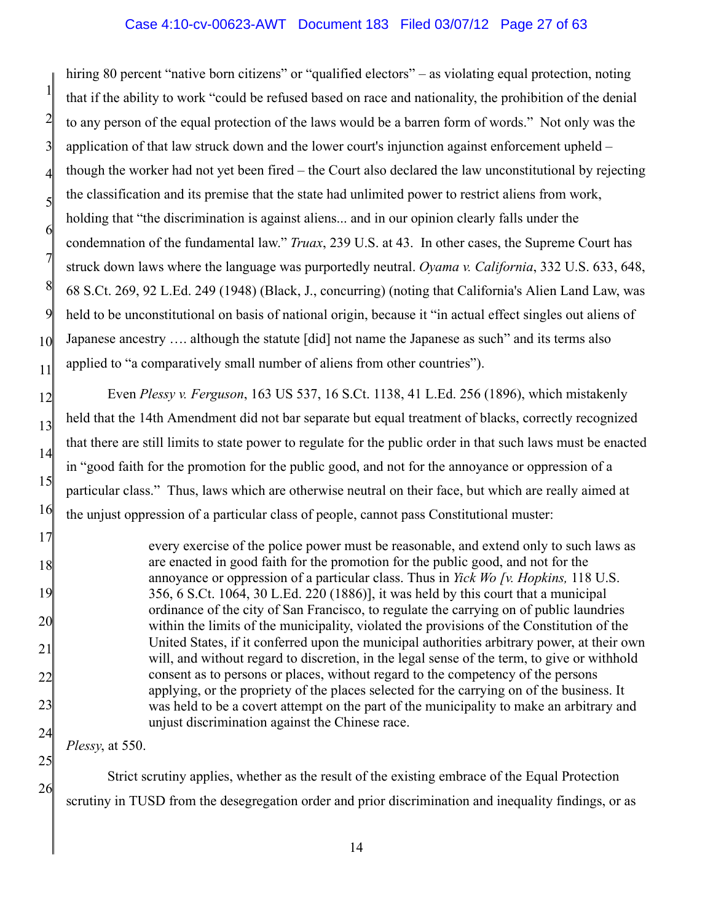hiring 80 percent "native born citizens" or "qualified electors" – as violating equal protection, noting that if the ability to work "could be refused based on race and nationality, the prohibition of the denial to any person of the equal protection of the laws would be a barren form of words." Not only was the application of that law struck down and the lower court's injunction against enforcement upheld – though the worker had not yet been fired – the Court also declared the law unconstitutional by rejecting the classification and its premise that the state had unlimited power to restrict aliens from work, holding that "the discrimination is against aliens... and in our opinion clearly falls under the condemnation of the fundamental law." *Truax*, 239 U.S. at 43. In other cases, the Supreme Court has struck down laws where the language was purportedly neutral. *Oyama v. California*, 332 U.S. 633, 648, 68 S.Ct. 269, 92 L.Ed. 249 (1948) (Black, J., concurring) (noting that California's Alien Land Law, was held to be unconstitutional on basis of national origin, because it "in actual effect singles out aliens of Japanese ancestry …. although the statute [did] not name the Japanese as such" and its terms also applied to "a comparatively small number of aliens from other countries").

Even *Plessy v. Ferguson*, 163 US 537, 16 S.Ct. 1138, 41 L.Ed. 256 (1896), which mistakenly held that the 14th Amendment did not bar separate but equal treatment of blacks, correctly recognized that there are still limits to state power to regulate for the public order in that such laws must be enacted in "good faith for the promotion for the public good, and not for the annoyance or oppression of a particular class." Thus, laws which are otherwise neutral on their face, but which are really aimed at the unjust oppression of a particular class of people, cannot pass Constitutional muster:

> every exercise of the police power must be reasonable, and extend only to such laws as are enacted in good faith for the promotion for the public good, and not for the annoyance or oppression of a particular class. Thus in *Yick Wo [v. Hopkins,* 118 U.S. 356, 6 S.Ct. 1064, 30 L.Ed. 220 (1886)], it was held by this court that a municipal ordinance of the city of San Francisco, to regulate the carrying on of public laundries within the limits of the municipality, violated the provisions of the Constitution of the United States, if it conferred upon the municipal authorities arbitrary power, at their own will, and without regard to discretion, in the legal sense of the term, to give or withhold consent as to persons or places, without regard to the competency of the persons applying, or the propriety of the places selected for the carrying on of the business. It was held to be a covert attempt on the part of the municipality to make an arbitrary and unjust discrimination against the Chinese race.

*Plessy*, at 550.

Strict scrutiny applies, whether as the result of the existing embrace of the Equal Protection scrutiny in TUSD from the desegregation order and prior discrimination and inequality findings, or as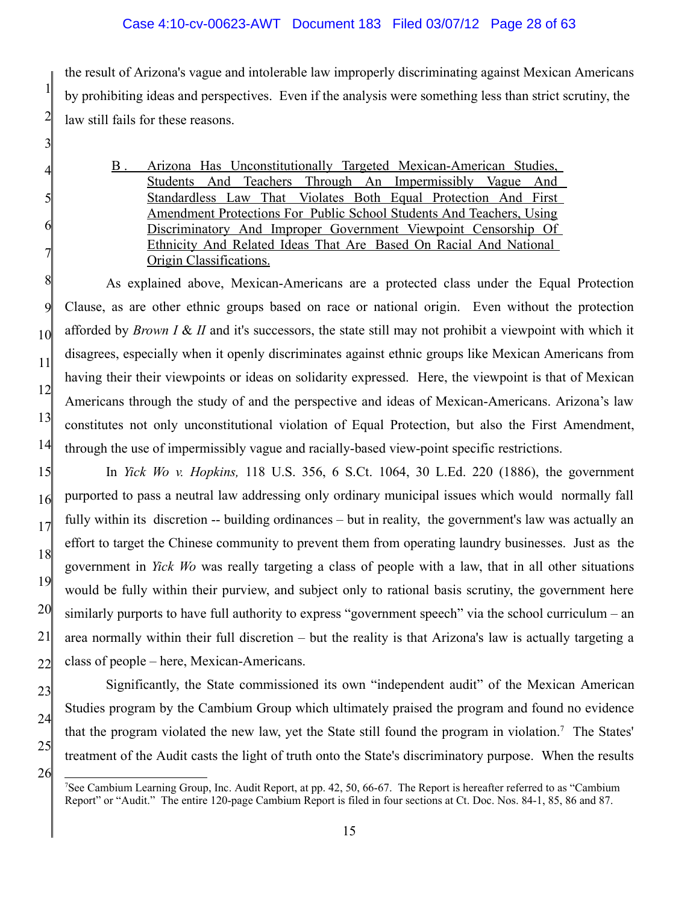the result of Arizona's vague and intolerable law improperly discriminating against Mexican Americans by prohibiting ideas and perspectives. Even if the analysis were something less than strict scrutiny, the law still fails for these reasons.

### B. Arizona Has Unconstitutionally Targeted Mexican-American Studies, Students And Teachers Through An Impermissibly Vague And Standardless Law That Violates Both Equal Protection And First Amendment Protections For Public School Students And Teachers, Using Discriminatory And Improper Government Viewpoint Censorship Of Ethnicity And Related Ideas That Are Based On Racial And National Origin Classifications.

As explained above, Mexican-Americans are a protected class under the Equal Protection Clause, as are other ethnic groups based on race or national origin. Even without the protection afforded by *Brown I* & *II* and it's successors, the state still may not prohibit a viewpoint with which it disagrees, especially when it openly discriminates against ethnic groups like Mexican Americans from having their their viewpoints or ideas on solidarity expressed. Here, the viewpoint is that of Mexican Americans through the study of and the perspective and ideas of Mexican-Americans. Arizona's law constitutes not only unconstitutional violation of Equal Protection, but also the First Amendment, through the use of impermissibly vague and racially-based view-point specific restrictions.

In *Yick Wo v. Hopkins,* 118 U.S. 356, 6 S.Ct. 1064, 30 L.Ed. 220 (1886), the government purported to pass a neutral law addressing only ordinary municipal issues which would normally fall fully within its discretion -- building ordinances – but in reality, the government's law was actually an effort to target the Chinese community to prevent them from operating laundry businesses. Just as the government in *Yick Wo* was really targeting a class of people with a law, that in all other situations would be fully within their purview, and subject only to rational basis scrutiny, the government here similarly purports to have full authority to express "government speech" via the school curriculum – an area normally within their full discretion – but the reality is that Arizona's law is actually targeting a class of people – here, Mexican-Americans.

Significantly, the State commissioned its own "independent audit" of the Mexican American Studies program by the Cambium Group which ultimately praised the program and found no evidence that the program violated the new law, yet the State still found the program in violation.[7] The States' treatment of the Audit casts the light of truth onto the State's discriminatory purpose. When the results

---

[7] See Cambium Learning Group, Inc. Audit Report, at pp. 42, 50, 66-67. The Report is hereafter referred to as "Cambium Report" or "Audit." The entire 120-page Cambium Report is filed in four sections at Ct. Doc. Nos. 84-1, 85, 86 and 87.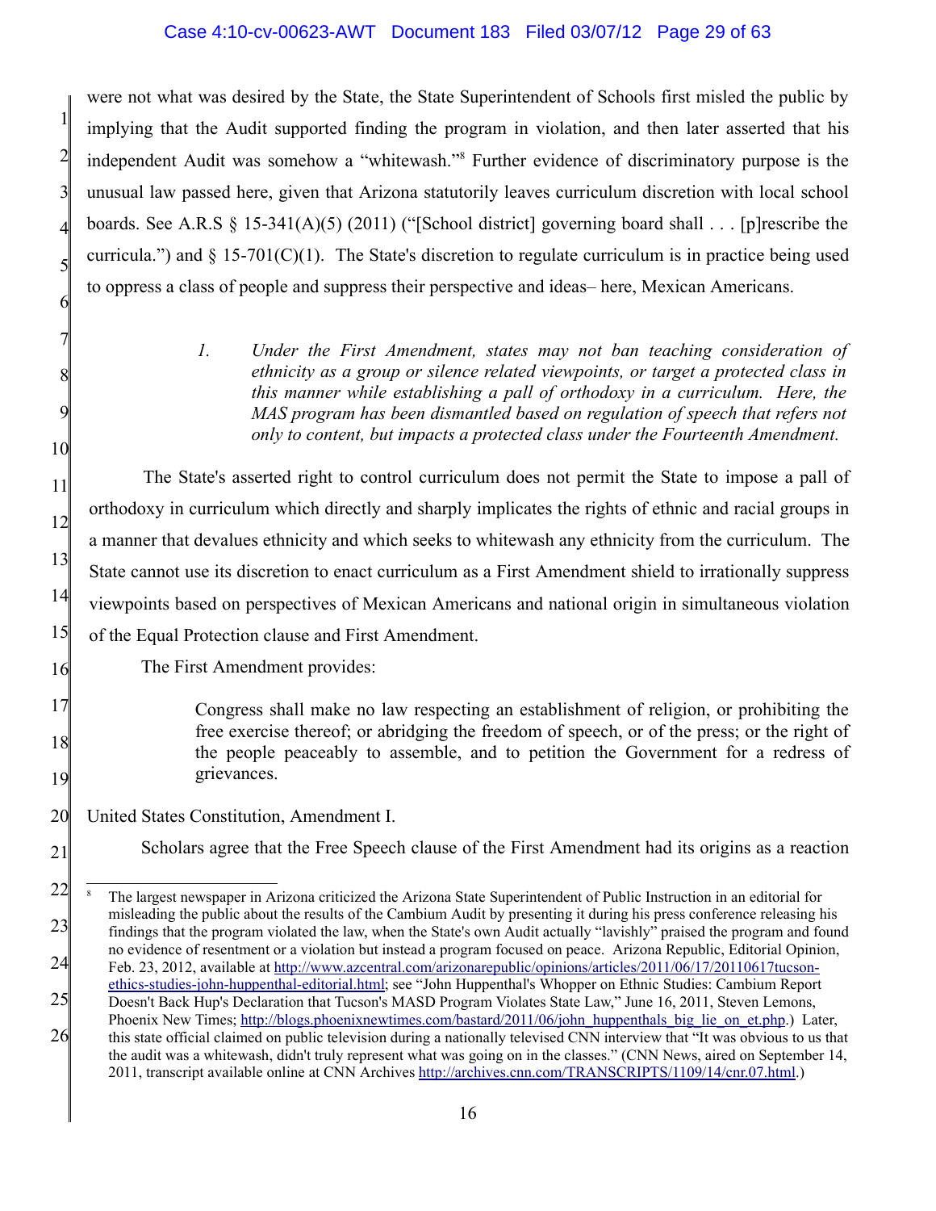were not what was desired by the State, the State Superintendent of Schools first misled the public by implying that the Audit supported finding the program in violation, and then later asserted that his independent Audit was somehow a "whitewash."[8] Further evidence of discriminatory purpose is the unusual law passed here, given that Arizona statutorily leaves curriculum discretion with local school boards. See A.R.S § 15-341(A)(5) (2011) ("[School district] governing board shall . . . [p]rescribe the curricula.") and § 15-701(C)(1). The State's discretion to regulate curriculum is in practice being used to oppress a class of people and suppress their perspective and ideas– here, Mexican Americans.

> *1. Under the First Amendment, states may not ban teaching consideration of ethnicity as a group or silence related viewpoints, or target a protected class in this manner while establishing a pall of orthodoxy in a curriculum. Here, the MAS program has been dismantled based on regulation of speech that refers not only to content, but impacts a protected class under the Fourteenth Amendment.*

The State's asserted right to control curriculum does not permit the State to impose a pall of orthodoxy in curriculum which directly and sharply implicates the rights of ethnic and racial groups in a manner that devalues ethnicity and which seeks to whitewash any ethnicity from the curriculum. The State cannot use its discretion to enact curriculum as a First Amendment shield to irrationally suppress viewpoints based on perspectives of Mexican Americans and national origin in simultaneous violation of the Equal Protection clause and First Amendment.

The First Amendment provides:

> Congress shall make no law respecting an establishment of religion, or prohibiting the free exercise thereof; or abridging the freedom of speech, or of the press; or the right of the people peaceably to assemble, and to petition the Government for a redress of grievances.

United States Constitution, Amendment I.

Scholars agree that the Free Speech clause of the First Amendment had its origins as a reaction

---

[8] The largest newspaper in Arizona criticized the Arizona State Superintendent of Public Instruction in an editorial for misleading the public about the results of the Cambium Audit by presenting it during his press conference releasing his findings that the program violated the law, when the State's own Audit actually "lavishly" praised the program and found no evidence of resentment or a violation but instead a program focused on peace. Arizona Republic, Editorial Opinion, Feb. 23, 2012, available at http://www.azcentral.com/arizonarepublic/opinions/articles/2011/06/17/20110617tucson-ethics-studies-john-huppenthal-editorial.html; see "John Huppenthal's Whopper on Ethnic Studies: Cambium Report Doesn't Back Hup's Declaration that Tucson's MASD Program Violates State Law," June 16, 2011, Steven Lemons, Phoenix New Times; http://blogs.phoenixnewtimes.com/bastard/2011/06/john_huppenthals_big_lie_on_et.php.) Later, this state official claimed on public television during a nationally televised CNN interview that "It was obvious to us that the audit was a whitewash, didn't truly represent what was going on in the classes." (CNN News, aired on September 14, 2011, transcript available online at CNN Archives http://archives.cnn.com/TRANSCRIPTS/1109/14/cnr.07.html.)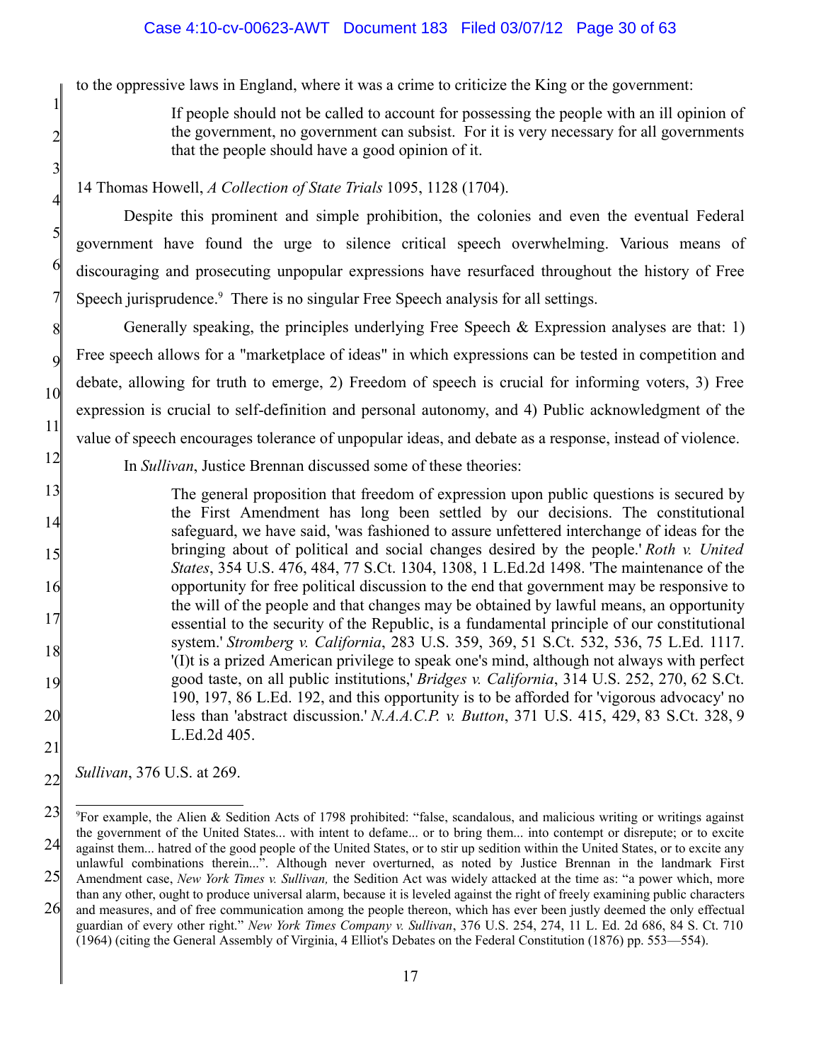to the oppressive laws in England, where it was a crime to criticize the King or the government:

> If people should not be called to account for possessing the people with an ill opinion of the government, no government can subsist. For it is very necessary for all governments that the people should have a good opinion of it.

14 Thomas Howell, *A Collection of State Trials* 1095, 1128 (1704).

Despite this prominent and simple prohibition, the colonies and even the eventual Federal government have found the urge to silence critical speech overwhelming. Various means of discouraging and prosecuting unpopular expressions have resurfaced throughout the history of Free Speech jurisprudence.[9] There is no singular Free Speech analysis for all settings.

Generally speaking, the principles underlying Free Speech & Expression analyses are that: 1) Free speech allows for a "marketplace of ideas" in which expressions can be tested in competition and debate, allowing for truth to emerge, 2) Freedom of speech is crucial for informing voters, 3) Free expression is crucial to self-definition and personal autonomy, and 4) Public acknowledgment of the value of speech encourages tolerance of unpopular ideas, and debate as a response, instead of violence.

In *Sullivan*, Justice Brennan discussed some of these theories:

> The general proposition that freedom of expression upon public questions is secured by the First Amendment has long been settled by our decisions. The constitutional safeguard, we have said, 'was fashioned to assure unfettered interchange of ideas for the bringing about of political and social changes desired by the people.' *Roth v. United States*, 354 U.S. 476, 484, 77 S.Ct. 1304, 1308, 1 L.Ed.2d 1498. 'The maintenance of the opportunity for free political discussion to the end that government may be responsive to the will of the people and that changes may be obtained by lawful means, an opportunity essential to the security of the Republic, is a fundamental principle of our constitutional system.' *Stromberg v. California*, 283 U.S. 359, 369, 51 S.Ct. 532, 536, 75 L.Ed. 1117. '(I)t is a prized American privilege to speak one's mind, although not always with perfect good taste, on all public institutions,' *Bridges v. California*, 314 U.S. 252, 270, 62 S.Ct. 190, 197, 86 L.Ed. 192, and this opportunity is to be afforded for 'vigorous advocacy' no less than 'abstract discussion.' *N.A.A.C.P. v. Button*, 371 U.S. 415, 429, 83 S.Ct. 328, 9 L.Ed.2d 405.

*Sullivan*, 376 U.S. at 269.

---

[9] For example, the Alien & Sedition Acts of 1798 prohibited: "false, scandalous, and malicious writing or writings against the government of the United States... with intent to defame... or to bring them... into contempt or disrepute; or to excite against them... hatred of the good people of the United States, or to stir up sedition within the United States, or to excite any unlawful combinations therein...". Although never overturned, as noted by Justice Brennan in the landmark First Amendment case, *New York Times v. Sullivan,* the Sedition Act was widely attacked at the time as: "a power which, more than any other, ought to produce universal alarm, because it is leveled against the right of freely examining public characters and measures, and of free communication among the people thereon, which has ever been justly deemed the only effectual guardian of every other right." *New York Times Company v. Sullivan*, 376 U.S. 254, 274, 11 L. Ed. 2d 686, 84 S. Ct. 710 (1964) (citing the General Assembly of Virginia, 4 Elliot's Debates on the Federal Constitution (1876) pp. 553—554).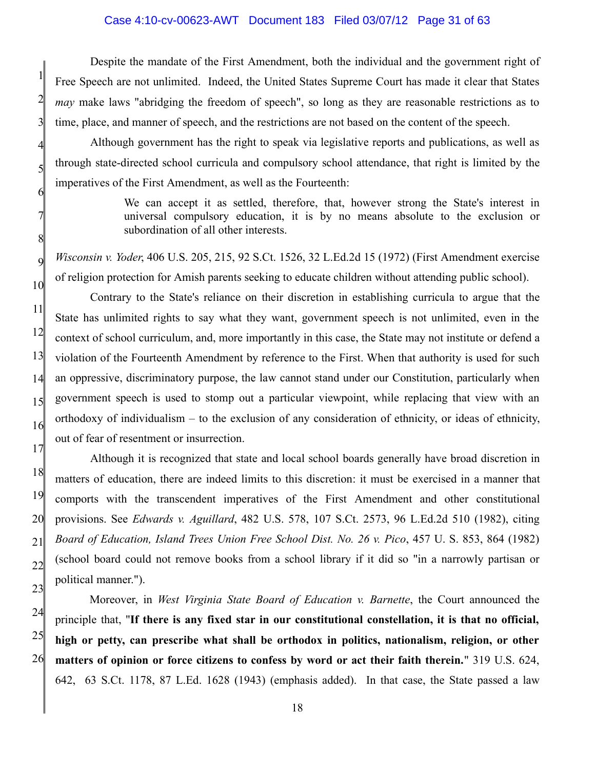Despite the mandate of the First Amendment, both the individual and the government right of Free Speech are not unlimited. Indeed, the United States Supreme Court has made it clear that States *may* make laws "abridging the freedom of speech", so long as they are reasonable restrictions as to time, place, and manner of speech, and the restrictions are not based on the content of the speech.

Although government has the right to speak via legislative reports and publications, as well as through state-directed school curricula and compulsory school attendance, that right is limited by the imperatives of the First Amendment, as well as the Fourteenth:

> We can accept it as settled, therefore, that, however strong the State's interest in universal compulsory education, it is by no means absolute to the exclusion or subordination of all other interests.

*Wisconsin v. Yoder*, 406 U.S. 205, 215, 92 S.Ct. 1526, 32 L.Ed.2d 15 (1972) (First Amendment exercise of religion protection for Amish parents seeking to educate children without attending public school).

Contrary to the State's reliance on their discretion in establishing curricula to argue that the State has unlimited rights to say what they want, government speech is not unlimited, even in the context of school curriculum, and, more importantly in this case, the State may not institute or defend a violation of the Fourteenth Amendment by reference to the First. When that authority is used for such an oppressive, discriminatory purpose, the law cannot stand under our Constitution, particularly when government speech is used to stomp out a particular viewpoint, while replacing that view with an orthodoxy of individualism – to the exclusion of any consideration of ethnicity, or ideas of ethnicity, out of fear of resentment or insurrection.

Although it is recognized that state and local school boards generally have broad discretion in matters of education, there are indeed limits to this discretion: it must be exercised in a manner that comports with the transcendent imperatives of the First Amendment and other constitutional provisions. See *Edwards v. Aguillard*, 482 U.S. 578, 107 S.Ct. 2573, 96 L.Ed.2d 510 (1982), citing *Board of Education, Island Trees Union Free School Dist. No. 26 v. Pico*, 457 U. S. 853, 864 (1982) (school board could not remove books from a school library if it did so "in a narrowly partisan or political manner.").

Moreover, in *West Virginia State Board of Education v. Barnette*, the Court announced the principle that, "**If there is any fixed star in our constitutional constellation, it is that no official, high or petty, can prescribe what shall be orthodox in politics, nationalism, religion, or other matters of opinion or force citizens to confess by word or act their faith therein.**" 319 U.S. 624, 642, 63 S.Ct. 1178, 87 L.Ed. 1628 (1943) (emphasis added). In that case, the State passed a law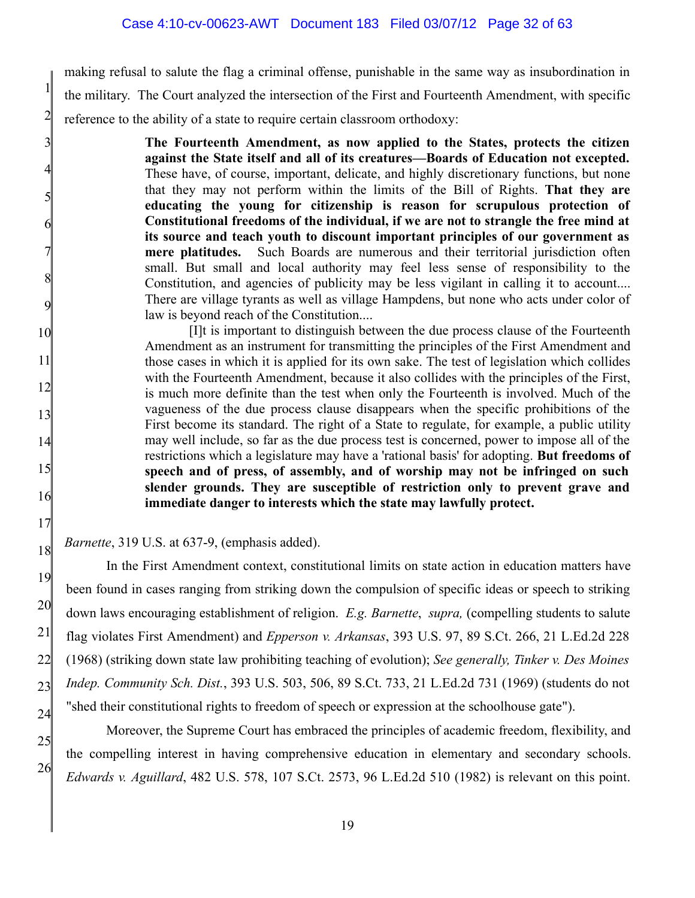making refusal to salute the flag a criminal offense, punishable in the same way as insubordination in the military. The Court analyzed the intersection of the First and Fourteenth Amendment, with specific reference to the ability of a state to require certain classroom orthodoxy:

> **The Fourteenth Amendment, as now applied to the States, protects the citizen against the State itself and all of its creatures—Boards of Education not excepted.** These have, of course, important, delicate, and highly discretionary functions, but none that they may not perform within the limits of the Bill of Rights. **That they are educating the young for citizenship is reason for scrupulous protection of Constitutional freedoms of the individual, if we are not to strangle the free mind at its source and teach youth to discount important principles of our government as mere platitudes.** Such Boards are numerous and their territorial jurisdiction often small. But small and local authority may feel less sense of responsibility to the Constitution, and agencies of publicity may be less vigilant in calling it to account.... There are village tyrants as well as village Hampdens, but none who acts under color of law is beyond reach of the Constitution....
>
> [I]t is important to distinguish between the due process clause of the Fourteenth Amendment as an instrument for transmitting the principles of the First Amendment and those cases in which it is applied for its own sake. The test of legislation which collides with the Fourteenth Amendment, because it also collides with the principles of the First, is much more definite than the test when only the Fourteenth is involved. Much of the vagueness of the due process clause disappears when the specific prohibitions of the First become its standard. The right of a State to regulate, for example, a public utility may well include, so far as the due process test is concerned, power to impose all of the restrictions which a legislature may have a 'rational basis' for adopting. **But freedoms of speech and of press, of assembly, and of worship may not be infringed on such slender grounds. They are susceptible of restriction only to prevent grave and immediate danger to interests which the state may lawfully protect.**

*Barnette*, 319 U.S. at 637-9, (emphasis added).

In the First Amendment context, constitutional limits on state action in education matters have been found in cases ranging from striking down the compulsion of specific ideas or speech to striking down laws encouraging establishment of religion. *E.g. Barnette*, *supra,* (compelling students to salute flag violates First Amendment) and *Epperson v. Arkansas*, 393 U.S. 97, 89 S.Ct. 266, 21 L.Ed.2d 228 (1968) (striking down state law prohibiting teaching of evolution); *See generally, Tinker v. Des Moines Indep. Community Sch. Dist.*, 393 U.S. 503, 506, 89 S.Ct. 733, 21 L.Ed.2d 731 (1969) (students do not "shed their constitutional rights to freedom of speech or expression at the schoolhouse gate").

Moreover, the Supreme Court has embraced the principles of academic freedom, flexibility, and the compelling interest in having comprehensive education in elementary and secondary schools. *Edwards v. Aguillard*, 482 U.S. 578, 107 S.Ct. 2573, 96 L.Ed.2d 510 (1982) is relevant on this point.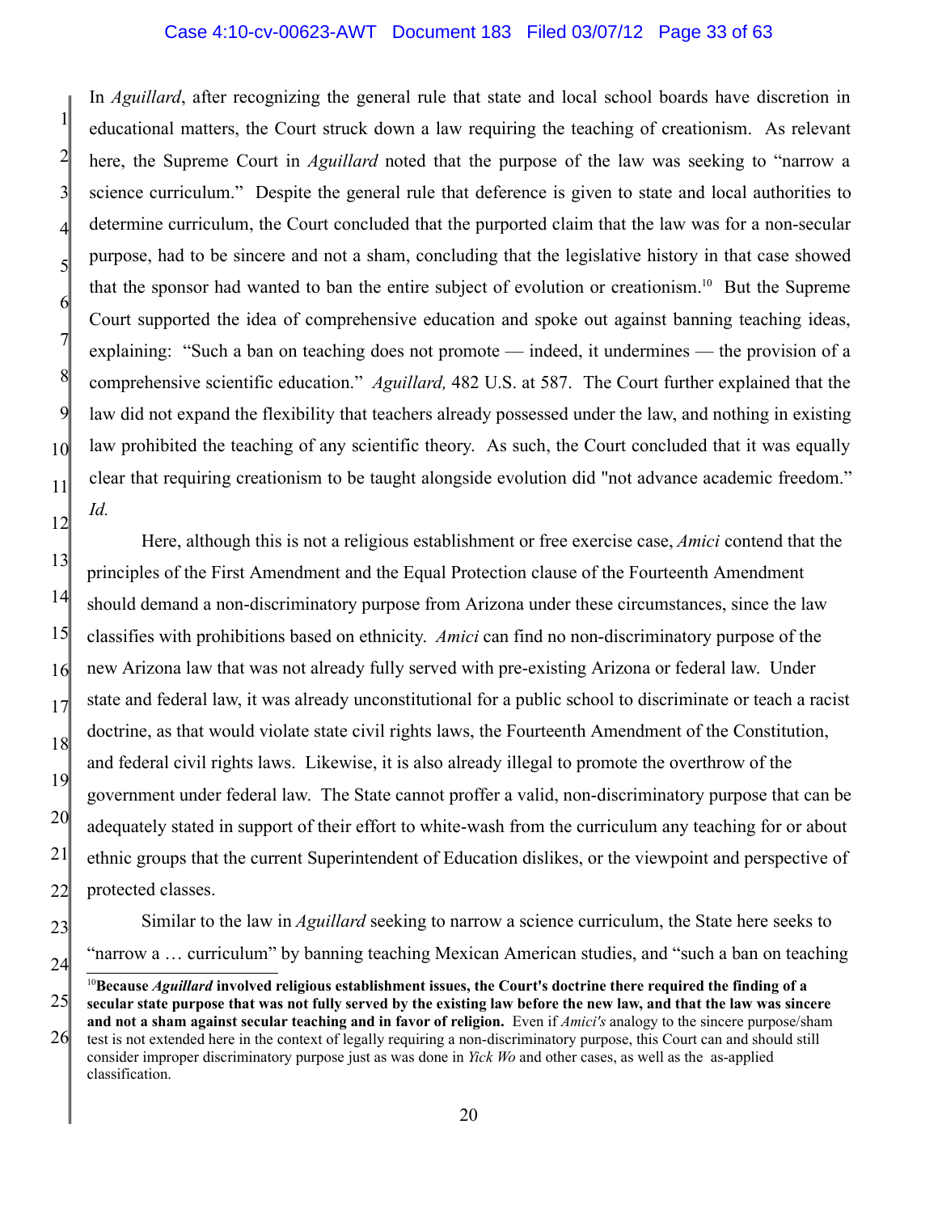In *Aguillard*, after recognizing the general rule that state and local school boards have discretion in educational matters, the Court struck down a law requiring the teaching of creationism. As relevant here, the Supreme Court in *Aguillard* noted that the purpose of the law was seeking to "narrow a science curriculum." Despite the general rule that deference is given to state and local authorities to determine curriculum, the Court concluded that the purported claim that the law was for a non-secular purpose, had to be sincere and not a sham, concluding that the legislative history in that case showed that the sponsor had wanted to ban the entire subject of evolution or creationism.[10] But the Supreme Court supported the idea of comprehensive education and spoke out against banning teaching ideas, explaining: "Such a ban on teaching does not promote — indeed, it undermines — the provision of a comprehensive scientific education." *Aguillard,* 482 U.S. at 587. The Court further explained that the law did not expand the flexibility that teachers already possessed under the law, and nothing in existing law prohibited the teaching of any scientific theory. As such, the Court concluded that it was equally clear that requiring creationism to be taught alongside evolution did "not advance academic freedom." *Id.*

Here, although this is not a religious establishment or free exercise case, *Amici* contend that the principles of the First Amendment and the Equal Protection clause of the Fourteenth Amendment should demand a non-discriminatory purpose from Arizona under these circumstances, since the law classifies with prohibitions based on ethnicity. *Amici* can find no non-discriminatory purpose of the new Arizona law that was not already fully served with pre-existing Arizona or federal law. Under state and federal law, it was already unconstitutional for a public school to discriminate or teach a racist doctrine, as that would violate state civil rights laws, the Fourteenth Amendment of the Constitution, and federal civil rights laws. Likewise, it is also already illegal to promote the overthrow of the government under federal law. The State cannot proffer a valid, non-discriminatory purpose that can be adequately stated in support of their effort to white-wash from the curriculum any teaching for or about ethnic groups that the current Superintendent of Education dislikes, or the viewpoint and perspective of protected classes.

Similar to the law in *Aguillard* seeking to narrow a science curriculum, the State here seeks to "narrow a … curriculum" by banning teaching Mexican American studies, and "such a ban on teaching

---

[10] **Because *Aguillard* involved religious establishment issues, the Court's doctrine there required the finding of a secular state purpose that was not fully served by the existing law before the new law, and that the law was sincere and not a sham against secular teaching and in favor of religion.** Even if *Amici's* analogy to the sincere purpose/sham test is not extended here in the context of legally requiring a non-discriminatory purpose, this Court can and should still consider improper discriminatory purpose just as was done in *Yick Wo* and other cases, as well as the as-applied classification.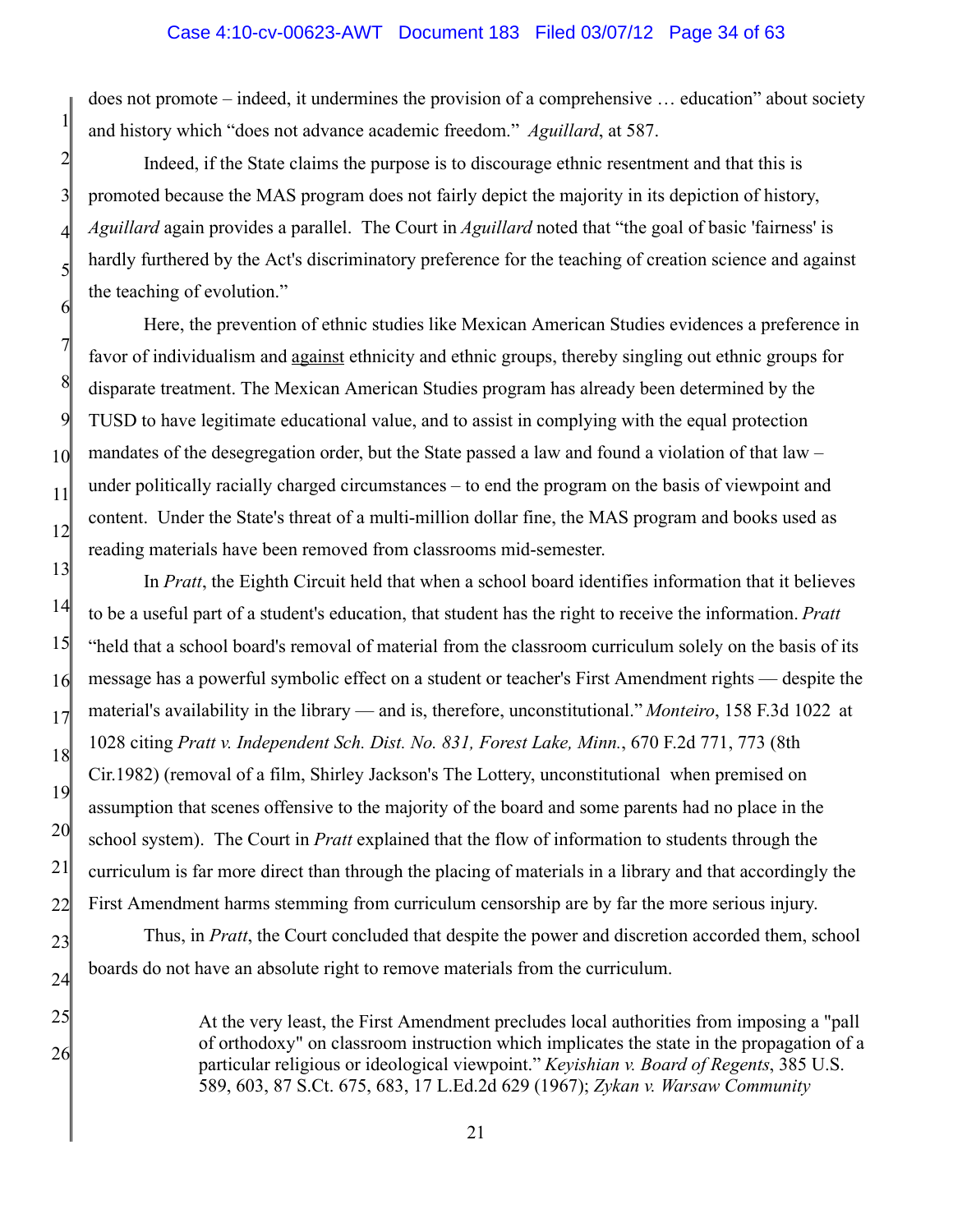does not promote – indeed, it undermines the provision of a comprehensive … education" about society and history which "does not advance academic freedom." *Aguillard*, at 587.

Indeed, if the State claims the purpose is to discourage ethnic resentment and that this is promoted because the MAS program does not fairly depict the majority in its depiction of history, *Aguillard* again provides a parallel. The Court in *Aguillard* noted that "the goal of basic 'fairness' is hardly furthered by the Act's discriminatory preference for the teaching of creation science and against the teaching of evolution."

Here, the prevention of ethnic studies like Mexican American Studies evidences a preference in favor of individualism and <u>against</u> ethnicity and ethnic groups, thereby singling out ethnic groups for disparate treatment. The Mexican American Studies program has already been determined by the TUSD to have legitimate educational value, and to assist in complying with the equal protection mandates of the desegregation order, but the State passed a law and found a violation of that law – under politically racially charged circumstances – to end the program on the basis of viewpoint and content. Under the State's threat of a multi-million dollar fine, the MAS program and books used as reading materials have been removed from classrooms mid-semester.

In *Pratt*, the Eighth Circuit held that when a school board identifies information that it believes to be a useful part of a student's education, that student has the right to receive the information. *Pratt* "held that a school board's removal of material from the classroom curriculum solely on the basis of its message has a powerful symbolic effect on a student or teacher's First Amendment rights — despite the material's availability in the library — and is, therefore, unconstitutional." *Monteiro*, 158 F.3d 1022 at 1028 citing *Pratt v. Independent Sch. Dist. No. 831, Forest Lake, Minn.*, 670 F.2d 771, 773 (8th Cir.1982) (removal of a film, Shirley Jackson's The Lottery, unconstitutional when premised on assumption that scenes offensive to the majority of the board and some parents had no place in the school system). The Court in *Pratt* explained that the flow of information to students through the curriculum is far more direct than through the placing of materials in a library and that accordingly the First Amendment harms stemming from curriculum censorship are by far the more serious injury.

Thus, in *Pratt*, the Court concluded that despite the power and discretion accorded them, school boards do not have an absolute right to remove materials from the curriculum.

> At the very least, the First Amendment precludes local authorities from imposing a "pall of orthodoxy" on classroom instruction which implicates the state in the propagation of a particular religious or ideological viewpoint." *Keyishian v. Board of Regents*, 385 U.S. 589, 603, 87 S.Ct. 675, 683, 17 L.Ed.2d 629 (1967); *Zykan v. Warsaw Community*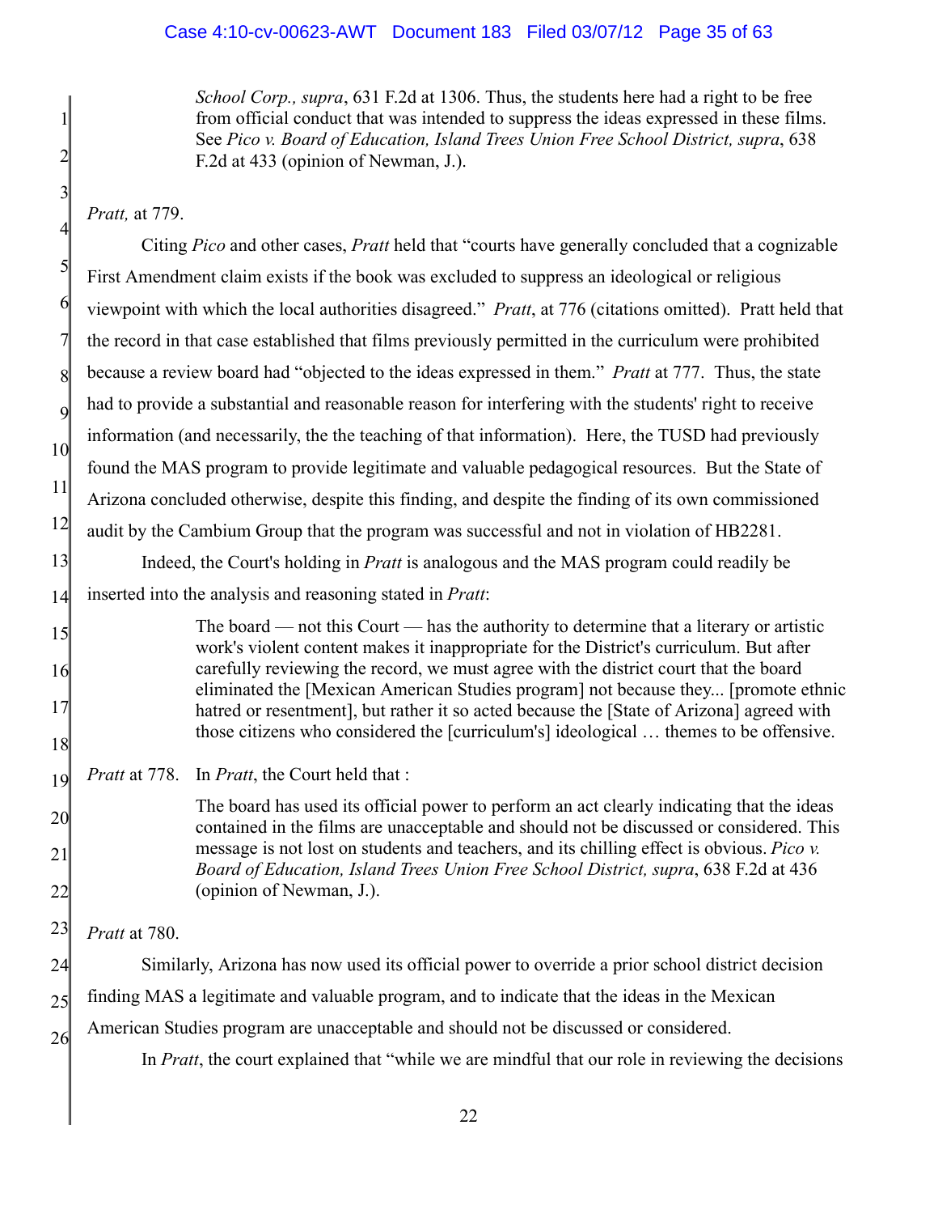> *School Corp., supra*, 631 F.2d at 1306. Thus, the students here had a right to be free from official conduct that was intended to suppress the ideas expressed in these films. See *Pico v. Board of Education, Island Trees Union Free School District, supra*, 638 F.2d at 433 (opinion of Newman, J.).

*Pratt,* at 779.

Citing *Pico* and other cases, *Pratt* held that "courts have generally concluded that a cognizable First Amendment claim exists if the book was excluded to suppress an ideological or religious viewpoint with which the local authorities disagreed." *Pratt*, at 776 (citations omitted). Pratt held that the record in that case established that films previously permitted in the curriculum were prohibited because a review board had "objected to the ideas expressed in them." *Pratt* at 777. Thus, the state had to provide a substantial and reasonable reason for interfering with the students' right to receive information (and necessarily, the the teaching of that information). Here, the TUSD had previously found the MAS program to provide legitimate and valuable pedagogical resources. But the State of Arizona concluded otherwise, despite this finding, and despite the finding of its own commissioned audit by the Cambium Group that the program was successful and not in violation of HB2281.

Indeed, the Court's holding in *Pratt* is analogous and the MAS program could readily be inserted into the analysis and reasoning stated in *Pratt*:

> The board — not this Court — has the authority to determine that a literary or artistic work's violent content makes it inappropriate for the District's curriculum. But after carefully reviewing the record, we must agree with the district court that the board eliminated the [Mexican American Studies program] not because they... [promote ethnic hatred or resentment], but rather it so acted because the [State of Arizona] agreed with those citizens who considered the [curriculum's] ideological … themes to be offensive.

*Pratt* at 778. In *Pratt*, the Court held that :

> The board has used its official power to perform an act clearly indicating that the ideas contained in the films are unacceptable and should not be discussed or considered. This message is not lost on students and teachers, and its chilling effect is obvious. *Pico v. Board of Education, Island Trees Union Free School District, supra*, 638 F.2d at 436 (opinion of Newman, J.).

*Pratt* at 780.

Similarly, Arizona has now used its official power to override a prior school district decision finding MAS a legitimate and valuable program, and to indicate that the ideas in the Mexican American Studies program are unacceptable and should not be discussed or considered.

In *Pratt*, the court explained that "while we are mindful that our role in reviewing the decisions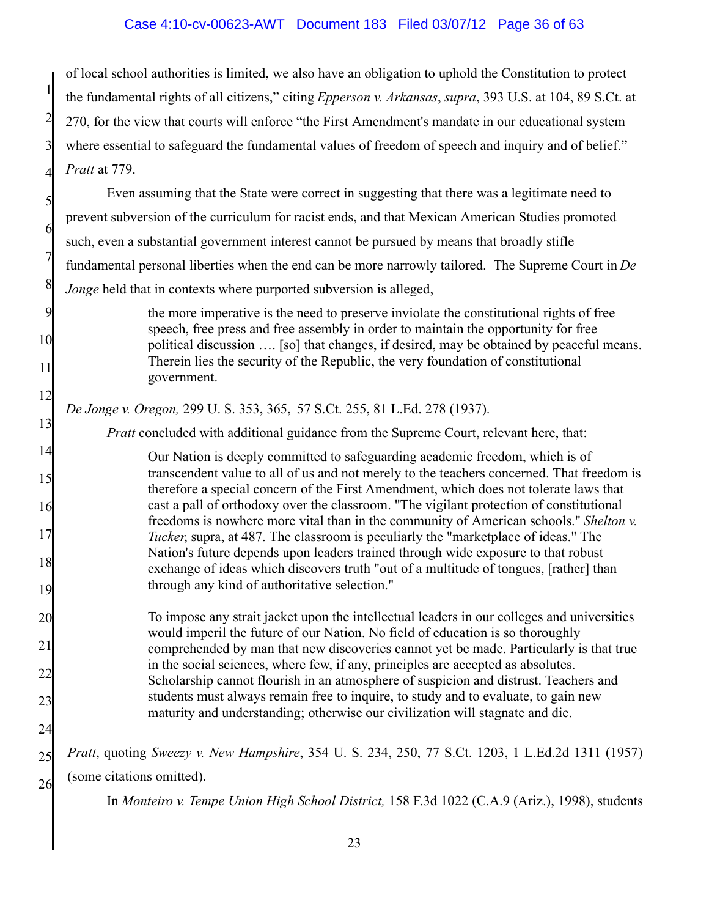of local school authorities is limited, we also have an obligation to uphold the Constitution to protect the fundamental rights of all citizens," citing *Epperson v. Arkansas*, *supra*, 393 U.S. at 104, 89 S.Ct. at 270, for the view that courts will enforce "the First Amendment's mandate in our educational system where essential to safeguard the fundamental values of freedom of speech and inquiry and of belief." *Pratt* at 779.

Even assuming that the State were correct in suggesting that there was a legitimate need to prevent subversion of the curriculum for racist ends, and that Mexican American Studies promoted such, even a substantial government interest cannot be pursued by means that broadly stifle fundamental personal liberties when the end can be more narrowly tailored. The Supreme Court in *De Jonge* held that in contexts where purported subversion is alleged,

> the more imperative is the need to preserve inviolate the constitutional rights of free speech, free press and free assembly in order to maintain the opportunity for free political discussion …. [so] that changes, if desired, may be obtained by peaceful means. Therein lies the security of the Republic, the very foundation of constitutional government.

*De Jonge v. Oregon,* 299 U. S. 353, 365, 57 S.Ct. 255, 81 L.Ed. 278 (1937).

*Pratt* concluded with additional guidance from the Supreme Court, relevant here, that:

> Our Nation is deeply committed to safeguarding academic freedom, which is of transcendent value to all of us and not merely to the teachers concerned. That freedom is therefore a special concern of the First Amendment, which does not tolerate laws that cast a pall of orthodoxy over the classroom. "The vigilant protection of constitutional freedoms is nowhere more vital than in the community of American schools." *Shelton v. Tucker*, supra, at 487. The classroom is peculiarly the "marketplace of ideas." The Nation's future depends upon leaders trained through wide exposure to that robust exchange of ideas which discovers truth "out of a multitude of tongues, [rather] than through any kind of authoritative selection."
>
> To impose any strait jacket upon the intellectual leaders in our colleges and universities would imperil the future of our Nation. No field of education is so thoroughly comprehended by man that new discoveries cannot yet be made. Particularly is that true in the social sciences, where few, if any, principles are accepted as absolutes. Scholarship cannot flourish in an atmosphere of suspicion and distrust. Teachers and students must always remain free to inquire, to study and to evaluate, to gain new maturity and understanding; otherwise our civilization will stagnate and die.

*Pratt*, quoting *Sweezy v. New Hampshire*, 354 U. S. 234, 250, 77 S.Ct. 1203, 1 L.Ed.2d 1311 (1957) (some citations omitted).

In *Monteiro v. Tempe Union High School District,* 158 F.3d 1022 (C.A.9 (Ariz.), 1998), students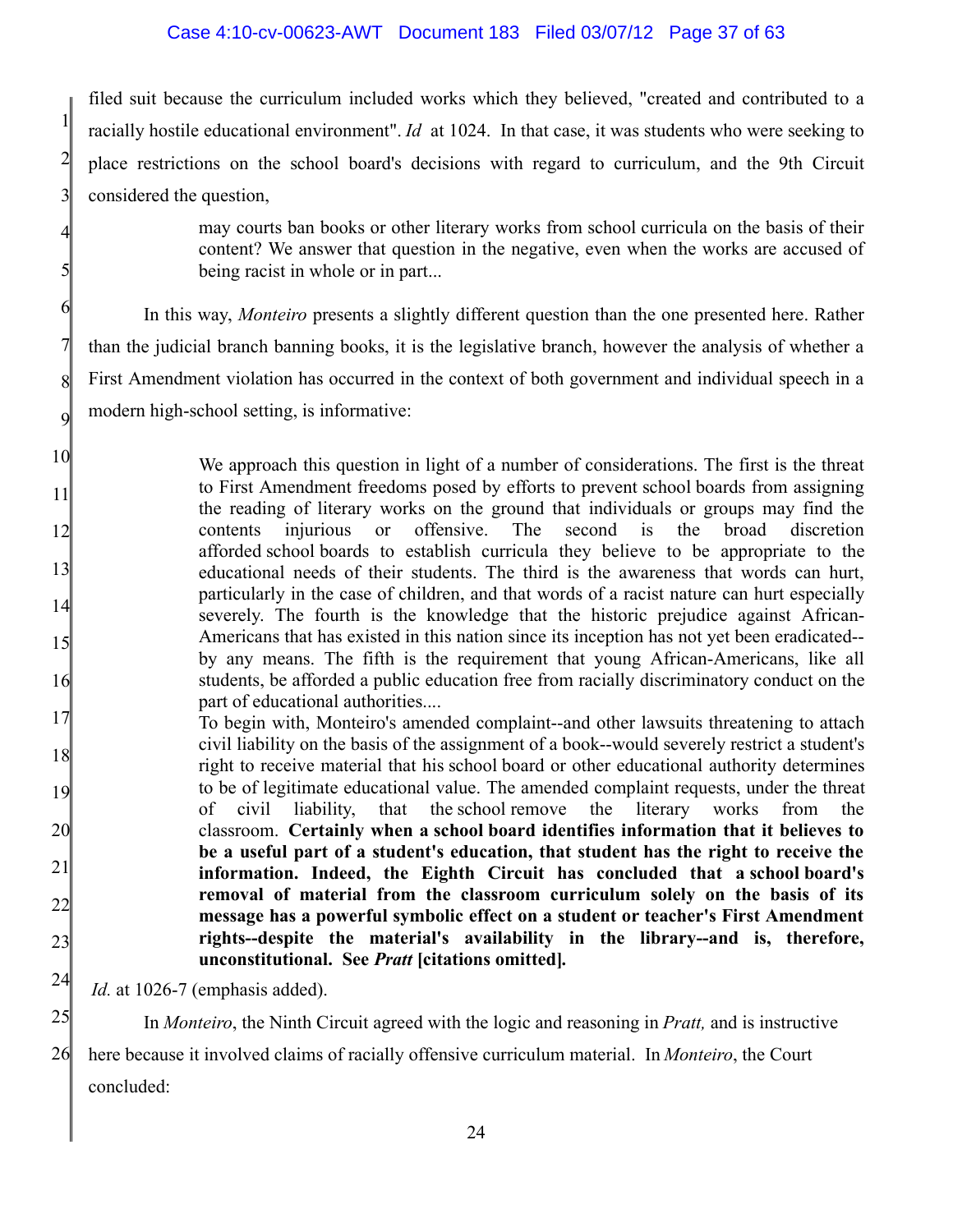filed suit because the curriculum included works which they believed, "created and contributed to a racially hostile educational environment". *Id* at 1024. In that case, it was students who were seeking to place restrictions on the school board's decisions with regard to curriculum, and the 9th Circuit considered the question,

> may courts ban books or other literary works from school curricula on the basis of their content? We answer that question in the negative, even when the works are accused of being racist in whole or in part...

In this way, *Monteiro* presents a slightly different question than the one presented here. Rather than the judicial branch banning books, it is the legislative branch, however the analysis of whether a First Amendment violation has occurred in the context of both government and individual speech in a modern high-school setting, is informative:

> We approach this question in light of a number of considerations. The first is the threat to First Amendment freedoms posed by efforts to prevent school boards from assigning the reading of literary works on the ground that individuals or groups may find the contents injurious or offensive. The second is the broad discretion afforded school boards to establish curricula they believe to be appropriate to the educational needs of their students. The third is the awareness that words can hurt, particularly in the case of children, and that words of a racist nature can hurt especially severely. The fourth is the knowledge that the historic prejudice against African-Americans that has existed in this nation since its inception has not yet been eradicated--by any means. The fifth is the requirement that young African-Americans, like all students, be afforded a public education free from racially discriminatory conduct on the part of educational authorities....
>
> To begin with, Monteiro's amended complaint--and other lawsuits threatening to attach civil liability on the basis of the assignment of a book--would severely restrict a student's right to receive material that his school board or other educational authority determines to be of legitimate educational value. The amended complaint requests, under the threat of civil liability, that the school remove the literary works from the classroom. **Certainly when a school board identifies information that it believes to be a useful part of a student's education, that student has the right to receive the information. Indeed, the Eighth Circuit has concluded that a school board's removal of material from the classroom curriculum solely on the basis of its message has a powerful symbolic effect on a student or teacher's First Amendment rights--despite the material's availability in the library--and is, therefore, unconstitutional. See *Pratt* [citations omitted].**

*Id.* at 1026-7 (emphasis added).

In *Monteiro*, the Ninth Circuit agreed with the logic and reasoning in *Pratt,* and is instructive here because it involved claims of racially offensive curriculum material. In *Monteiro*, the Court concluded: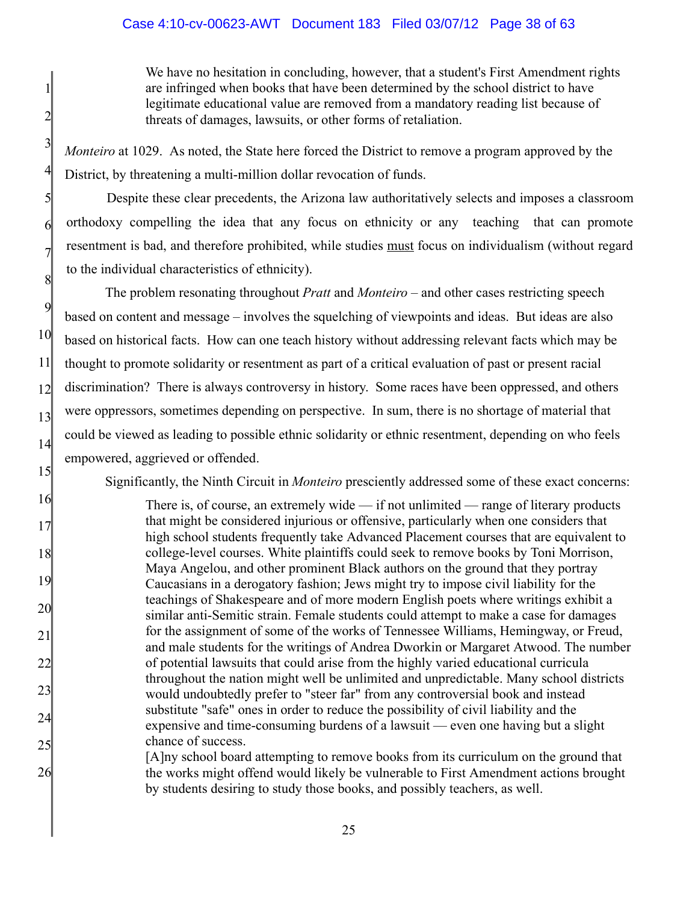> We have no hesitation in concluding, however, that a student's First Amendment rights are infringed when books that have been determined by the school district to have legitimate educational value are removed from a mandatory reading list because of threats of damages, lawsuits, or other forms of retaliation.

*Monteiro* at 1029. As noted, the State here forced the District to remove a program approved by the District, by threatening a multi-million dollar revocation of funds.

Despite these clear precedents, the Arizona law authoritatively selects and imposes a classroom orthodoxy compelling the idea that any focus on ethnicity or any teaching that can promote resentment is bad, and therefore prohibited, while studies <u>must</u> focus on individualism (without regard to the individual characteristics of ethnicity).

The problem resonating throughout *Pratt* and *Monteiro* – and other cases restricting speech based on content and message – involves the squelching of viewpoints and ideas. But ideas are also based on historical facts. How can one teach history without addressing relevant facts which may be thought to promote solidarity or resentment as part of a critical evaluation of past or present racial discrimination? There is always controversy in history. Some races have been oppressed, and others were oppressors, sometimes depending on perspective. In sum, there is no shortage of material that could be viewed as leading to possible ethnic solidarity or ethnic resentment, depending on who feels empowered, aggrieved or offended.

Significantly, the Ninth Circuit in *Monteiro* presciently addressed some of these exact concerns:

> There is, of course, an extremely wide — if not unlimited — range of literary products that might be considered injurious or offensive, particularly when one considers that high school students frequently take Advanced Placement courses that are equivalent to college-level courses. White plaintiffs could seek to remove books by Toni Morrison, Maya Angelou, and other prominent Black authors on the ground that they portray Caucasians in a derogatory fashion; Jews might try to impose civil liability for the teachings of Shakespeare and of more modern English poets where writings exhibit a similar anti-Semitic strain. Female students could attempt to make a case for damages for the assignment of some of the works of Tennessee Williams, Hemingway, or Freud, and male students for the writings of Andrea Dworkin or Margaret Atwood. The number of potential lawsuits that could arise from the highly varied educational curricula throughout the nation might well be unlimited and unpredictable. Many school districts would undoubtedly prefer to "steer far" from any controversial book and instead substitute "safe" ones in order to reduce the possibility of civil liability and the expensive and time-consuming burdens of a lawsuit — even one having but a slight chance of success.
>
> [A]ny school board attempting to remove books from its curriculum on the ground that the works might offend would likely be vulnerable to First Amendment actions brought by students desiring to study those books, and possibly teachers, as well.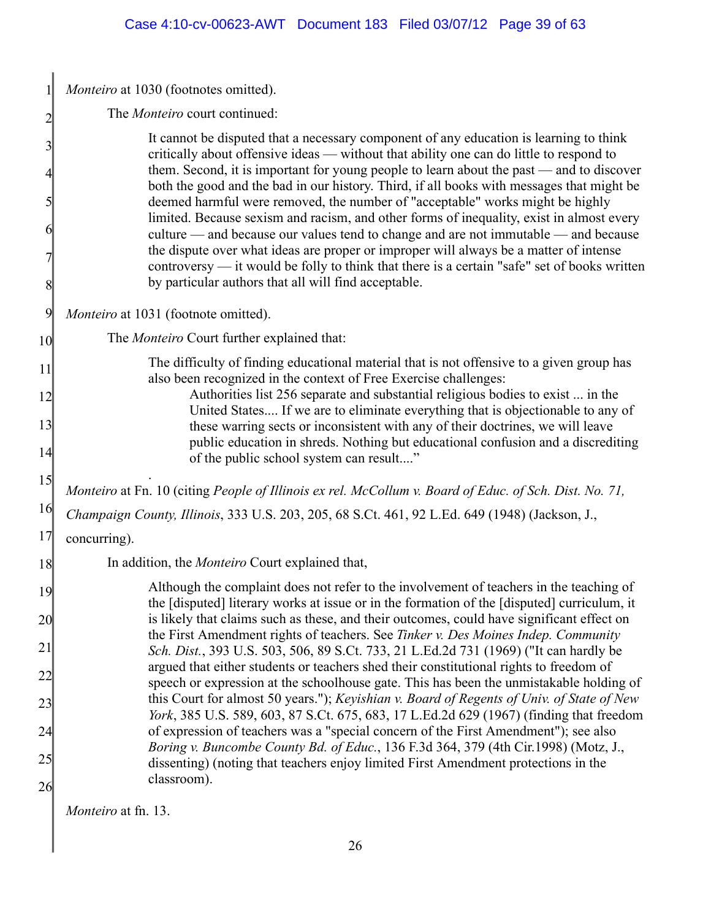*Monteiro* at 1030 (footnotes omitted).

The *Monteiro* court continued:

> It cannot be disputed that a necessary component of any education is learning to think critically about offensive ideas — without that ability one can do little to respond to them. Second, it is important for young people to learn about the past — and to discover both the good and the bad in our history. Third, if all books with messages that might be deemed harmful were removed, the number of "acceptable" works might be highly limited. Because sexism and racism, and other forms of inequality, exist in almost every culture — and because our values tend to change and are not immutable — and because the dispute over what ideas are proper or improper will always be a matter of intense controversy — it would be folly to think that there is a certain "safe" set of books written by particular authors that all will find acceptable.

*Monteiro* at 1031 (footnote omitted).

The *Monteiro* Court further explained that:

> The difficulty of finding educational material that is not offensive to a given group has also been recognized in the context of Free Exercise challenges:
>
> > Authorities list 256 separate and substantial religious bodies to exist ... in the United States.... If we are to eliminate everything that is objectionable to any of these warring sects or inconsistent with any of their doctrines, we will leave public education in shreds. Nothing but educational confusion and a discrediting of the public school system can result...."

*Monteiro* at Fn. 10 (citing *People of Illinois ex rel. McCollum v. Board of Educ. of Sch. Dist. No. 71, Champaign County, Illinois*, 333 U.S. 203, 205, 68 S.Ct. 461, 92 L.Ed. 649 (1948) (Jackson, J., concurring).

In addition, the *Monteiro* Court explained that,

> Although the complaint does not refer to the involvement of teachers in the teaching of the [disputed] literary works at issue or in the formation of the [disputed] curriculum, it is likely that claims such as these, and their outcomes, could have significant effect on the First Amendment rights of teachers. See *Tinker v. Des Moines Indep. Community Sch. Dist.*, 393 U.S. 503, 506, 89 S.Ct. 733, 21 L.Ed.2d 731 (1969) ("It can hardly be argued that either students or teachers shed their constitutional rights to freedom of speech or expression at the schoolhouse gate. This has been the unmistakable holding of this Court for almost 50 years."); *Keyishian v. Board of Regents of Univ. of State of New York*, 385 U.S. 589, 603, 87 S.Ct. 675, 683, 17 L.Ed.2d 629 (1967) (finding that freedom of expression of teachers was a "special concern of the First Amendment"); see also *Boring v. Buncombe County Bd. of Educ.*, 136 F.3d 364, 379 (4th Cir.1998) (Motz, J., dissenting) (noting that teachers enjoy limited First Amendment protections in the classroom).

*Monteiro* at fn. 13.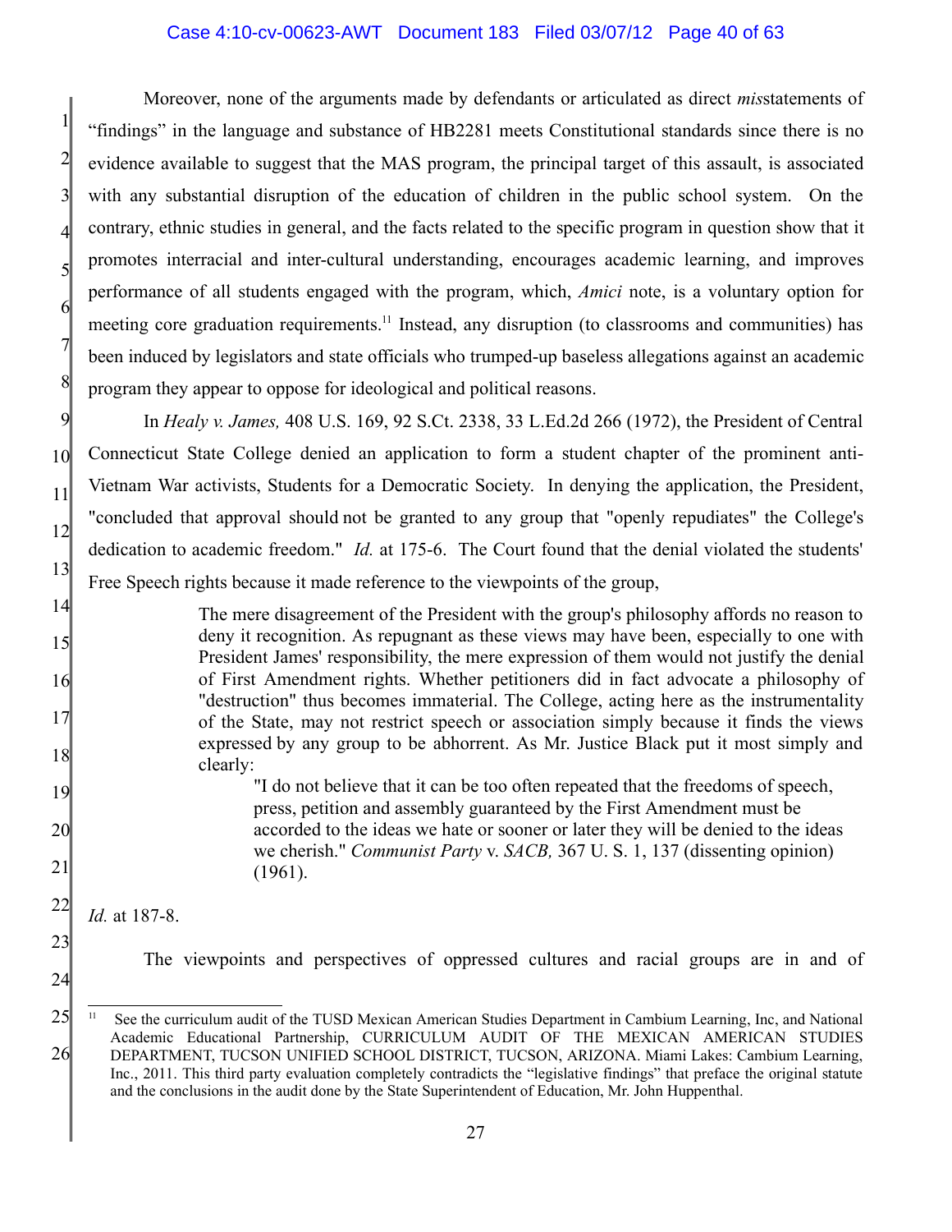Moreover, none of the arguments made by defendants or articulated as direct *mis*statements of "findings" in the language and substance of HB2281 meets Constitutional standards since there is no evidence available to suggest that the MAS program, the principal target of this assault, is associated with any substantial disruption of the education of children in the public school system. On the contrary, ethnic studies in general, and the facts related to the specific program in question show that it promotes interracial and inter-cultural understanding, encourages academic learning, and improves performance of all students engaged with the program, which, *Amici* note, is a voluntary option for meeting core graduation requirements.[11] Instead, any disruption (to classrooms and communities) has been induced by legislators and state officials who trumped-up baseless allegations against an academic program they appear to oppose for ideological and political reasons.

In *Healy v. James,* 408 U.S. 169, 92 S.Ct. 2338, 33 L.Ed.2d 266 (1972), the President of Central Connecticut State College denied an application to form a student chapter of the prominent anti-Vietnam War activists, Students for a Democratic Society. In denying the application, the President, "concluded that approval should not be granted to any group that "openly repudiates" the College's dedication to academic freedom." *Id.* at 175-6. The Court found that the denial violated the students' Free Speech rights because it made reference to the viewpoints of the group,

> The mere disagreement of the President with the group's philosophy affords no reason to deny it recognition. As repugnant as these views may have been, especially to one with President James' responsibility, the mere expression of them would not justify the denial of First Amendment rights. Whether petitioners did in fact advocate a philosophy of "destruction" thus becomes immaterial. The College, acting here as the instrumentality of the State, may not restrict speech or association simply because it finds the views expressed by any group to be abhorrent. As Mr. Justice Black put it most simply and clearly:
>
>> "I do not believe that it can be too often repeated that the freedoms of speech, press, petition and assembly guaranteed by the First Amendment must be accorded to the ideas we hate or sooner or later they will be denied to the ideas we cherish." *Communist Party* v. *SACB,* 367 U. S. 1, 137 (dissenting opinion) (1961).

*Id.* at 187-8.

The viewpoints and perspectives of oppressed cultures and racial groups are in and of

[11] See the curriculum audit of the TUSD Mexican American Studies Department in Cambium Learning, Inc, and National Academic Educational Partnership, CURRICULUM AUDIT OF THE MEXICAN AMERICAN STUDIES DEPARTMENT, TUCSON UNIFIED SCHOOL DISTRICT, TUCSON, ARIZONA. Miami Lakes: Cambium Learning, Inc., 2011. This third party evaluation completely contradicts the "legislative findings" that preface the original statute and the conclusions in the audit done by the State Superintendent of Education, Mr. John Huppenthal.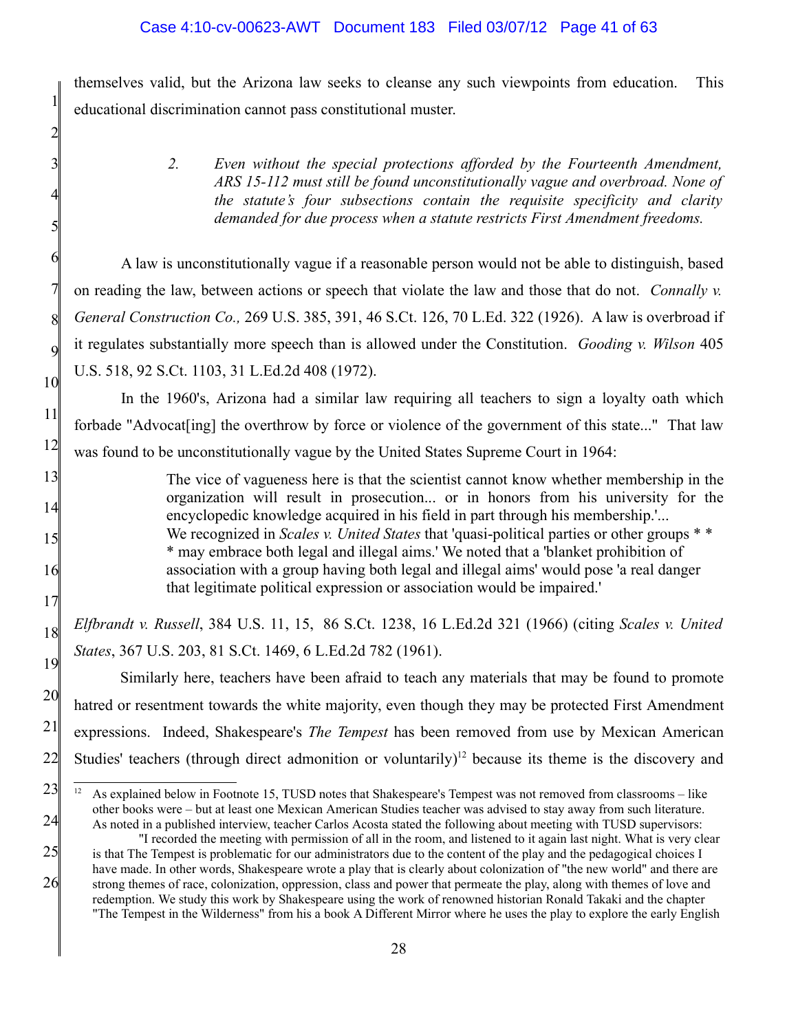themselves valid, but the Arizona law seeks to cleanse any such viewpoints from education. This educational discrimination cannot pass constitutional muster.

> *2. Even without the special protections afforded by the Fourteenth Amendment, ARS 15-112 must still be found unconstitutionally vague and overbroad. None of the statute's four subsections contain the requisite specificity and clarity demanded for due process when a statute restricts First Amendment freedoms.*

A law is unconstitutionally vague if a reasonable person would not be able to distinguish, based on reading the law, between actions or speech that violate the law and those that do not. *Connally v. General Construction Co.,* 269 U.S. 385, 391, 46 S.Ct. 126, 70 L.Ed. 322 (1926). A law is overbroad if it regulates substantially more speech than is allowed under the Constitution. *Gooding v. Wilson* 405 U.S. 518, 92 S.Ct. 1103, 31 L.Ed.2d 408 (1972).

In the 1960's, Arizona had a similar law requiring all teachers to sign a loyalty oath which forbade "Advocat[ing] the overthrow by force or violence of the government of this state..." That law was found to be unconstitutionally vague by the United States Supreme Court in 1964:

> The vice of vagueness here is that the scientist cannot know whether membership in the organization will result in prosecution... or in honors from his university for the encyclopedic knowledge acquired in his field in part through his membership.'... We recognized in *Scales v. United States* that 'quasi-political parties or other groups * * * may embrace both legal and illegal aims.' We noted that a 'blanket prohibition of association with a group having both legal and illegal aims' would pose 'a real danger that legitimate political expression or association would be impaired.'

*Elfbrandt v. Russell*, 384 U.S. 11, 15, 86 S.Ct. 1238, 16 L.Ed.2d 321 (1966) (citing *Scales v. United States*, 367 U.S. 203, 81 S.Ct. 1469, 6 L.Ed.2d 782 (1961).

Similarly here, teachers have been afraid to teach any materials that may be found to promote hatred or resentment towards the white majority, even though they may be protected First Amendment expressions. Indeed, Shakespeare's *The Tempest* has been removed from use by Mexican American Studies' teachers (through direct admonition or voluntarily)[12] because its theme is the discovery and

---

[12] As explained below in Footnote 15, TUSD notes that Shakespeare's Tempest was not removed from classrooms – like other books were – but at least one Mexican American Studies teacher was advised to stay away from such literature. As noted in a published interview, teacher Carlos Acosta stated the following about meeting with TUSD supervisors:

"I recorded the meeting with permission of all in the room, and listened to it again last night. What is very clear is that The Tempest is problematic for our administrators due to the content of the play and the pedagogical choices I have made. In other words, Shakespeare wrote a play that is clearly about colonization of "the new world" and there are strong themes of race, colonization, oppression, class and power that permeate the play, along with themes of love and redemption. We study this work by Shakespeare using the work of renowned historian Ronald Takaki and the chapter "The Tempest in the Wilderness" from his a book A Different Mirror where he uses the play to explore the early English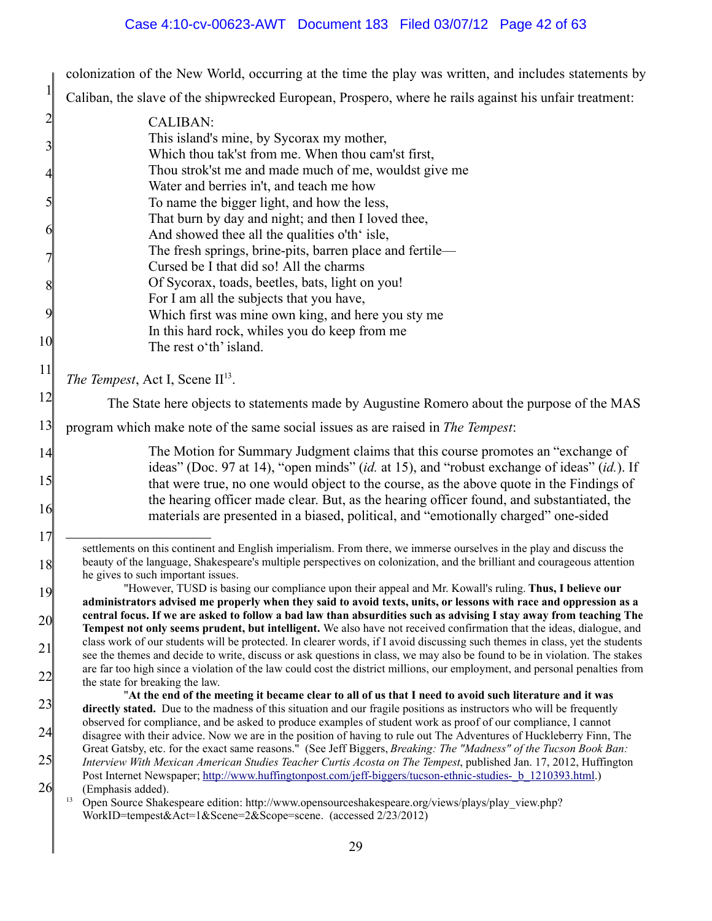colonization of the New World, occurring at the time the play was written, and includes statements by Caliban, the slave of the shipwrecked European, Prospero, where he rails against his unfair treatment:

> CALIBAN:
> This island's mine, by Sycorax my mother,
> Which thou tak'st from me. When thou cam'st first,
> Thou strok'st me and made much of me, wouldst give me
> Water and berries in't, and teach me how
> To name the bigger light, and how the less,
> That burn by day and night; and then I loved thee,
> And showed thee all the qualities o'th' isle,
> The fresh springs, brine-pits, barren place and fertile—
> Cursed be I that did so! All the charms
> Of Sycorax, toads, beetles, bats, light on you!
> For I am all the subjects that you have,
> Which first was mine own king, and here you sty me
> In this hard rock, whiles you do keep from me
> The rest o'th' island.

*The Tempest*, Act I, Scene II[13].

The State here objects to statements made by Augustine Romero about the purpose of the MAS program which make note of the same social issues as are raised in *The Tempest*:

> The Motion for Summary Judgment claims that this course promotes an "exchange of ideas" (Doc. 97 at 14), "open minds" (*id.* at 15), and "robust exchange of ideas" (*id.*). If that were true, no one would object to the course, as the above quote in the Findings of the hearing officer made clear. But, as the hearing officer found, and substantiated, the materials are presented in a biased, political, and "emotionally charged" one-sided

---

settlements on this continent and English imperialism. From there, we immerse ourselves in the play and discuss the beauty of the language, Shakespeare's multiple perspectives on colonization, and the brilliant and courageous attention he gives to such important issues.

"However, TUSD is basing our compliance upon their appeal and Mr. Kowall's ruling. **Thus, I believe our administrators advised me properly when they said to avoid texts, units, or lessons with race and oppression as a central focus. If we are asked to follow a bad law than absurdities such as advising I stay away from teaching The Tempest not only seems prudent, but intelligent.** We also have not received confirmation that the ideas, dialogue, and class work of our students will be protected. In clearer words, if I avoid discussing such themes in class, yet the students see the themes and decide to write, discuss or ask questions in class, we may also be found to be in violation. The stakes are far too high since a violation of the law could cost the district millions, our employment, and personal penalties from the state for breaking the law.

"**At the end of the meeting it became clear to all of us that I need to avoid such literature and it was directly stated.** Due to the madness of this situation and our fragile positions as instructors who will be frequently observed for compliance, and be asked to produce examples of student work as proof of our compliance, I cannot disagree with their advice. Now we are in the position of having to rule out The Adventures of Huckleberry Finn, The Great Gatsby, etc. for the exact same reasons." (See Jeff Biggers, *Breaking: The "Madness" of the Tucson Book Ban: Interview With Mexican American Studies Teacher Curtis Acosta on The Tempest*, published Jan. 17, 2012, Huffington Post Internet Newspaper; http://www.huffingtonpost.com/jeff-biggers/tucson-ethnic-studies-_b_1210393.html.) (Emphasis added).

[13] Open Source Shakespeare edition: http://www.opensourceshakespeare.org/views/plays/play_view.php?WorkID=tempest&Act=1&Scene=2&Scope=scene. (accessed 2/23/2012)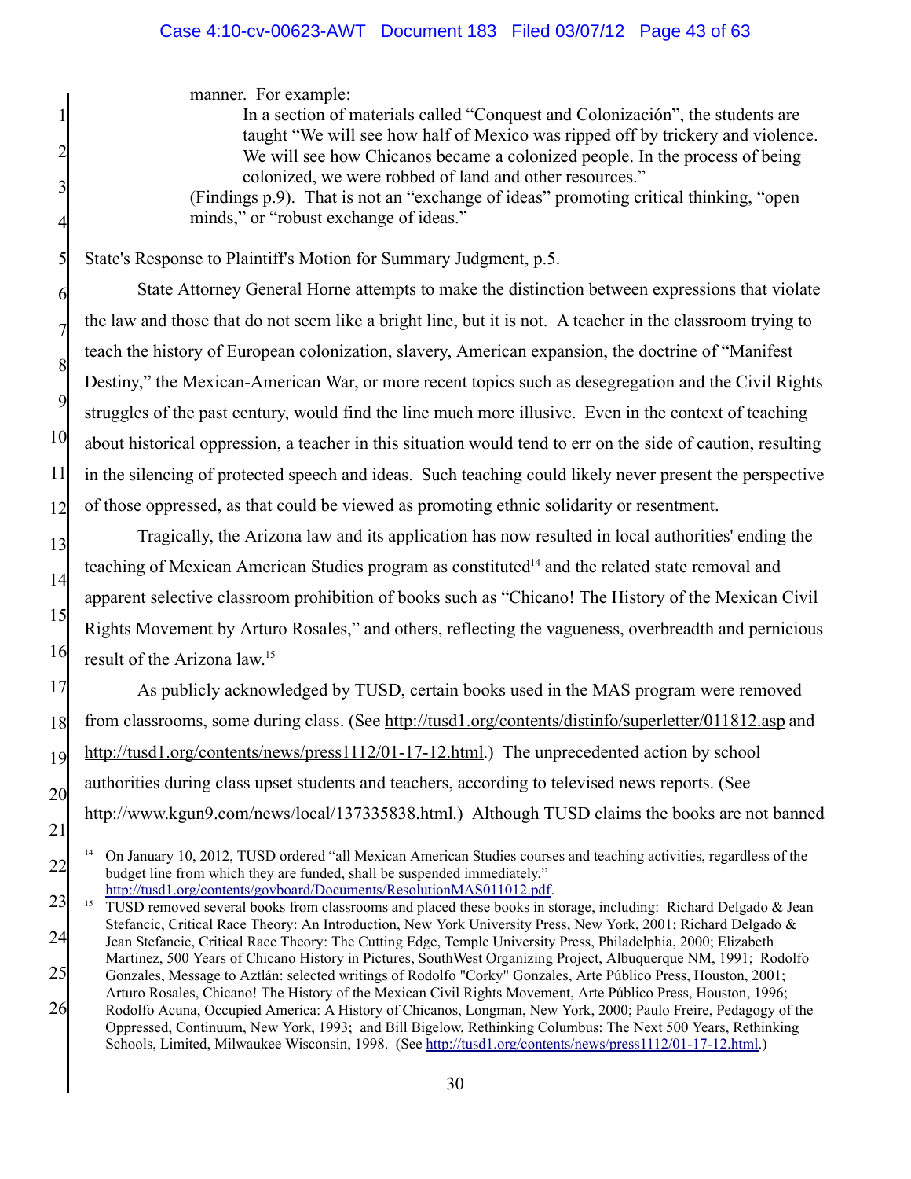manner. For example:

> In a section of materials called "Conquest and Colonización", the students are taught "We will see how half of Mexico was ripped off by trickery and violence. We will see how Chicanos became a colonized people. In the process of being colonized, we were robbed of land and other resources."

(Findings p.9). That is not an "exchange of ideas" promoting critical thinking, "open minds," or "robust exchange of ideas."

State's Response to Plaintiff's Motion for Summary Judgment, p.5.

State Attorney General Horne attempts to make the distinction between expressions that violate the law and those that do not seem like a bright line, but it is not. A teacher in the classroom trying to teach the history of European colonization, slavery, American expansion, the doctrine of "Manifest Destiny," the Mexican-American War, or more recent topics such as desegregation and the Civil Rights struggles of the past century, would find the line much more illusive. Even in the context of teaching about historical oppression, a teacher in this situation would tend to err on the side of caution, resulting in the silencing of protected speech and ideas. Such teaching could likely never present the perspective of those oppressed, as that could be viewed as promoting ethnic solidarity or resentment.

Tragically, the Arizona law and its application has now resulted in local authorities' ending the teaching of Mexican American Studies program as constituted[14] and the related state removal and apparent selective classroom prohibition of books such as "Chicano! The History of the Mexican Civil Rights Movement by Arturo Rosales," and others, reflecting the vagueness, overbreadth and pernicious result of the Arizona law.[15]

As publicly acknowledged by TUSD, certain books used in the MAS program were removed from classrooms, some during class. (See http://tusd1.org/contents/distinfo/superletter/011812.asp and http://tusd1.org/contents/news/press1112/01-17-12.html.) The unprecedented action by school authorities during class upset students and teachers, according to televised news reports. (See http://www.kgun9.com/news/local/137335838.html.) Although TUSD claims the books are not banned

---

[14] On January 10, 2012, TUSD ordered "all Mexican American Studies courses and teaching activities, regardless of the budget line from which they are funded, shall be suspended immediately." http://tusd1.org/contents/govboard/Documents/ResolutionMAS011012.pdf.

[15] TUSD removed several books from classrooms and placed these books in storage, including: Richard Delgado & Jean Stefancic, Critical Race Theory: An Introduction, New York University Press, New York, 2001; Richard Delgado & Jean Stefancic, Critical Race Theory: The Cutting Edge, Temple University Press, Philadelphia, 2000; Elizabeth Martinez, 500 Years of Chicano History in Pictures, SouthWest Organizing Project, Albuquerque NM, 1991; Rodolfo Gonzales, Message to Aztlán: selected writings of Rodolfo "Corky" Gonzales, Arte Público Press, Houston, 2001; Arturo Rosales, Chicano! The History of the Mexican Civil Rights Movement, Arte Público Press, Houston, 1996; Rodolfo Acuna, Occupied America: A History of Chicanos, Longman, New York, 2000; Paulo Freire, Pedagogy of the Oppressed, Continuum, New York, 1993; and Bill Bigelow, Rethinking Columbus: The Next 500 Years, Rethinking Schools, Limited, Milwaukee Wisconsin, 1998. (See http://tusd1.org/contents/news/press1112/01-17-12.html.)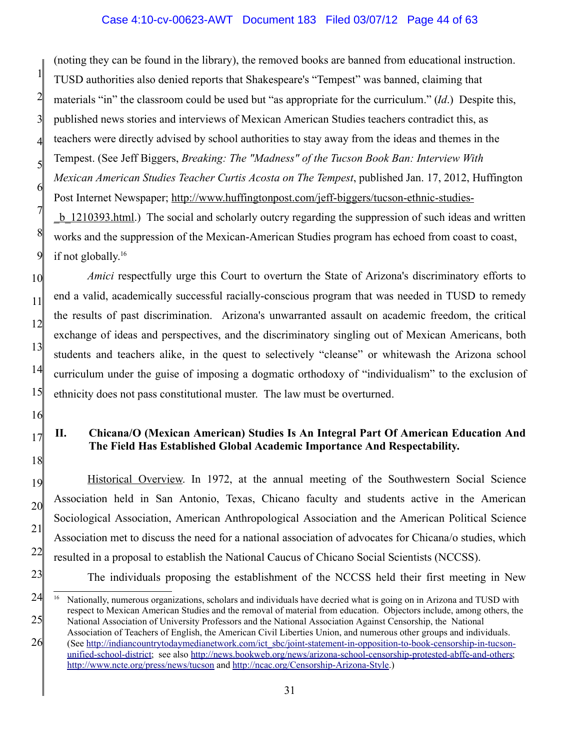(noting they can be found in the library), the removed books are banned from educational instruction. TUSD authorities also denied reports that Shakespeare's "Tempest" was banned, claiming that materials "in" the classroom could be used but "as appropriate for the curriculum." (*Id*.) Despite this, published news stories and interviews of Mexican American Studies teachers contradict this, as teachers were directly advised by school authorities to stay away from the ideas and themes in the Tempest. (See Jeff Biggers, *Breaking: The "Madness" of the Tucson Book Ban: Interview With Mexican American Studies Teacher Curtis Acosta on The Tempest*, published Jan. 17, 2012, Huffington Post Internet Newspaper; http://www.huffingtonpost.com/jeff-biggers/tucson-ethnic-studies-_b_1210393.html.) The social and scholarly outcry regarding the suppression of such ideas and written works and the suppression of the Mexican-American Studies program has echoed from coast to coast, if not globally.[16]

*Amici* respectfully urge this Court to overturn the State of Arizona's discriminatory efforts to end a valid, academically successful racially-conscious program that was needed in TUSD to remedy the results of past discrimination. Arizona's unwarranted assault on academic freedom, the critical exchange of ideas and perspectives, and the discriminatory singling out of Mexican Americans, both students and teachers alike, in the quest to selectively "cleanse" or whitewash the Arizona school curriculum under the guise of imposing a dogmatic orthodoxy of "individualism" to the exclusion of ethnicity does not pass constitutional muster. The law must be overturned.

## II. Chicana/O (Mexican American) Studies Is An Integral Part Of American Education And The Field Has Established Global Academic Importance And Respectability.

Historical Overview. In 1972, at the annual meeting of the Southwestern Social Science Association held in San Antonio, Texas, Chicano faculty and students active in the American Sociological Association, American Anthropological Association and the American Political Science Association met to discuss the need for a national association of advocates for Chicana/o studies, which resulted in a proposal to establish the National Caucus of Chicano Social Scientists (NCCSS).

The individuals proposing the establishment of the NCCSS held their first meeting in New

---

[16] Nationally, numerous organizations, scholars and individuals have decried what is going on in Arizona and TUSD with respect to Mexican American Studies and the removal of material from education. Objectors include, among others, the National Association of University Professors and the National Association Against Censorship, the National Association of Teachers of English, the American Civil Liberties Union, and numerous other groups and individuals. (See http://indiancountrytodaymedianetwork.com/ict_sbc/joint-statement-in-opposition-to-book-censorship-in-tucson-unified-school-district; see also http://news.bookweb.org/news/arizona-school-censorship-protested-abffe-and-others; http://www.ncte.org/press/news/tucson and http://ncac.org/Censorship-Arizona-Style.)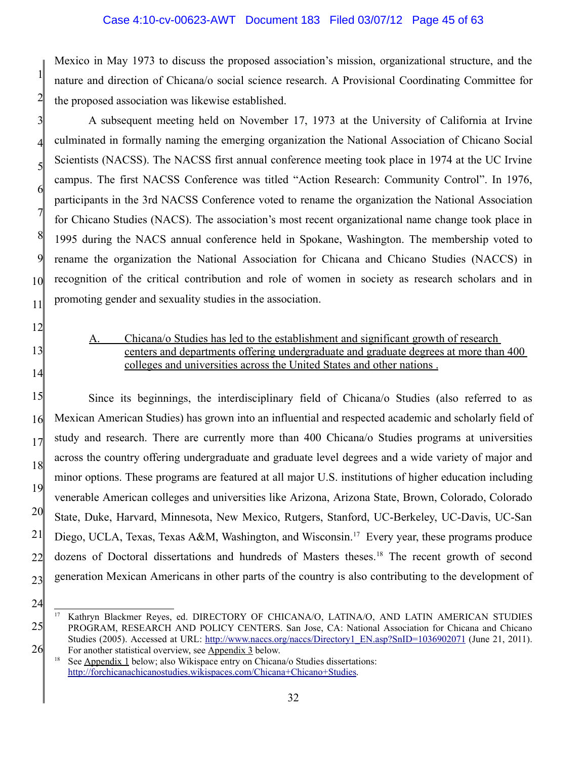Mexico in May 1973 to discuss the proposed association's mission, organizational structure, and the nature and direction of Chicana/o social science research. A Provisional Coordinating Committee for the proposed association was likewise established.

A subsequent meeting held on November 17, 1973 at the University of California at Irvine culminated in formally naming the emerging organization the National Association of Chicano Social Scientists (NACSS). The NACSS first annual conference meeting took place in 1974 at the UC Irvine campus. The first NACSS Conference was titled "Action Research: Community Control". In 1976, participants in the 3rd NACSS Conference voted to rename the organization the National Association for Chicano Studies (NACS). The association's most recent organizational name change took place in 1995 during the NACS annual conference held in Spokane, Washington. The membership voted to rename the organization the National Association for Chicana and Chicano Studies (NACCS) in recognition of the critical contribution and role of women in society as research scholars and in promoting gender and sexuality studies in the association.

### A. Chicana/o Studies has led to the establishment and significant growth of research centers and departments offering undergraduate and graduate degrees at more than 400 colleges and universities across the United States and other nations .

Since its beginnings, the interdisciplinary field of Chicana/o Studies (also referred to as Mexican American Studies) has grown into an influential and respected academic and scholarly field of study and research. There are currently more than 400 Chicana/o Studies programs at universities across the country offering undergraduate and graduate level degrees and a wide variety of major and minor options. These programs are featured at all major U.S. institutions of higher education including venerable American colleges and universities like Arizona, Arizona State, Brown, Colorado, Colorado State, Duke, Harvard, Minnesota, New Mexico, Rutgers, Stanford, UC-Berkeley, UC-Davis, UC-San Diego, UCLA, Texas, Texas A&M, Washington, and Wisconsin.[17] Every year, these programs produce dozens of Doctoral dissertations and hundreds of Masters theses.[18] The recent growth of second generation Mexican Americans in other parts of the country is also contributing to the development of

---

[17] Kathryn Blackmer Reyes, ed. DIRECTORY OF CHICANA/O, LATINA/O, AND LATIN AMERICAN STUDIES PROGRAM, RESEARCH AND POLICY CENTERS. San Jose, CA: National Association for Chicana and Chicano Studies (2005). Accessed at URL: http://www.naccs.org/naccs/Directory1_EN.asp?SnID=1036902071 (June 21, 2011). For another statistical overview, see Appendix 3 below.

[18] See Appendix 1 below; also Wikispace entry on Chicana/o Studies dissertations: http://forchicanachicanostudies.wikispaces.com/Chicana+Chicano+Studies.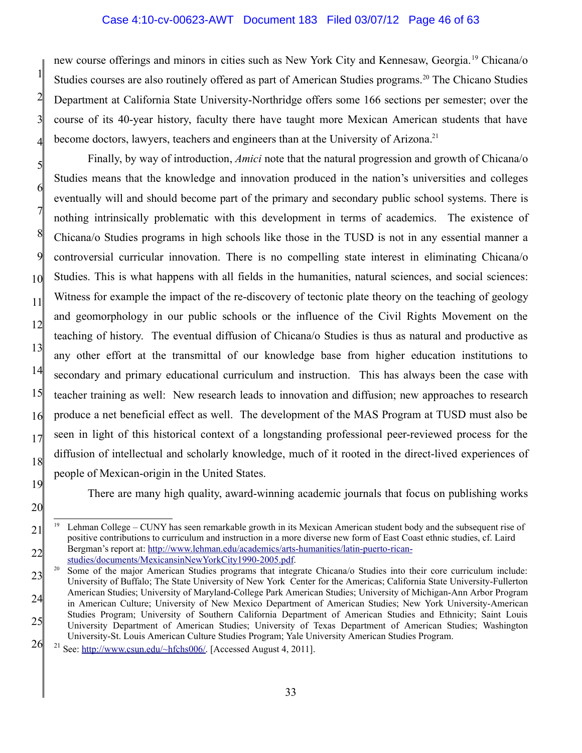new course offerings and minors in cities such as New York City and Kennesaw, Georgia.[19] Chicana/o Studies courses are also routinely offered as part of American Studies programs.[20] The Chicano Studies Department at California State University-Northridge offers some 166 sections per semester; over the course of its 40-year history, faculty there have taught more Mexican American students that have become doctors, lawyers, teachers and engineers than at the University of Arizona.[21]

Finally, by way of introduction, *Amici* note that the natural progression and growth of Chicana/o Studies means that the knowledge and innovation produced in the nation's universities and colleges eventually will and should become part of the primary and secondary public school systems. There is nothing intrinsically problematic with this development in terms of academics. The existence of Chicana/o Studies programs in high schools like those in the TUSD is not in any essential manner a controversial curricular innovation. There is no compelling state interest in eliminating Chicana/o Studies. This is what happens with all fields in the humanities, natural sciences, and social sciences: Witness for example the impact of the re-discovery of tectonic plate theory on the teaching of geology and geomorphology in our public schools or the influence of the Civil Rights Movement on the teaching of history. The eventual diffusion of Chicana/o Studies is thus as natural and productive as any other effort at the transmittal of our knowledge base from higher education institutions to secondary and primary educational curriculum and instruction. This has always been the case with teacher training as well: New research leads to innovation and diffusion; new approaches to research produce a net beneficial effect as well. The development of the MAS Program at TUSD must also be seen in light of this historical context of a longstanding professional peer-reviewed process for the diffusion of intellectual and scholarly knowledge, much of it rooted in the direct-lived experiences of people of Mexican-origin in the United States.

There are many high quality, award-winning academic journals that focus on publishing works

---

[19] Lehman College – CUNY has seen remarkable growth in its Mexican American student body and the subsequent rise of positive contributions to curriculum and instruction in a more diverse new form of East Coast ethnic studies, cf. Laird Bergman's report at: http://www.lehman.edu/academics/arts-humanities/latin-puerto-rican-studies/documents/MexicansinNewYorkCity1990-2005.pdf.

[20] Some of the major American Studies programs that integrate Chicana/o Studies into their core curriculum include: University of Buffalo; The State University of New York Center for the Americas; California State University-Fullerton American Studies; University of Maryland-College Park American Studies; University of Michigan-Ann Arbor Program in American Culture; University of New Mexico Department of American Studies; New York University-American Studies Program; University of Southern California Department of American Studies and Ethnicity; Saint Louis University Department of American Studies; University of Texas Department of American Studies; Washington University-St. Louis American Culture Studies Program; Yale University American Studies Program.

[21] See: http://www.csun.edu/~hfchs006/. [Accessed August 4, 2011].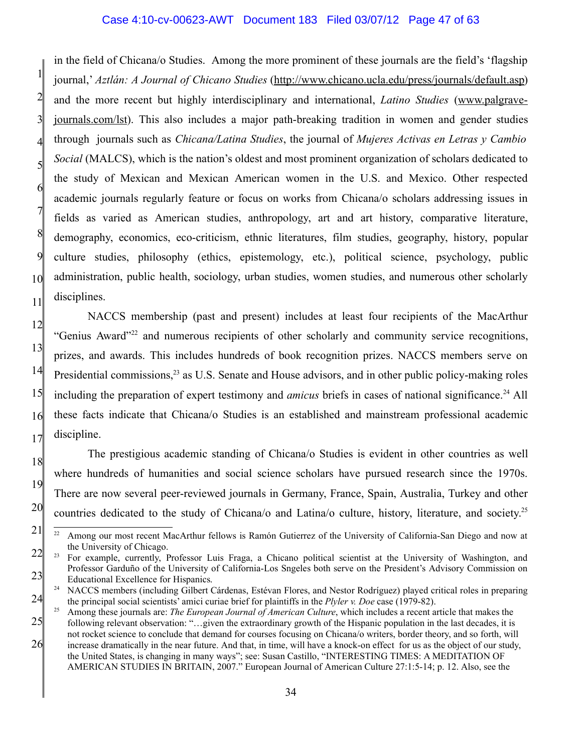in the field of Chicana/o Studies. Among the more prominent of these journals are the field's 'flagship journal,' *Aztlán: A Journal of Chicano Studies* (http://www.chicano.ucla.edu/press/journals/default.asp) and the more recent but highly interdisciplinary and international, *Latino Studies* (www.palgrave-journals.com/lst). This also includes a major path-breaking tradition in women and gender studies through journals such as *Chicana/Latina Studies*, the journal of *Mujeres Activas en Letras y Cambio Social* (MALCS), which is the nation's oldest and most prominent organization of scholars dedicated to the study of Mexican and Mexican American women in the U.S. and Mexico. Other respected academic journals regularly feature or focus on works from Chicana/o scholars addressing issues in fields as varied as American studies, anthropology, art and art history, comparative literature, demography, economics, eco-criticism, ethnic literatures, film studies, geography, history, popular culture studies, philosophy (ethics, epistemology, etc.), political science, psychology, public administration, public health, sociology, urban studies, women studies, and numerous other scholarly disciplines.

NACCS membership (past and present) includes at least four recipients of the MacArthur "Genius Award"[22] and numerous recipients of other scholarly and community service recognitions, prizes, and awards. This includes hundreds of book recognition prizes. NACCS members serve on Presidential commissions,[23] as U.S. Senate and House advisors, and in other public policy-making roles including the preparation of expert testimony and *amicus* briefs in cases of national significance.[24] All these facts indicate that Chicana/o Studies is an established and mainstream professional academic discipline.

The prestigious academic standing of Chicana/o Studies is evident in other countries as well where hundreds of humanities and social science scholars have pursued research since the 1970s. There are now several peer-reviewed journals in Germany, France, Spain, Australia, Turkey and other countries dedicated to the study of Chicana/o and Latina/o culture, history, literature, and society.[25]

---

[22] Among our most recent MacArthur fellows is Ramón Gutierrez of the University of California-San Diego and now at the University of Chicago.

[23] For example, currently, Professor Luis Fraga, a Chicano political scientist at the University of Washington, and Professor Garduño of the University of California-Los Sngeles both serve on the President's Advisory Commission on Educational Excellence for Hispanics.

[24] NACCS members (including Gilbert Cárdenas, Estévan Flores, and Nestor Rodríguez) played critical roles in preparing the principal social scientists' amici curiae brief for plaintiffs in the *Plyler v. Doe* case (1979-82).

[25] Among these journals are: *The European Journal of American Culture*, which includes a recent article that makes the following relevant observation: "…given the extraordinary growth of the Hispanic population in the last decades, it is not rocket science to conclude that demand for courses focusing on Chicana/o writers, border theory, and so forth, will increase dramatically in the near future. And that, in time, will have a knock-on effect for us as the object of our study, the United States, is changing in many ways"; see: Susan Castillo, "INTERESTING TIMES: A MEDITATION OF AMERICAN STUDIES IN BRITAIN, 2007." European Journal of American Culture 27:1:5-14; p. 12. Also, see the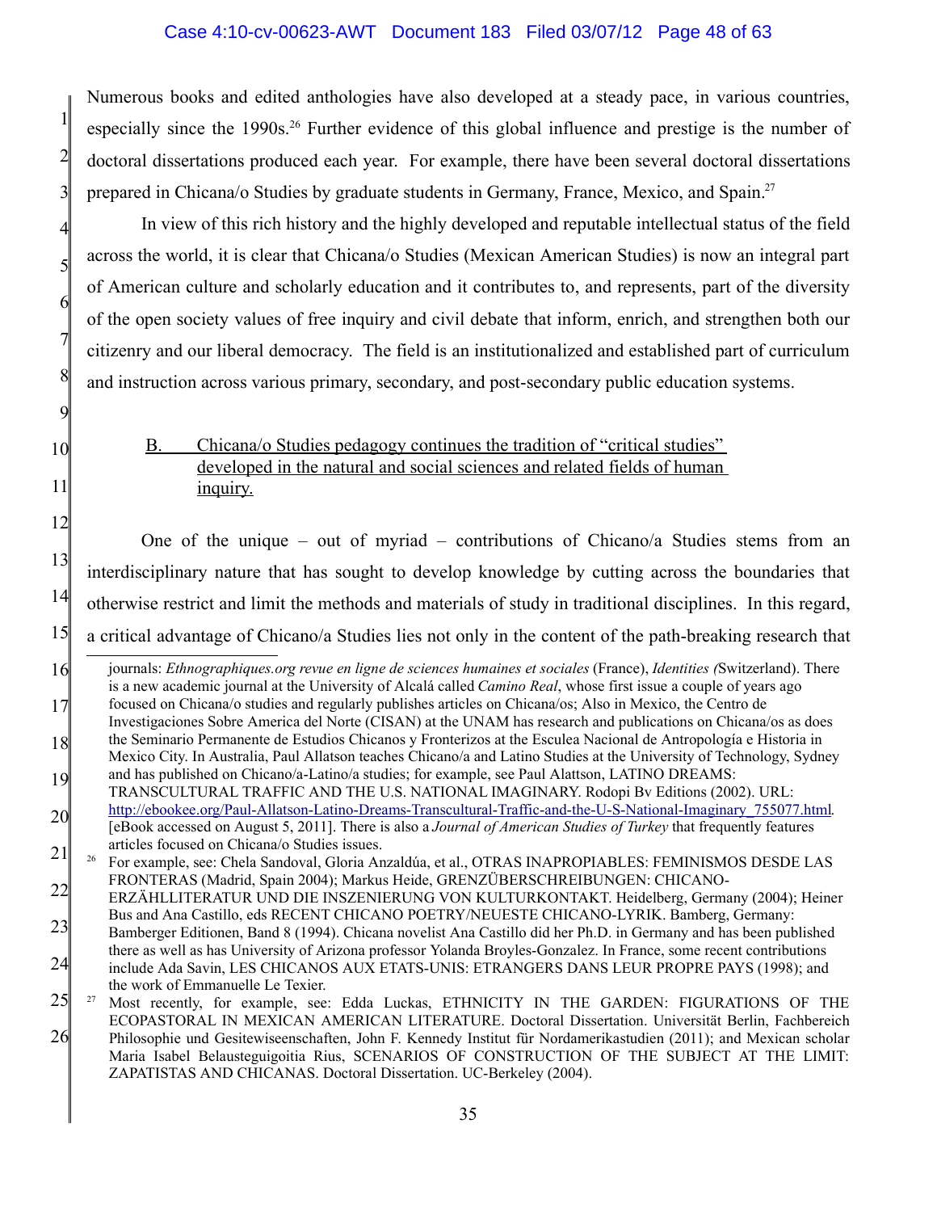Numerous books and edited anthologies have also developed at a steady pace, in various countries, especially since the 1990s.[26] Further evidence of this global influence and prestige is the number of doctoral dissertations produced each year. For example, there have been several doctoral dissertations prepared in Chicana/o Studies by graduate students in Germany, France, Mexico, and Spain.[27]

In view of this rich history and the highly developed and reputable intellectual status of the field across the world, it is clear that Chicana/o Studies (Mexican American Studies) is now an integral part of American culture and scholarly education and it contributes to, and represents, part of the diversity of the open society values of free inquiry and civil debate that inform, enrich, and strengthen both our citizenry and our liberal democracy. The field is an institutionalized and established part of curriculum and instruction across various primary, secondary, and post-secondary public education systems.

B. Chicana/o Studies pedagogy continues the tradition of "critical studies" developed in the natural and social sciences and related fields of human inquiry.

One of the unique – out of myriad – contributions of Chicano/a Studies stems from an interdisciplinary nature that has sought to develop knowledge by cutting across the boundaries that otherwise restrict and limit the methods and materials of study in traditional disciplines. In this regard, a critical advantage of Chicano/a Studies lies not only in the content of the path-breaking research that

---

journals: *Ethnographiques.org revue en ligne de sciences humaines et sociales* (France), *Identities (*Switzerland). There is a new academic journal at the University of Alcalá called *Camino Real*, whose first issue a couple of years ago focused on Chicana/o studies and regularly publishes articles on Chicana/os; Also in Mexico, the Centro de Investigaciones Sobre America del Norte (CISAN) at the UNAM has research and publications on Chicana/os as does the Seminario Permanente de Estudios Chicanos y Fronterizos at the Esculea Nacional de Antropología e Historia in Mexico City. In Australia, Paul Allatson teaches Chicano/a and Latino Studies at the University of Technology, Sydney and has published on Chicano/a-Latino/a studies; for example, see Paul Alattson, LATINO DREAMS: TRANSCULTURAL TRAFFIC AND THE U.S. NATIONAL IMAGINARY. Rodopi Bv Editions (2002). URL: http://ebookee.org/Paul-Allatson-Latino-Dreams-Transcultural-Traffic-and-the-U-S-National-Imaginary_755077.html. [eBook accessed on August 5, 2011]. There is also a *Journal of American Studies of Turkey* that frequently features articles focused on Chicana/o Studies issues.

[26] For example, see: Chela Sandoval, Gloria Anzaldúa, et al., OTRAS INAPROPIABLES: FEMINISMOS DESDE LAS FRONTERAS (Madrid, Spain 2004); Markus Heide, GRENZÜBERSCHREIBUNGEN: CHICANO-ERZÄHLLITERATUR UND DIE INSZENIERUNG VON KULTURKONTAKT. Heidelberg, Germany (2004); Heiner Bus and Ana Castillo, eds RECENT CHICANO POETRY/NEUESTE CHICANO-LYRIK. Bamberg, Germany: Bamberger Editionen, Band 8 (1994). Chicana novelist Ana Castillo did her Ph.D. in Germany and has been published there as well as has University of Arizona professor Yolanda Broyles-Gonzalez. In France, some recent contributions include Ada Savin, LES CHICANOS AUX ETATS-UNIS: ETRANGERS DANS LEUR PROPRE PAYS (1998); and the work of Emmanuelle Le Texier.

[27] Most recently, for example, see: Edda Luckas, ETHNICITY IN THE GARDEN: FIGURATIONS OF THE ECOPASTORAL IN MEXICAN AMERICAN LITERATURE. Doctoral Dissertation. Universität Berlin, Fachbereich Philosophie und Gesitewiseenschaften, John F. Kennedy Institut für Nordamerikastudien (2011); and Mexican scholar Maria Isabel Belausteguigoitia Rius, SCENARIOS OF CONSTRUCTION OF THE SUBJECT AT THE LIMIT: ZAPATISTAS AND CHICANAS. Doctoral Dissertation. UC-Berkeley (2004).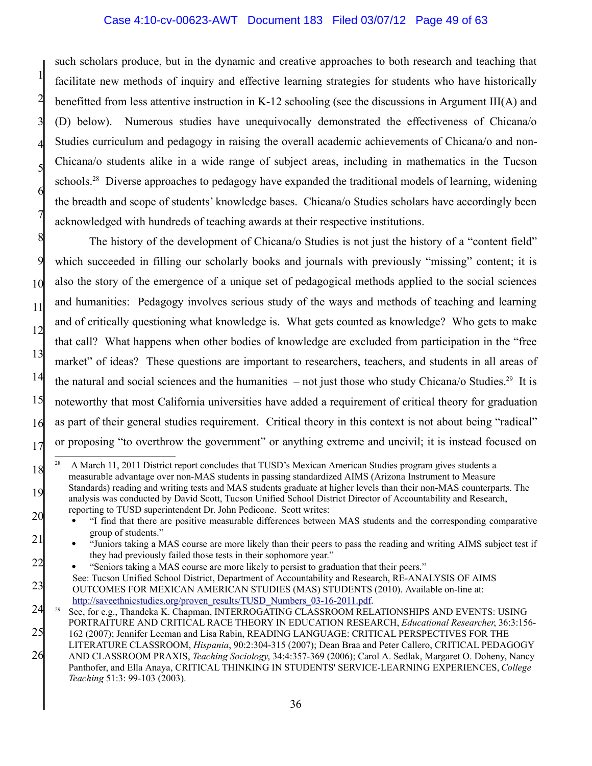such scholars produce, but in the dynamic and creative approaches to both research and teaching that facilitate new methods of inquiry and effective learning strategies for students who have historically benefitted from less attentive instruction in K-12 schooling (see the discussions in Argument III(A) and (D) below). Numerous studies have unequivocally demonstrated the effectiveness of Chicana/o Studies curriculum and pedagogy in raising the overall academic achievements of Chicana/o and non-Chicana/o students alike in a wide range of subject areas, including in mathematics in the Tucson schools.[28] Diverse approaches to pedagogy have expanded the traditional models of learning, widening the breadth and scope of students' knowledge bases. Chicana/o Studies scholars have accordingly been acknowledged with hundreds of teaching awards at their respective institutions.

The history of the development of Chicana/o Studies is not just the history of a "content field" which succeeded in filling our scholarly books and journals with previously "missing" content; it is also the story of the emergence of a unique set of pedagogical methods applied to the social sciences and humanities: Pedagogy involves serious study of the ways and methods of teaching and learning and of critically questioning what knowledge is. What gets counted as knowledge? Who gets to make that call? What happens when other bodies of knowledge are excluded from participation in the "free market" of ideas? These questions are important to researchers, teachers, and students in all areas of the natural and social sciences and the humanities – not just those who study Chicana/o Studies.[29] It is noteworthy that most California universities have added a requirement of critical theory for graduation as part of their general studies requirement. Critical theory in this context is not about being "radical" or proposing "to overthrow the government" or anything extreme and uncivil; it is instead focused on

---

[28] A March 11, 2011 District report concludes that TUSD's Mexican American Studies program gives students a measurable advantage over non-MAS students in passing standardized AIMS (Arizona Instrument to Measure Standards) reading and writing tests and MAS students graduate at higher levels than their non-MAS counterparts. The analysis was conducted by David Scott, Tucson Unified School District Director of Accountability and Research, reporting to TUSD superintendent Dr. John Pedicone. Scott writes:

- "I find that there are positive measurable differences between MAS students and the corresponding comparative group of students."
- "Juniors taking a MAS course are more likely than their peers to pass the reading and writing AIMS subject test if they had previously failed those tests in their sophomore year."
- "Seniors taking a MAS course are more likely to persist to graduation that their peers."

See: Tucson Unified School District, Department of Accountability and Research, RE-ANALYSIS OF AIMS OUTCOMES FOR MEXICAN AMERICAN STUDIES (MAS) STUDENTS (2010). Available on-line at: http://saveethnicstudies.org/proven_results/TUSD_Numbers_03-16-2011.pdf.

[29] See, for e.g., Thandeka K. Chapman, INTERROGATING CLASSROOM RELATIONSHIPS AND EVENTS: USING PORTRAITURE AND CRITICAL RACE THEORY IN EDUCATION RESEARCH, *Educational Researcher*, 36:3:156-162 (2007); Jennifer Leeman and Lisa Rabin, READING LANGUAGE: CRITICAL PERSPECTIVES FOR THE LITERATURE CLASSROOM, *Hispania*, 90:2:304-315 (2007); Dean Braa and Peter Callero, CRITICAL PEDAGOGY AND CLASSROOM PRAXIS, *Teaching Sociology*, 34:4:357-369 (2006); Carol A. Sedlak, Margaret O. Doheny, Nancy Panthofer, and Ella Anaya, CRITICAL THINKING IN STUDENTS' SERVICE-LEARNING EXPERIENCES, *College Teaching* 51:3: 99-103 (2003).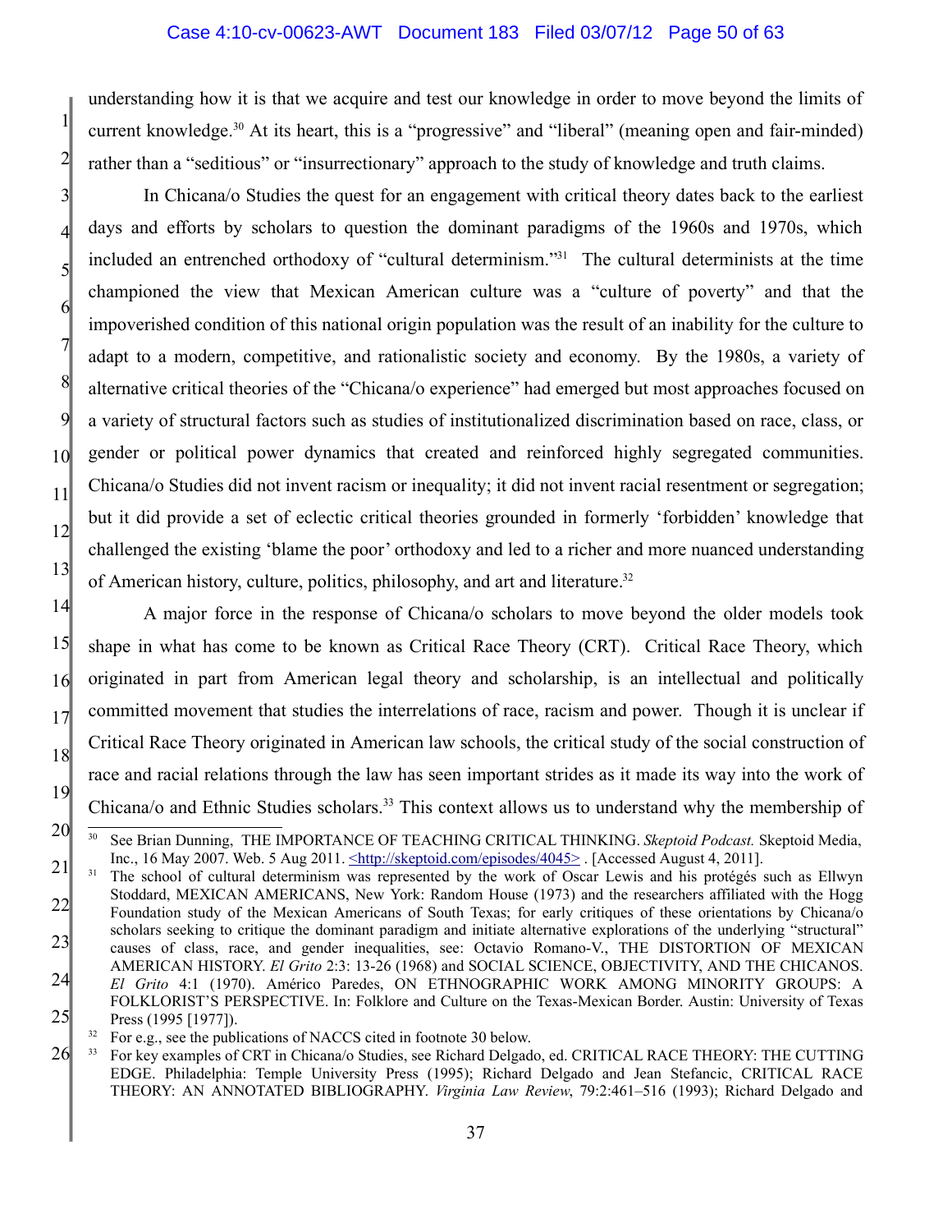understanding how it is that we acquire and test our knowledge in order to move beyond the limits of current knowledge.[30] At its heart, this is a "progressive" and "liberal" (meaning open and fair-minded) rather than a "seditious" or "insurrectionary" approach to the study of knowledge and truth claims.

In Chicana/o Studies the quest for an engagement with critical theory dates back to the earliest days and efforts by scholars to question the dominant paradigms of the 1960s and 1970s, which included an entrenched orthodoxy of "cultural determinism."[31] The cultural determinists at the time championed the view that Mexican American culture was a "culture of poverty" and that the impoverished condition of this national origin population was the result of an inability for the culture to adapt to a modern, competitive, and rationalistic society and economy. By the 1980s, a variety of alternative critical theories of the "Chicana/o experience" had emerged but most approaches focused on a variety of structural factors such as studies of institutionalized discrimination based on race, class, or gender or political power dynamics that created and reinforced highly segregated communities. Chicana/o Studies did not invent racism or inequality; it did not invent racial resentment or segregation; but it did provide a set of eclectic critical theories grounded in formerly 'forbidden' knowledge that challenged the existing 'blame the poor' orthodoxy and led to a richer and more nuanced understanding of American history, culture, politics, philosophy, and art and literature.[32]

A major force in the response of Chicana/o scholars to move beyond the older models took shape in what has come to be known as Critical Race Theory (CRT). Critical Race Theory, which originated in part from American legal theory and scholarship, is an intellectual and politically committed movement that studies the interrelations of race, racism and power. Though it is unclear if Critical Race Theory originated in American law schools, the critical study of the social construction of race and racial relations through the law has seen important strides as it made its way into the work of Chicana/o and Ethnic Studies scholars.[33] This context allows us to understand why the membership of

---

[30] See Brian Dunning, THE IMPORTANCE OF TEACHING CRITICAL THINKING. *Skeptoid Podcast.* Skeptoid Media, Inc., 16 May 2007. Web. 5 Aug 2011. <http://skeptoid.com/episodes/4045> . [Accessed August 4, 2011].

[31] The school of cultural determinism was represented by the work of Oscar Lewis and his protégés such as Ellwyn Stoddard, MEXICAN AMERICANS, New York: Random House (1973) and the researchers affiliated with the Hogg Foundation study of the Mexican Americans of South Texas; for early critiques of these orientations by Chicana/o scholars seeking to critique the dominant paradigm and initiate alternative explorations of the underlying "structural" causes of class, race, and gender inequalities, see: Octavio Romano-V., THE DISTORTION OF MEXICAN AMERICAN HISTORY. *El Grito* 2:3: 13-26 (1968) and SOCIAL SCIENCE, OBJECTIVITY, AND THE CHICANOS. *El Grito* 4:1 (1970). Américo Paredes, ON ETHNOGRAPHIC WORK AMONG MINORITY GROUPS: A FOLKLORIST'S PERSPECTIVE. In: Folklore and Culture on the Texas-Mexican Border. Austin: University of Texas Press (1995 [1977]).

[32] For e.g., see the publications of NACCS cited in footnote 30 below.

[33] For key examples of CRT in Chicana/o Studies, see Richard Delgado, ed. CRITICAL RACE THEORY: THE CUTTING EDGE. Philadelphia: Temple University Press (1995); Richard Delgado and Jean Stefancic, CRITICAL RACE THEORY: AN ANNOTATED BIBLIOGRAPHY. *Virginia Law Review*, 79:2:461–516 (1993); Richard Delgado and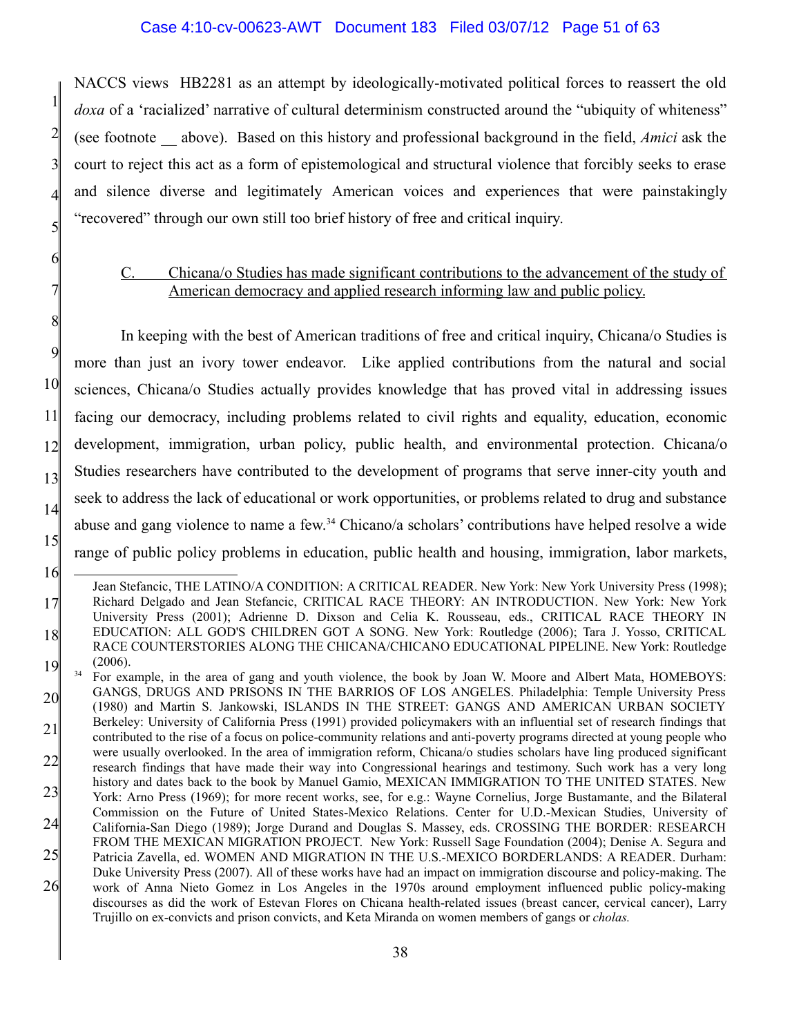NACCS views HB2281 as an attempt by ideologically-motivated political forces to reassert the old *doxa* of a 'racialized' narrative of cultural determinism constructed around the "ubiquity of whiteness" (see footnote __ above). Based on this history and professional background in the field, *Amici* ask the court to reject this act as a form of epistemological and structural violence that forcibly seeks to erase and silence diverse and legitimately American voices and experiences that were painstakingly "recovered" through our own still too brief history of free and critical inquiry.

C. <u>Chicana/o Studies has made significant contributions to the advancement of the study of American democracy and applied research informing law and public policy.</u>

In keeping with the best of American traditions of free and critical inquiry, Chicana/o Studies is more than just an ivory tower endeavor. Like applied contributions from the natural and social sciences, Chicana/o Studies actually provides knowledge that has proved vital in addressing issues facing our democracy, including problems related to civil rights and equality, education, economic development, immigration, urban policy, public health, and environmental protection. Chicana/o Studies researchers have contributed to the development of programs that serve inner-city youth and seek to address the lack of educational or work opportunities, or problems related to drug and substance abuse and gang violence to name a few.[34] Chicano/a scholars' contributions have helped resolve a wide range of public policy problems in education, public health and housing, immigration, labor markets,

---

Jean Stefancic, THE LATINO/A CONDITION: A CRITICAL READER. New York: New York University Press (1998); Richard Delgado and Jean Stefancic, CRITICAL RACE THEORY: AN INTRODUCTION. New York: New York University Press (2001); Adrienne D. Dixson and Celia K. Rousseau, eds., CRITICAL RACE THEORY IN EDUCATION: ALL GOD'S CHILDREN GOT A SONG. New York: Routledge (2006); Tara J. Yosso, CRITICAL RACE COUNTERSTORIES ALONG THE CHICANA/CHICANO EDUCATIONAL PIPELINE. New York: Routledge (2006).

[34] For example, in the area of gang and youth violence, the book by Joan W. Moore and Albert Mata, HOMEBOYS: GANGS, DRUGS AND PRISONS IN THE BARRIOS OF LOS ANGELES. Philadelphia: Temple University Press (1980) and Martin S. Jankowski, ISLANDS IN THE STREET: GANGS AND AMERICAN URBAN SOCIETY Berkeley: University of California Press (1991) provided policymakers with an influential set of research findings that contributed to the rise of a focus on police-community relations and anti-poverty programs directed at young people who were usually overlooked. In the area of immigration reform, Chicana/o studies scholars have ling produced significant research findings that have made their way into Congressional hearings and testimony. Such work has a very long history and dates back to the book by Manuel Gamio, MEXICAN IMMIGRATION TO THE UNITED STATES. New York: Arno Press (1969); for more recent works, see, for e.g.: Wayne Cornelius, Jorge Bustamante, and the Bilateral Commission on the Future of United States-Mexico Relations. Center for U.D.-Mexican Studies, University of California-San Diego (1989); Jorge Durand and Douglas S. Massey, eds. CROSSING THE BORDER: RESEARCH FROM THE MEXICAN MIGRATION PROJECT. New York: Russell Sage Foundation (2004); Denise A. Segura and Patricia Zavella, ed. WOMEN AND MIGRATION IN THE U.S.-MEXICO BORDERLANDS: A READER. Durham: Duke University Press (2007). All of these works have had an impact on immigration discourse and policy-making. The work of Anna Nieto Gomez in Los Angeles in the 1970s around employment influenced public policy-making discourses as did the work of Estevan Flores on Chicana health-related issues (breast cancer, cervical cancer), Larry Trujillo on ex-convicts and prison convicts, and Keta Miranda on women members of gangs or *cholas.*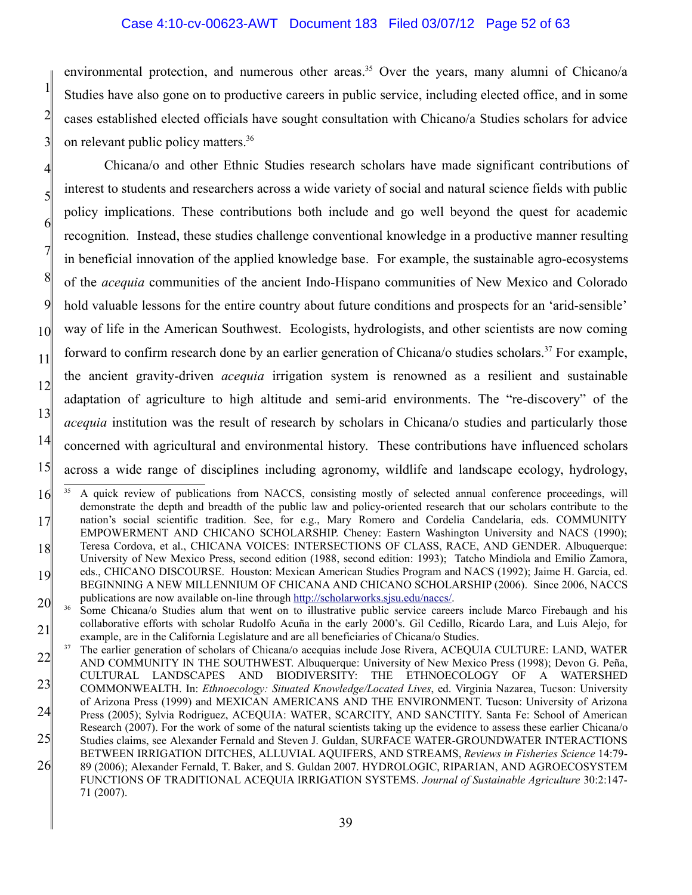environmental protection, and numerous other areas.[35] Over the years, many alumni of Chicano/a Studies have also gone on to productive careers in public service, including elected office, and in some cases established elected officials have sought consultation with Chicano/a Studies scholars for advice on relevant public policy matters.[36]

Chicana/o and other Ethnic Studies research scholars have made significant contributions of interest to students and researchers across a wide variety of social and natural science fields with public policy implications. These contributions both include and go well beyond the quest for academic recognition. Instead, these studies challenge conventional knowledge in a productive manner resulting in beneficial innovation of the applied knowledge base. For example, the sustainable agro-ecosystems of the *acequia* communities of the ancient Indo-Hispano communities of New Mexico and Colorado hold valuable lessons for the entire country about future conditions and prospects for an 'arid-sensible' way of life in the American Southwest. Ecologists, hydrologists, and other scientists are now coming forward to confirm research done by an earlier generation of Chicana/o studies scholars.[37] For example, the ancient gravity-driven *acequia* irrigation system is renowned as a resilient and sustainable adaptation of agriculture to high altitude and semi-arid environments. The "re-discovery" of the *acequia* institution was the result of research by scholars in Chicana/o studies and particularly those concerned with agricultural and environmental history. These contributions have influenced scholars across a wide range of disciplines including agronomy, wildlife and landscape ecology, hydrology,

---

[35] A quick review of publications from NACCS, consisting mostly of selected annual conference proceedings, will demonstrate the depth and breadth of the public law and policy-oriented research that our scholars contribute to the nation's social scientific tradition. See, for e.g., Mary Romero and Cordelia Candelaria, eds. COMMUNITY EMPOWERMENT AND CHICANO SCHOLARSHIP. Cheney: Eastern Washington University and NACS (1990); Teresa Cordova, et al., CHICANA VOICES: INTERSECTIONS OF CLASS, RACE, AND GENDER. Albuquerque: University of New Mexico Press, second edition (1988, second edition: 1993); Tatcho Mindiola and Emilio Zamora, eds., CHICANO DISCOURSE. Houston: Mexican American Studies Program and NACS (1992); Jaime H. Garcia, ed. BEGINNING A NEW MILLENNIUM OF CHICANA AND CHICANO SCHOLARSHIP (2006). Since 2006, NACCS publications are now available on-line through http://scholarworks.sjsu.edu/naccs/.

[36] Some Chicana/o Studies alum that went on to illustrative public service careers include Marco Firebaugh and his collaborative efforts with scholar Rudolfo Acuña in the early 2000's. Gil Cedillo, Ricardo Lara, and Luis Alejo, for example, are in the California Legislature and are all beneficiaries of Chicana/o Studies.

[37] The earlier generation of scholars of Chicana/o acequias include Jose Rivera, ACEQUIA CULTURE: LAND, WATER AND COMMUNITY IN THE SOUTHWEST. Albuquerque: University of New Mexico Press (1998); Devon G. Peña, CULTURAL LANDSCAPES AND BIODIVERSITY: THE ETHNOECOLOGY OF A WATERSHED COMMONWEALTH. In: *Ethnoecology: Situated Knowledge/Located Lives*, ed. Virginia Nazarea, Tucson: University of Arizona Press (1999) and MEXICAN AMERICANS AND THE ENVIRONMENT. Tucson: University of Arizona Press (2005); Sylvia Rodriguez, ACEQUIA: WATER, SCARCITY, AND SANCTITY. Santa Fe: School of American Research (2007). For the work of some of the natural scientists taking up the evidence to assess these earlier Chicana/o Studies claims, see Alexander Fernald and Steven J. Guldan, SURFACE WATER-GROUNDWATER INTERACTIONS BETWEEN IRRIGATION DITCHES, ALLUVIAL AQUIFERS, AND STREAMS, *Reviews in Fisheries Science* 14:79-89 (2006); Alexander Fernald, T. Baker, and S. Guldan 2007. HYDROLOGIC, RIPARIAN, AND AGROECOSYSTEM FUNCTIONS OF TRADITIONAL ACEQUIA IRRIGATION SYSTEMS. *Journal of Sustainable Agriculture* 30:2:147-71 (2007).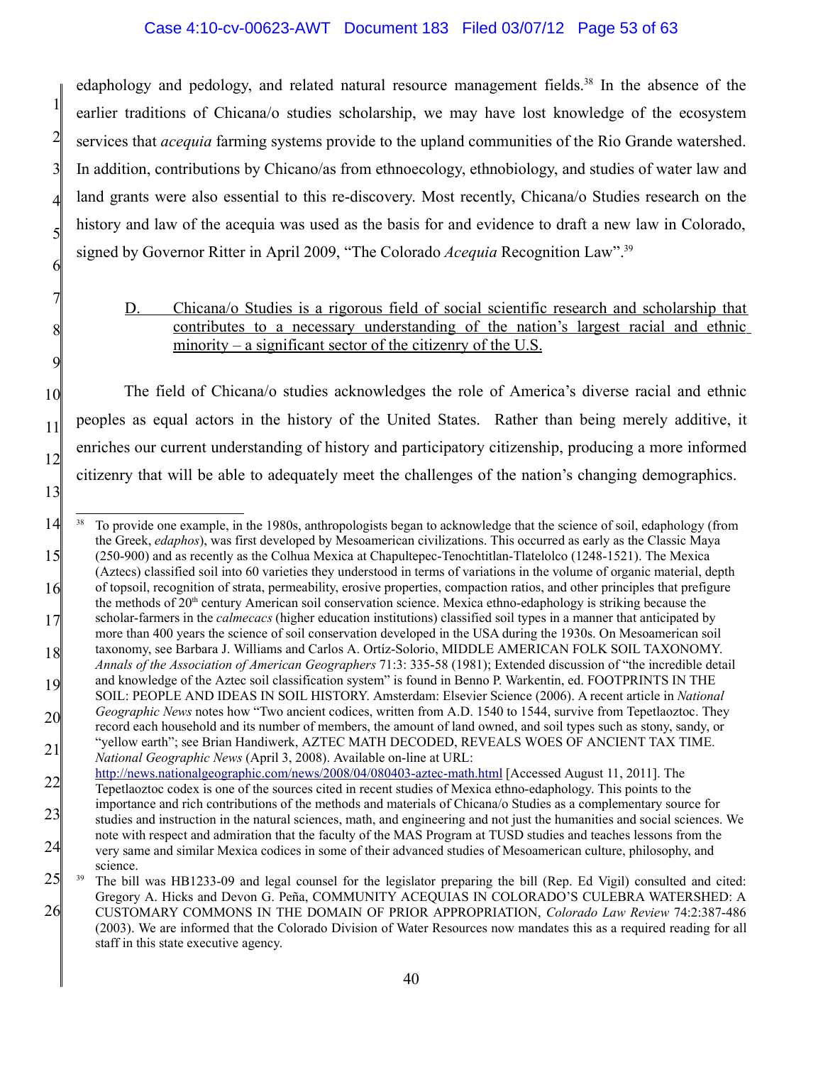edaphology and pedology, and related natural resource management fields.[38] In the absence of the earlier traditions of Chicana/o studies scholarship, we may have lost knowledge of the ecosystem services that *acequia* farming systems provide to the upland communities of the Rio Grande watershed. In addition, contributions by Chicano/as from ethnoecology, ethnobiology, and studies of water law and land grants were also essential to this re-discovery. Most recently, Chicana/o Studies research on the history and law of the acequia was used as the basis for and evidence to draft a new law in Colorado, signed by Governor Ritter in April 2009, "The Colorado *Acequia* Recognition Law".[39]

D. Chicana/o Studies is a rigorous field of social scientific research and scholarship that contributes to a necessary understanding of the nation's largest racial and ethnic minority – a significant sector of the citizenry of the U.S.

The field of Chicana/o studies acknowledges the role of America's diverse racial and ethnic peoples as equal actors in the history of the United States. Rather than being merely additive, it enriches our current understanding of history and participatory citizenship, producing a more informed citizenry that will be able to adequately meet the challenges of the nation's changing demographics.

---

[38] To provide one example, in the 1980s, anthropologists began to acknowledge that the science of soil, edaphology (from the Greek, *edaphos*), was first developed by Mesoamerican civilizations. This occurred as early as the Classic Maya (250-900) and as recently as the Colhua Mexica at Chapultepec-Tenochtitlan-Tlatelolco (1248-1521). The Mexica (Aztecs) classified soil into 60 varieties they understood in terms of variations in the volume of organic material, depth of topsoil, recognition of strata, permeability, erosive properties, compaction ratios, and other principles that prefigure the methods of 20th century American soil conservation science. Mexica ethno-edaphology is striking because the scholar-farmers in the *calmecacs* (higher education institutions) classified soil types in a manner that anticipated by more than 400 years the science of soil conservation developed in the USA during the 1930s. On Mesoamerican soil taxonomy, see Barbara J. Williams and Carlos A. Ortíz-Solorio, MIDDLE AMERICAN FOLK SOIL TAXONOMY. *Annals of the Association of American Geographers* 71:3: 335-58 (1981); Extended discussion of "the incredible detail and knowledge of the Aztec soil classification system" is found in Benno P. Warkentin, ed. FOOTPRINTS IN THE SOIL: PEOPLE AND IDEAS IN SOIL HISTORY. Amsterdam: Elsevier Science (2006). A recent article in *National Geographic News* notes how "Two ancient codices, written from A.D. 1540 to 1544, survive from Tepetlaoztoc. They record each household and its number of members, the amount of land owned, and soil types such as stony, sandy, or "yellow earth"; see Brian Handiwerk, AZTEC MATH DECODED, REVEALS WOES OF ANCIENT TAX TIME. *National Geographic News* (April 3, 2008). Available on-line at URL: http://news.nationalgeographic.com/news/2008/04/080403-aztec-math.html [Accessed August 11, 2011]. The Tepetlaoztoc codex is one of the sources cited in recent studies of Mexica ethno-edaphology. This points to the importance and rich contributions of the methods and materials of Chicana/o Studies as a complementary source for studies and instruction in the natural sciences, math, and engineering and not just the humanities and social sciences. We note with respect and admiration that the faculty of the MAS Program at TUSD studies and teaches lessons from the very same and similar Mexica codices in some of their advanced studies of Mesoamerican culture, philosophy, and science.

[39] The bill was HB1233-09 and legal counsel for the legislator preparing the bill (Rep. Ed Vigil) consulted and cited: Gregory A. Hicks and Devon G. Peña, COMMUNITY ACEQUIAS IN COLORADO'S CULEBRA WATERSHED: A CUSTOMARY COMMONS IN THE DOMAIN OF PRIOR APPROPRIATION, *Colorado Law Review* 74:2:387-486 (2003). We are informed that the Colorado Division of Water Resources now mandates this as a required reading for all staff in this state executive agency.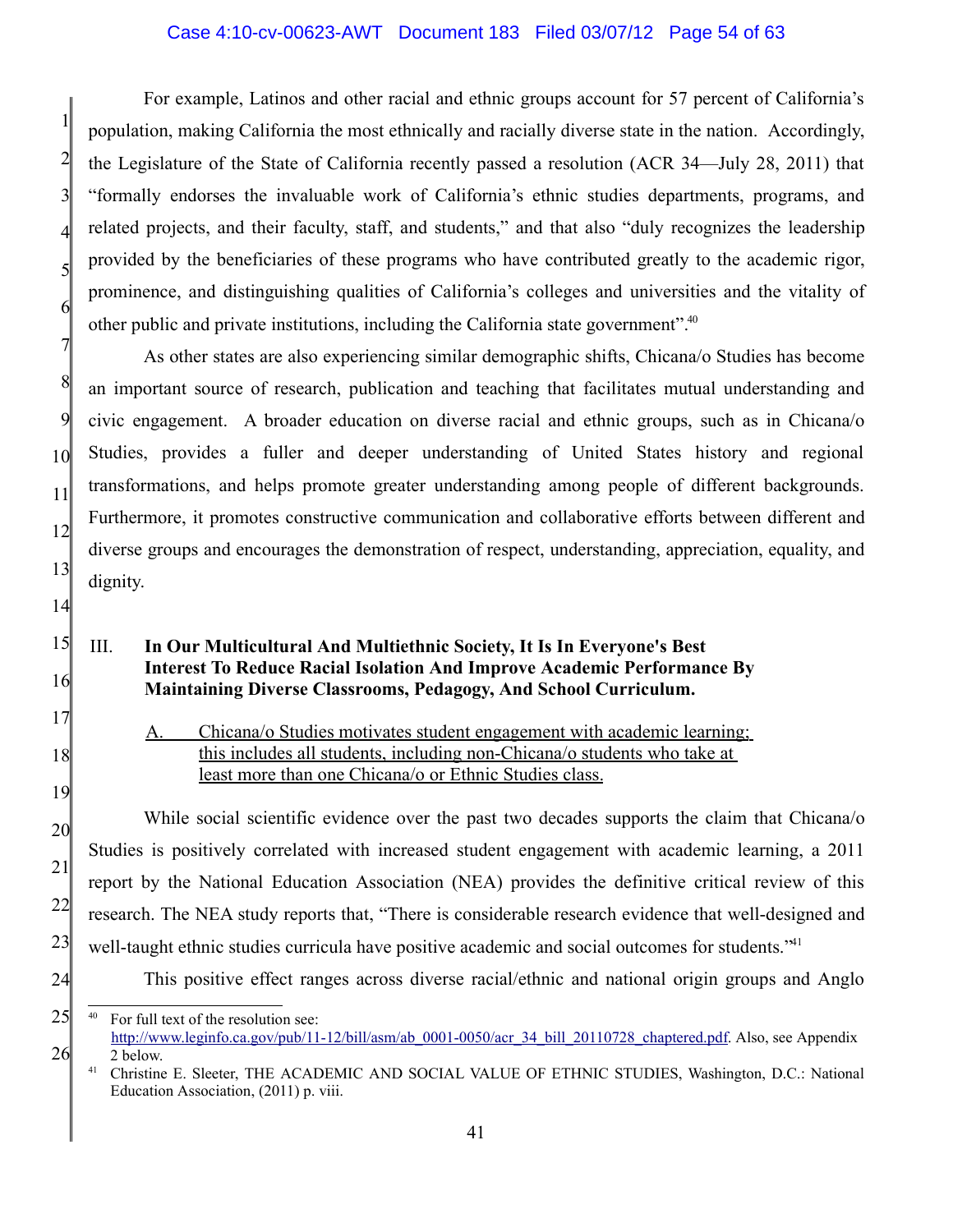For example, Latinos and other racial and ethnic groups account for 57 percent of California's population, making California the most ethnically and racially diverse state in the nation. Accordingly, the Legislature of the State of California recently passed a resolution (ACR 34—July 28, 2011) that "formally endorses the invaluable work of California's ethnic studies departments, programs, and related projects, and their faculty, staff, and students," and that also "duly recognizes the leadership provided by the beneficiaries of these programs who have contributed greatly to the academic rigor, prominence, and distinguishing qualities of California's colleges and universities and the vitality of other public and private institutions, including the California state government".[40]

As other states are also experiencing similar demographic shifts, Chicana/o Studies has become an important source of research, publication and teaching that facilitates mutual understanding and civic engagement. A broader education on diverse racial and ethnic groups, such as in Chicana/o Studies, provides a fuller and deeper understanding of United States history and regional transformations, and helps promote greater understanding among people of different backgrounds. Furthermore, it promotes constructive communication and collaborative efforts between different and diverse groups and encourages the demonstration of respect, understanding, appreciation, equality, and dignity.

## III. In Our Multicultural And Multiethnic Society, It Is In Everyone's Best Interest To Reduce Racial Isolation And Improve Academic Performance By Maintaining Diverse Classrooms, Pedagogy, And School Curriculum.

### A. Chicana/o Studies motivates student engagement with academic learning; this includes all students, including non-Chicana/o students who take at least more than one Chicana/o or Ethnic Studies class.

While social scientific evidence over the past two decades supports the claim that Chicana/o Studies is positively correlated with increased student engagement with academic learning, a 2011 report by the National Education Association (NEA) provides the definitive critical review of this research. The NEA study reports that, "There is considerable research evidence that well-designed and well-taught ethnic studies curricula have positive academic and social outcomes for students."[41]

This positive effect ranges across diverse racial/ethnic and national origin groups and Anglo

---

[40] For full text of the resolution see: http://www.leginfo.ca.gov/pub/11-12/bill/asm/ab_0001-0050/acr_34_bill_20110728_chaptered.pdf. Also, see Appendix 2 below.

[41] Christine E. Sleeter, THE ACADEMIC AND SOCIAL VALUE OF ETHNIC STUDIES, Washington, D.C.: National Education Association, (2011) p. viii.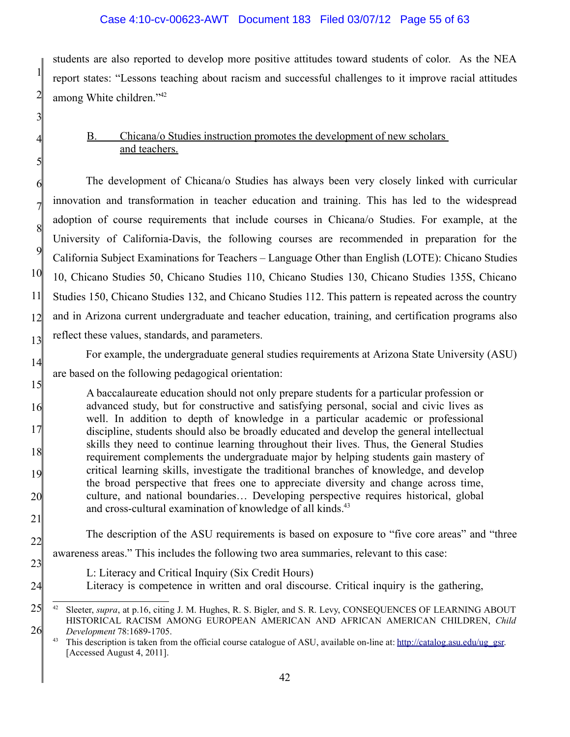students are also reported to develop more positive attitudes toward students of color. As the NEA report states: "Lessons teaching about racism and successful challenges to it improve racial attitudes among White children."[42]

B. Chicana/o Studies instruction promotes the development of new scholars and teachers.

The development of Chicana/o Studies has always been very closely linked with curricular innovation and transformation in teacher education and training. This has led to the widespread adoption of course requirements that include courses in Chicana/o Studies. For example, at the University of California-Davis, the following courses are recommended in preparation for the California Subject Examinations for Teachers – Language Other than English (LOTE): Chicano Studies 10, Chicano Studies 50, Chicano Studies 110, Chicano Studies 130, Chicano Studies 135S, Chicano Studies 150, Chicano Studies 132, and Chicano Studies 112. This pattern is repeated across the country and in Arizona current undergraduate and teacher education, training, and certification programs also reflect these values, standards, and parameters.

For example, the undergraduate general studies requirements at Arizona State University (ASU) are based on the following pedagogical orientation:

> A baccalaureate education should not only prepare students for a particular profession or advanced study, but for constructive and satisfying personal, social and civic lives as well. In addition to depth of knowledge in a particular academic or professional discipline, students should also be broadly educated and develop the general intellectual skills they need to continue learning throughout their lives. Thus, the General Studies requirement complements the undergraduate major by helping students gain mastery of critical learning skills, investigate the traditional branches of knowledge, and develop the broad perspective that frees one to appreciate diversity and change across time, culture, and national boundaries… Developing perspective requires historical, global and cross-cultural examination of knowledge of all kinds.[43]

The description of the ASU requirements is based on exposure to "five core areas" and "three awareness areas." This includes the following two area summaries, relevant to this case:

> L: Literacy and Critical Inquiry (Six Credit Hours)
> Literacy is competence in written and oral discourse. Critical inquiry is the gathering,

---

[42] Sleeter, *supra*, at p.16, citing J. M. Hughes, R. S. Bigler, and S. R. Levy, CONSEQUENCES OF LEARNING ABOUT HISTORICAL RACISM AMONG EUROPEAN AMERICAN AND AFRICAN AMERICAN CHILDREN, *Child Development* 78:1689-1705.

[43] This description is taken from the official course catalogue of ASU, available on-line at: http://catalog.asu.edu/ug_gsr. [Accessed August 4, 2011].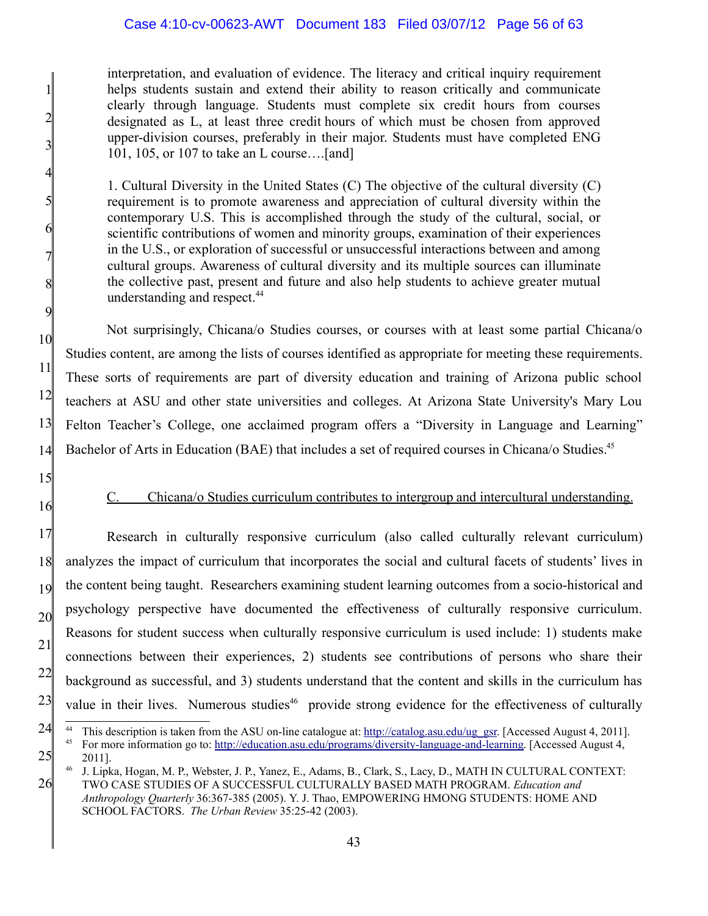interpretation, and evaluation of evidence. The literacy and critical inquiry requirement helps students sustain and extend their ability to reason critically and communicate clearly through language. Students must complete six credit hours from courses designated as L, at least three credit hours of which must be chosen from approved upper-division courses, preferably in their major. Students must have completed ENG 101, 105, or 107 to take an L course….[and]

> 1. Cultural Diversity in the United States (C) The objective of the cultural diversity (C) requirement is to promote awareness and appreciation of cultural diversity within the contemporary U.S. This is accomplished through the study of the cultural, social, or scientific contributions of women and minority groups, examination of their experiences in the U.S., or exploration of successful or unsuccessful interactions between and among cultural groups. Awareness of cultural diversity and its multiple sources can illuminate the collective past, present and future and also help students to achieve greater mutual understanding and respect.[44]

Not surprisingly, Chicana/o Studies courses, or courses with at least some partial Chicana/o Studies content, are among the lists of courses identified as appropriate for meeting these requirements. These sorts of requirements are part of diversity education and training of Arizona public school teachers at ASU and other state universities and colleges. At Arizona State University's Mary Lou Felton Teacher's College, one acclaimed program offers a "Diversity in Language and Learning" Bachelor of Arts in Education (BAE) that includes a set of required courses in Chicana/o Studies.[45]

### C. Chicana/o Studies curriculum contributes to intergroup and intercultural understanding.

Research in culturally responsive curriculum (also called culturally relevant curriculum) analyzes the impact of curriculum that incorporates the social and cultural facets of students' lives in the content being taught. Researchers examining student learning outcomes from a socio-historical and psychology perspective have documented the effectiveness of culturally responsive curriculum. Reasons for student success when culturally responsive curriculum is used include: 1) students make connections between their experiences, 2) students see contributions of persons who share their background as successful, and 3) students understand that the content and skills in the curriculum has value in their lives. Numerous studies[46] provide strong evidence for the effectiveness of culturally

---

[44] This description is taken from the ASU on-line catalogue at: http://catalog.asu.edu/ug_gsr. [Accessed August 4, 2011].

[45] For more information go to: http://education.asu.edu/programs/diversity-language-and-learning. [Accessed August 4, 2011].

[46] J. Lipka, Hogan, M. P., Webster, J. P., Yanez, E., Adams, B., Clark, S., Lacy, D., MATH IN CULTURAL CONTEXT: TWO CASE STUDIES OF A SUCCESSFUL CULTURALLY BASED MATH PROGRAM. *Education and Anthropology Quarterly* 36:367-385 (2005). Y. J. Thao, EMPOWERING HMONG STUDENTS: HOME AND SCHOOL FACTORS. *The Urban Review* 35:25-42 (2003).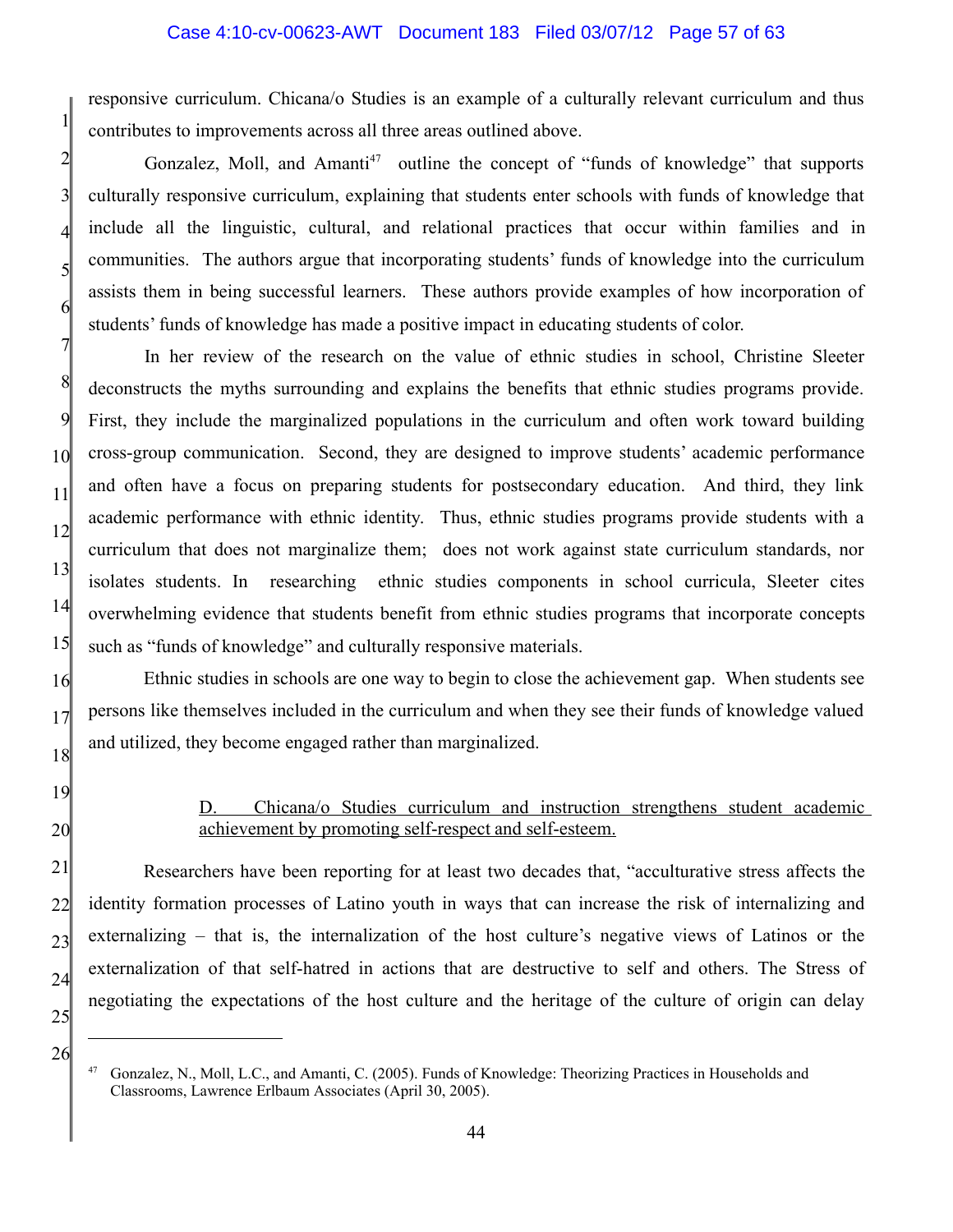responsive curriculum. Chicana/o Studies is an example of a culturally relevant curriculum and thus contributes to improvements across all three areas outlined above.

Gonzalez, Moll, and Amanti[47] outline the concept of "funds of knowledge" that supports culturally responsive curriculum, explaining that students enter schools with funds of knowledge that include all the linguistic, cultural, and relational practices that occur within families and in communities. The authors argue that incorporating students' funds of knowledge into the curriculum assists them in being successful learners. These authors provide examples of how incorporation of students' funds of knowledge has made a positive impact in educating students of color.

In her review of the research on the value of ethnic studies in school, Christine Sleeter deconstructs the myths surrounding and explains the benefits that ethnic studies programs provide. First, they include the marginalized populations in the curriculum and often work toward building cross-group communication. Second, they are designed to improve students' academic performance and often have a focus on preparing students for postsecondary education. And third, they link academic performance with ethnic identity. Thus, ethnic studies programs provide students with a curriculum that does not marginalize them; does not work against state curriculum standards, nor isolates students. In researching ethnic studies components in school curricula, Sleeter cites overwhelming evidence that students benefit from ethnic studies programs that incorporate concepts such as "funds of knowledge" and culturally responsive materials.

Ethnic studies in schools are one way to begin to close the achievement gap. When students see persons like themselves included in the curriculum and when they see their funds of knowledge valued and utilized, they become engaged rather than marginalized.

D. Chicana/o Studies curriculum and instruction strengthens student academic achievement by promoting self-respect and self-esteem.

Researchers have been reporting for at least two decades that, "acculturative stress affects the identity formation processes of Latino youth in ways that can increase the risk of internalizing and externalizing – that is, the internalization of the host culture's negative views of Latinos or the externalization of that self-hatred in actions that are destructive to self and others. The Stress of negotiating the expectations of the host culture and the heritage of the culture of origin can delay

[47] Gonzalez, N., Moll, L.C., and Amanti, C. (2005). Funds of Knowledge: Theorizing Practices in Households and Classrooms, Lawrence Erlbaum Associates (April 30, 2005).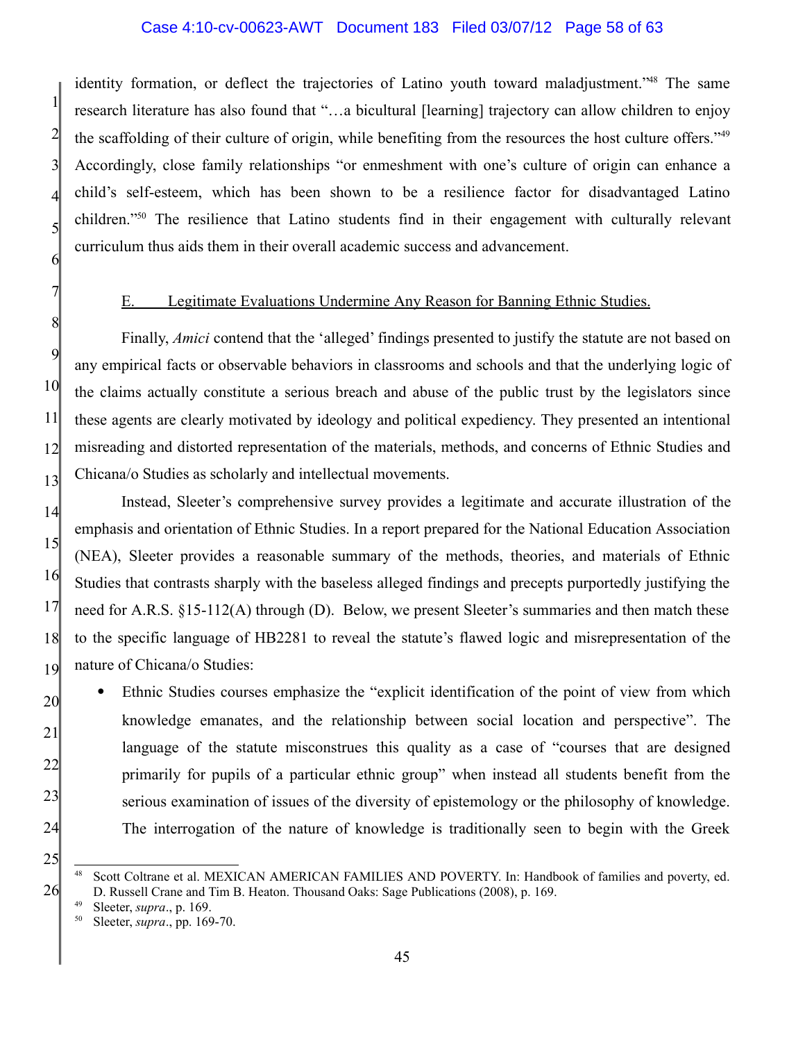identity formation, or deflect the trajectories of Latino youth toward maladjustment."[48] The same research literature has also found that "…a bicultural [learning] trajectory can allow children to enjoy the scaffolding of their culture of origin, while benefiting from the resources the host culture offers."[49] Accordingly, close family relationships "or enmeshment with one's culture of origin can enhance a child's self-esteem, which has been shown to be a resilience factor for disadvantaged Latino children."[50] The resilience that Latino students find in their engagement with culturally relevant curriculum thus aids them in their overall academic success and advancement.

## E. Legitimate Evaluations Undermine Any Reason for Banning Ethnic Studies.

Finally, *Amici* contend that the 'alleged' findings presented to justify the statute are not based on any empirical facts or observable behaviors in classrooms and schools and that the underlying logic of the claims actually constitute a serious breach and abuse of the public trust by the legislators since these agents are clearly motivated by ideology and political expediency. They presented an intentional misreading and distorted representation of the materials, methods, and concerns of Ethnic Studies and Chicana/o Studies as scholarly and intellectual movements.

Instead, Sleeter's comprehensive survey provides a legitimate and accurate illustration of the emphasis and orientation of Ethnic Studies. In a report prepared for the National Education Association (NEA), Sleeter provides a reasonable summary of the methods, theories, and materials of Ethnic Studies that contrasts sharply with the baseless alleged findings and precepts purportedly justifying the need for A.R.S. §15-112(A) through (D). Below, we present Sleeter's summaries and then match these to the specific language of HB2281 to reveal the statute's flawed logic and misrepresentation of the nature of Chicana/o Studies:

- Ethnic Studies courses emphasize the "explicit identification of the point of view from which knowledge emanates, and the relationship between social location and perspective". The language of the statute misconstrues this quality as a case of "courses that are designed primarily for pupils of a particular ethnic group" when instead all students benefit from the serious examination of issues of the diversity of epistemology or the philosophy of knowledge. The interrogation of the nature of knowledge is traditionally seen to begin with the Greek

---

[48] Scott Coltrane et al. MEXICAN AMERICAN FAMILIES AND POVERTY. In: Handbook of families and poverty, ed. D. Russell Crane and Tim B. Heaton. Thousand Oaks: Sage Publications (2008), p. 169.

[49] Sleeter, *supra*., p. 169.

[50] Sleeter, *supra*., pp. 169-70.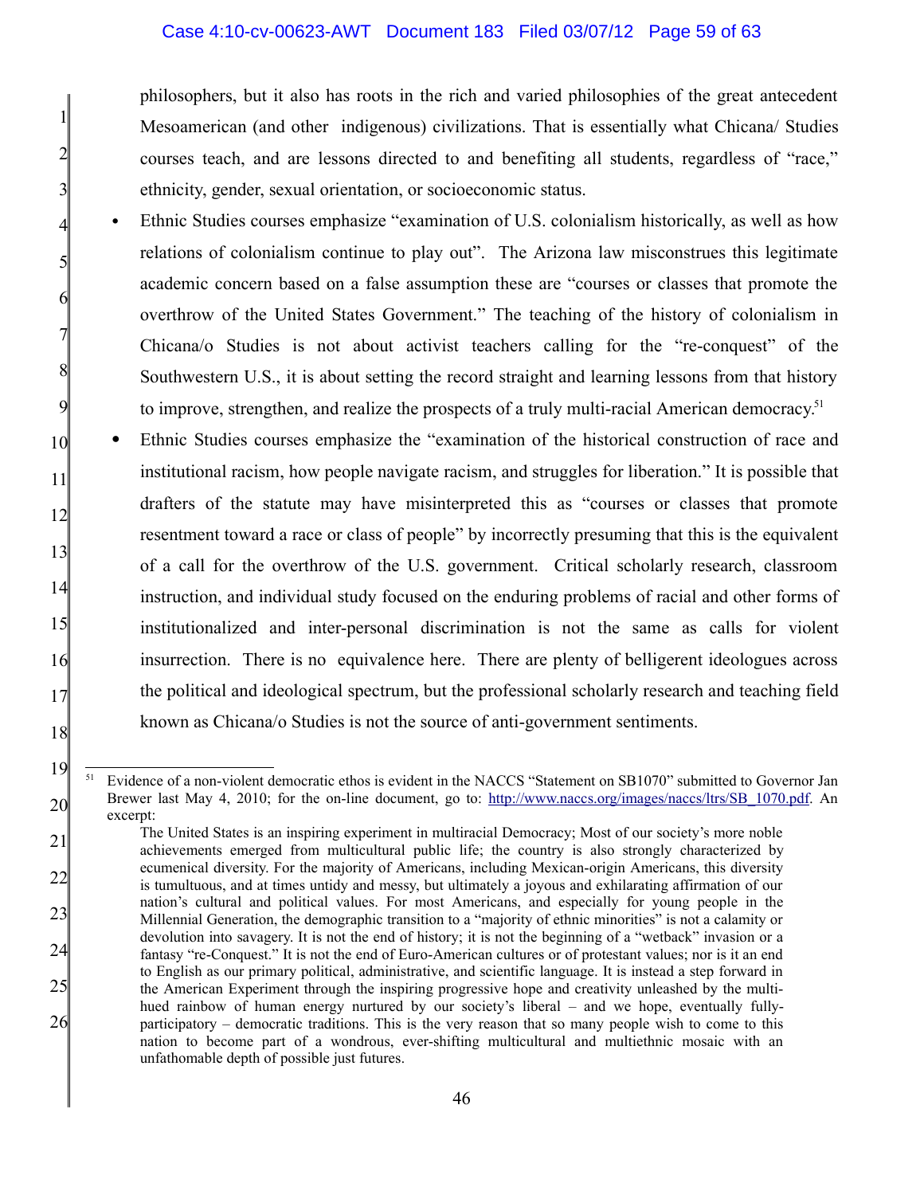philosophers, but it also has roots in the rich and varied philosophies of the great antecedent Mesoamerican (and other indigenous) civilizations. That is essentially what Chicana/ Studies courses teach, and are lessons directed to and benefiting all students, regardless of "race," ethnicity, gender, sexual orientation, or socioeconomic status.

- Ethnic Studies courses emphasize "examination of U.S. colonialism historically, as well as how relations of colonialism continue to play out". The Arizona law misconstrues this legitimate academic concern based on a false assumption these are "courses or classes that promote the overthrow of the United States Government." The teaching of the history of colonialism in Chicana/o Studies is not about activist teachers calling for the "re-conquest" of the Southwestern U.S., it is about setting the record straight and learning lessons from that history to improve, strengthen, and realize the prospects of a truly multi-racial American democracy.[51]
- Ethnic Studies courses emphasize the "examination of the historical construction of race and institutional racism, how people navigate racism, and struggles for liberation." It is possible that drafters of the statute may have misinterpreted this as "courses or classes that promote resentment toward a race or class of people" by incorrectly presuming that this is the equivalent of a call for the overthrow of the U.S. government. Critical scholarly research, classroom instruction, and individual study focused on the enduring problems of racial and other forms of institutionalized and inter-personal discrimination is not the same as calls for violent insurrection. There is no equivalence here. There are plenty of belligerent ideologues across the political and ideological spectrum, but the professional scholarly research and teaching field known as Chicana/o Studies is not the source of anti-government sentiments.

---

[51] Evidence of a non-violent democratic ethos is evident in the NACCS "Statement on SB1070" submitted to Governor Jan Brewer last May 4, 2010; for the on-line document, go to: http://www.naccs.org/images/naccs/ltrs/SB_1070.pdf. An excerpt:

> The United States is an inspiring experiment in multiracial Democracy; Most of our society's more noble achievements emerged from multicultural public life; the country is also strongly characterized by ecumenical diversity. For the majority of Americans, including Mexican-origin Americans, this diversity is tumultuous, and at times untidy and messy, but ultimately a joyous and exhilarating affirmation of our nation's cultural and political values. For most Americans, and especially for young people in the Millennial Generation, the demographic transition to a "majority of ethnic minorities" is not a calamity or devolution into savagery. It is not the end of history; it is not the beginning of a "wetback" invasion or a fantasy "re-Conquest." It is not the end of Euro-American cultures or of protestant values; nor is it an end to English as our primary political, administrative, and scientific language. It is instead a step forward in the American Experiment through the inspiring progressive hope and creativity unleashed by the multi-hued rainbow of human energy nurtured by our society's liberal – and we hope, eventually fully-participatory – democratic traditions. This is the very reason that so many people wish to come to this nation to become part of a wondrous, ever-shifting multicultural and multiethnic mosaic with an unfathomable depth of possible just futures.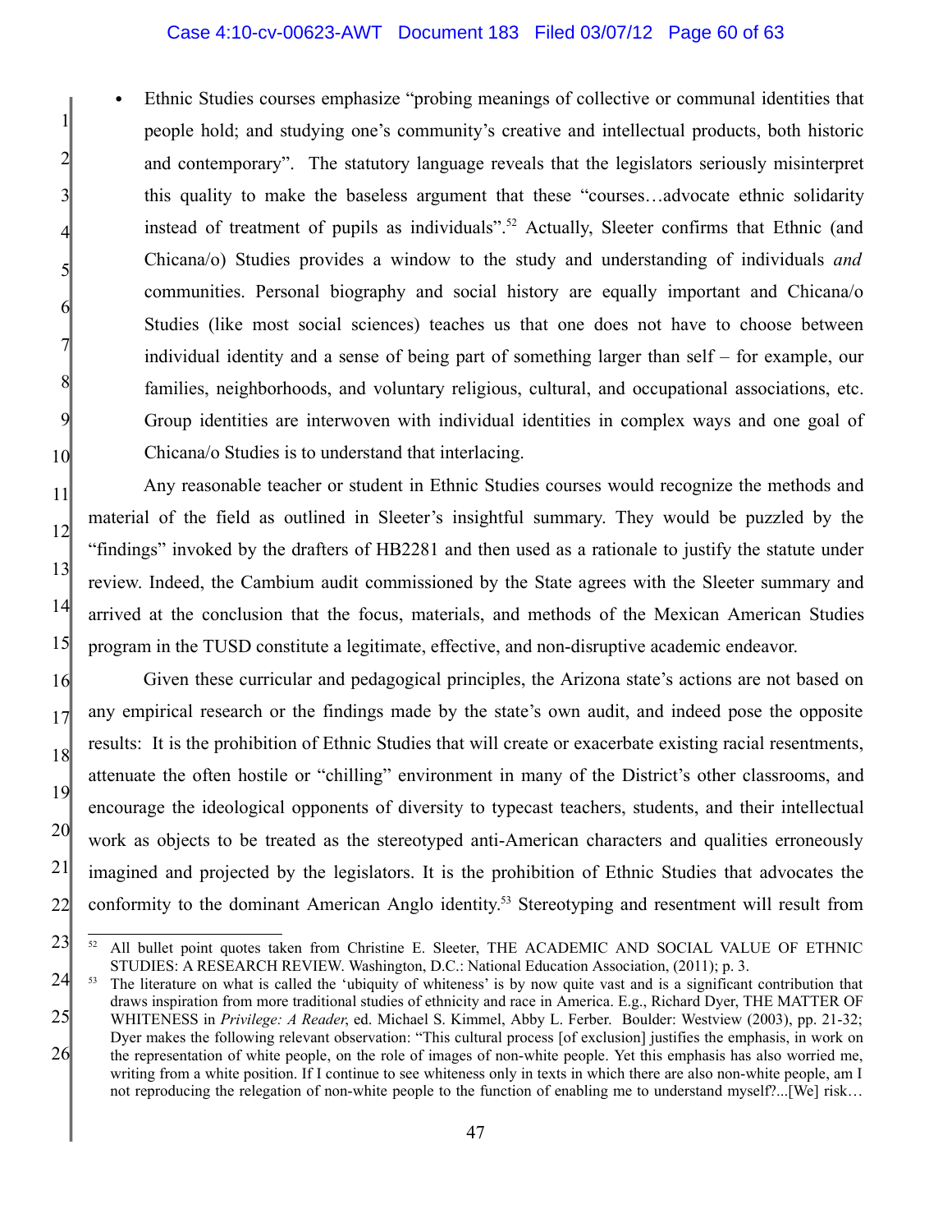- Ethnic Studies courses emphasize "probing meanings of collective or communal identities that people hold; and studying one's community's creative and intellectual products, both historic and contemporary". The statutory language reveals that the legislators seriously misinterpret this quality to make the baseless argument that these "courses…advocate ethnic solidarity instead of treatment of pupils as individuals".[52] Actually, Sleeter confirms that Ethnic (and Chicana/o) Studies provides a window to the study and understanding of individuals *and* communities. Personal biography and social history are equally important and Chicana/o Studies (like most social sciences) teaches us that one does not have to choose between individual identity and a sense of being part of something larger than self – for example, our families, neighborhoods, and voluntary religious, cultural, and occupational associations, etc. Group identities are interwoven with individual identities in complex ways and one goal of Chicana/o Studies is to understand that interlacing.

Any reasonable teacher or student in Ethnic Studies courses would recognize the methods and material of the field as outlined in Sleeter's insightful summary. They would be puzzled by the "findings" invoked by the drafters of HB2281 and then used as a rationale to justify the statute under review. Indeed, the Cambium audit commissioned by the State agrees with the Sleeter summary and arrived at the conclusion that the focus, materials, and methods of the Mexican American Studies program in the TUSD constitute a legitimate, effective, and non-disruptive academic endeavor.

Given these curricular and pedagogical principles, the Arizona state's actions are not based on any empirical research or the findings made by the state's own audit, and indeed pose the opposite results: It is the prohibition of Ethnic Studies that will create or exacerbate existing racial resentments, attenuate the often hostile or "chilling" environment in many of the District's other classrooms, and encourage the ideological opponents of diversity to typecast teachers, students, and their intellectual work as objects to be treated as the stereotyped anti-American characters and qualities erroneously imagined and projected by the legislators. It is the prohibition of Ethnic Studies that advocates the conformity to the dominant American Anglo identity.[53] Stereotyping and resentment will result from

---

[52] All bullet point quotes taken from Christine E. Sleeter, THE ACADEMIC AND SOCIAL VALUE OF ETHNIC STUDIES: A RESEARCH REVIEW. Washington, D.C.: National Education Association, (2011); p. 3.

[53] The literature on what is called the 'ubiquity of whiteness' is by now quite vast and is a significant contribution that draws inspiration from more traditional studies of ethnicity and race in America. E.g., Richard Dyer, THE MATTER OF WHITENESS in *Privilege: A Reader*, ed. Michael S. Kimmel, Abby L. Ferber. Boulder: Westview (2003), pp. 21-32; Dyer makes the following relevant observation: "This cultural process [of exclusion] justifies the emphasis, in work on the representation of white people, on the role of images of non-white people. Yet this emphasis has also worried me, writing from a white position. If I continue to see whiteness only in texts in which there are also non-white people, am I not reproducing the relegation of non-white people to the function of enabling me to understand myself?...[We] risk…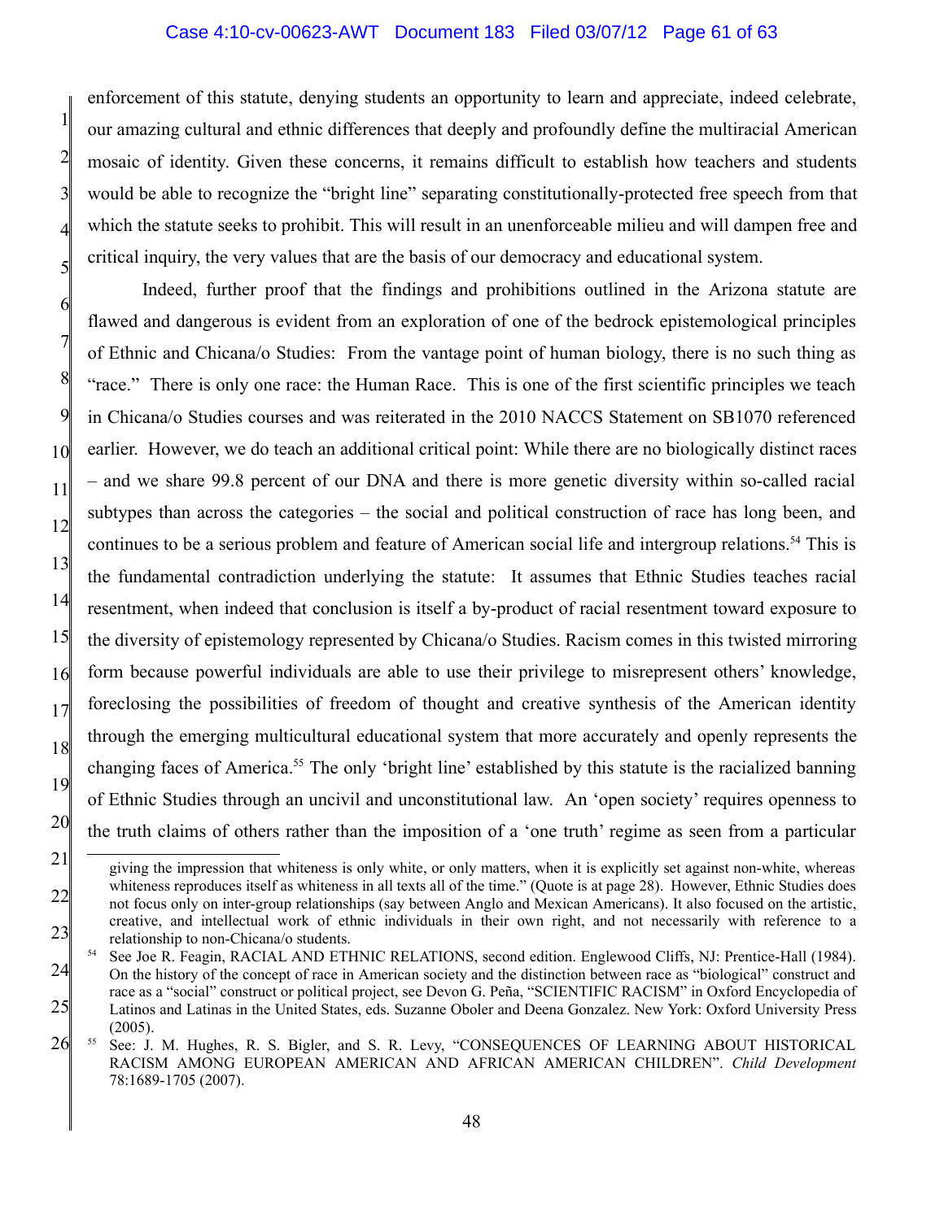enforcement of this statute, denying students an opportunity to learn and appreciate, indeed celebrate, our amazing cultural and ethnic differences that deeply and profoundly define the multiracial American mosaic of identity. Given these concerns, it remains difficult to establish how teachers and students would be able to recognize the "bright line" separating constitutionally-protected free speech from that which the statute seeks to prohibit. This will result in an unenforceable milieu and will dampen free and critical inquiry, the very values that are the basis of our democracy and educational system.

Indeed, further proof that the findings and prohibitions outlined in the Arizona statute are flawed and dangerous is evident from an exploration of one of the bedrock epistemological principles of Ethnic and Chicana/o Studies: From the vantage point of human biology, there is no such thing as "race." There is only one race: the Human Race. This is one of the first scientific principles we teach in Chicana/o Studies courses and was reiterated in the 2010 NACCS Statement on SB1070 referenced earlier. However, we do teach an additional critical point: While there are no biologically distinct races – and we share 99.8 percent of our DNA and there is more genetic diversity within so-called racial subtypes than across the categories – the social and political construction of race has long been, and continues to be a serious problem and feature of American social life and intergroup relations.[54] This is the fundamental contradiction underlying the statute: It assumes that Ethnic Studies teaches racial resentment, when indeed that conclusion is itself a by-product of racial resentment toward exposure to the diversity of epistemology represented by Chicana/o Studies. Racism comes in this twisted mirroring form because powerful individuals are able to use their privilege to misrepresent others' knowledge, foreclosing the possibilities of freedom of thought and creative synthesis of the American identity through the emerging multicultural educational system that more accurately and openly represents the changing faces of America.[55] The only 'bright line' established by this statute is the racialized banning of Ethnic Studies through an uncivil and unconstitutional law. An 'open society' requires openness to the truth claims of others rather than the imposition of a 'one truth' regime as seen from a particular

---

giving the impression that whiteness is only white, or only matters, when it is explicitly set against non-white, whereas whiteness reproduces itself as whiteness in all texts all of the time." (Quote is at page 28). However, Ethnic Studies does not focus only on inter-group relationships (say between Anglo and Mexican Americans). It also focused on the artistic, creative, and intellectual work of ethnic individuals in their own right, and not necessarily with reference to a relationship to non-Chicana/o students.

[54] See Joe R. Feagin, RACIAL AND ETHNIC RELATIONS, second edition. Englewood Cliffs, NJ: Prentice-Hall (1984). On the history of the concept of race in American society and the distinction between race as "biological" construct and race as a "social" construct or political project, see Devon G. Peña, "SCIENTIFIC RACISM" in Oxford Encyclopedia of Latinos and Latinas in the United States, eds. Suzanne Oboler and Deena Gonzalez. New York: Oxford University Press (2005).

[55] See: J. M. Hughes, R. S. Bigler, and S. R. Levy, "CONSEQUENCES OF LEARNING ABOUT HISTORICAL RACISM AMONG EUROPEAN AMERICAN AND AFRICAN AMERICAN CHILDREN". *Child Development* 78:1689-1705 (2007).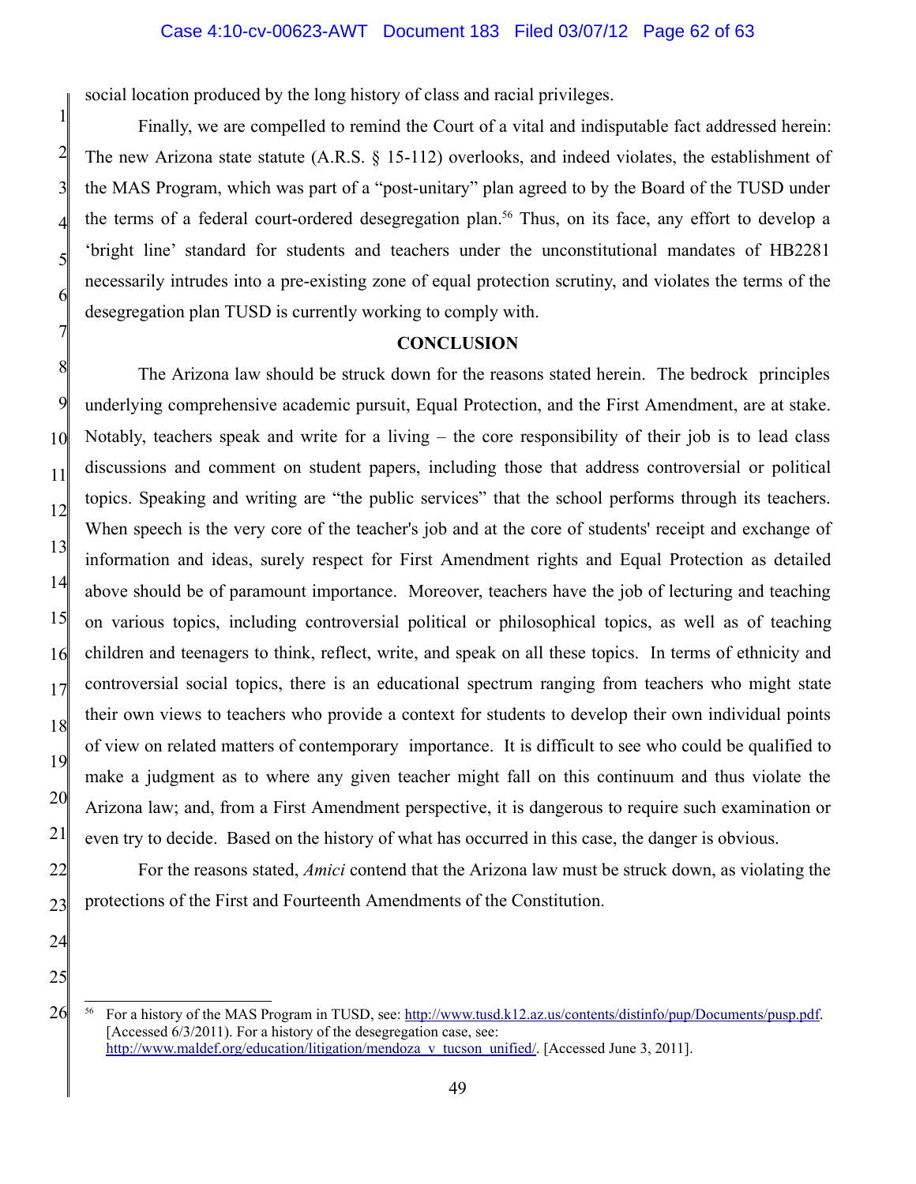social location produced by the long history of class and racial privileges.

Finally, we are compelled to remind the Court of a vital and indisputable fact addressed herein: The new Arizona state statute (A.R.S. § 15-112) overlooks, and indeed violates, the establishment of the MAS Program, which was part of a "post-unitary" plan agreed to by the Board of the TUSD under the terms of a federal court-ordered desegregation plan.[56] Thus, on its face, any effort to develop a 'bright line' standard for students and teachers under the unconstitutional mandates of HB2281 necessarily intrudes into a pre-existing zone of equal protection scrutiny, and violates the terms of the desegregation plan TUSD is currently working to comply with.

## CONCLUSION

The Arizona law should be struck down for the reasons stated herein. The bedrock principles underlying comprehensive academic pursuit, Equal Protection, and the First Amendment, are at stake. Notably, teachers speak and write for a living – the core responsibility of their job is to lead class discussions and comment on student papers, including those that address controversial or political topics. Speaking and writing are "the public services" that the school performs through its teachers. When speech is the very core of the teacher's job and at the core of students' receipt and exchange of information and ideas, surely respect for First Amendment rights and Equal Protection as detailed above should be of paramount importance. Moreover, teachers have the job of lecturing and teaching on various topics, including controversial political or philosophical topics, as well as of teaching children and teenagers to think, reflect, write, and speak on all these topics. In terms of ethnicity and controversial social topics, there is an educational spectrum ranging from teachers who might state their own views to teachers who provide a context for students to develop their own individual points of view on related matters of contemporary importance. It is difficult to see who could be qualified to make a judgment as to where any given teacher might fall on this continuum and thus violate the Arizona law; and, from a First Amendment perspective, it is dangerous to require such examination or even try to decide. Based on the history of what has occurred in this case, the danger is obvious.

For the reasons stated, *Amici* contend that the Arizona law must be struck down, as violating the protections of the First and Fourteenth Amendments of the Constitution.

---

[56] For a history of the MAS Program in TUSD, see: http://www.tusd.k12.az.us/contents/distinfo/pup/Documents/pusp.pdf. [Accessed 6/3/2011). For a history of the desegregation case, see: http://www.maldef.org/education/litigation/mendoza_v_tucson_unified/. [Accessed June 3, 2011].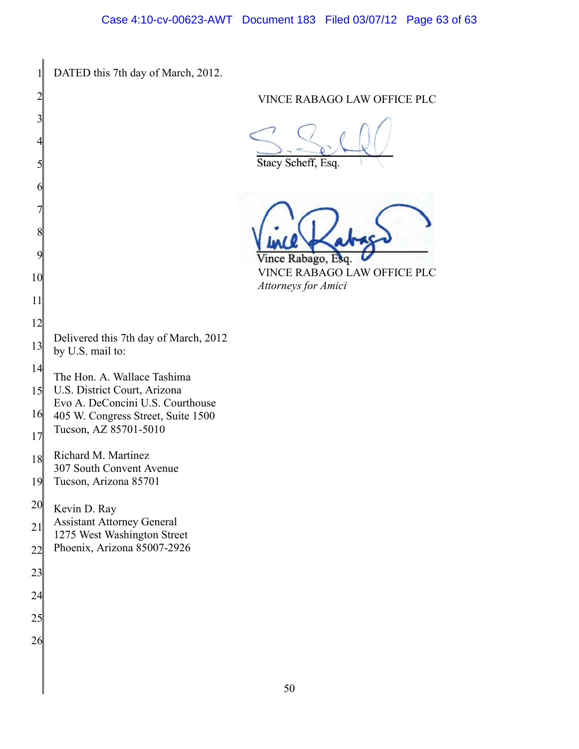DATED this 7th day of March, 2012.

VINCE RABAGO LAW OFFICE PLC

Stacy Scheff, Esq.

Vince Rabago, Esq.
VINCE RABAGO LAW OFFICE PLC
*Attorneys for Amici*

Delivered this 7th day of March, 2012
by U.S. mail to:

The Hon. A. Wallace Tashima
U.S. District Court, Arizona
Evo A. DeConcini U.S. Courthouse
405 W. Congress Street, Suite 1500
Tucson, AZ 85701-5010

Richard M. Martinez
307 South Convent Avenue
Tucson, Arizona 85701

Kevin D. Ray
Assistant Attorney General
1275 West Washington Street
Phoenix, Arizona 85007-2926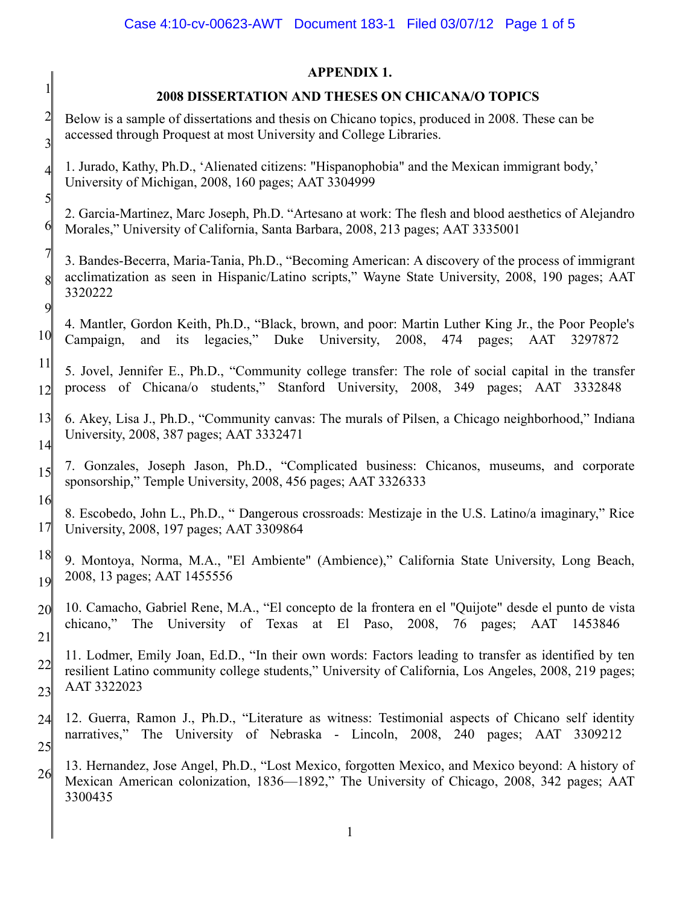**APPENDIX 1.**

**2008 DISSERTATION AND THESES ON CHICANA/O TOPICS**

Below is a sample of dissertations and thesis on Chicano topics, produced in 2008. These can be accessed through Proquest at most University and College Libraries.

1. Jurado, Kathy, Ph.D., 'Alienated citizens: "Hispanophobia" and the Mexican immigrant body,' University of Michigan, 2008, 160 pages; AAT 3304999

2. Garcia-Martinez, Marc Joseph, Ph.D. "Artesano at work: The flesh and blood aesthetics of Alejandro Morales," University of California, Santa Barbara, 2008, 213 pages; AAT 3335001

3. Bandes-Becerra, Maria-Tania, Ph.D., "Becoming American: A discovery of the process of immigrant acclimatization as seen in Hispanic/Latino scripts," Wayne State University, 2008, 190 pages; AAT 3320222

4. Mantler, Gordon Keith, Ph.D., "Black, brown, and poor: Martin Luther King Jr., the Poor People's Campaign, and its legacies," Duke University, 2008, 474 pages; AAT 3297872

5. Jovel, Jennifer E., Ph.D., "Community college transfer: The role of social capital in the transfer process of Chicana/o students," Stanford University, 2008, 349 pages; AAT 3332848

6. Akey, Lisa J., Ph.D., "Community canvas: The murals of Pilsen, a Chicago neighborhood," Indiana University, 2008, 387 pages; AAT 3332471

7. Gonzales, Joseph Jason, Ph.D., "Complicated business: Chicanos, museums, and corporate sponsorship," Temple University, 2008, 456 pages; AAT 3326333

8. Escobedo, John L., Ph.D., " Dangerous crossroads: Mestizaje in the U.S. Latino/a imaginary," Rice University, 2008, 197 pages; AAT 3309864

9. Montoya, Norma, M.A., "El Ambiente" (Ambience)," California State University, Long Beach, 2008, 13 pages; AAT 1455556

10. Camacho, Gabriel Rene, M.A., "El concepto de la frontera en el "Quijote" desde el punto de vista chicano," The University of Texas at El Paso, 2008, 76 pages; AAT 1453846

11. Lodmer, Emily Joan, Ed.D., "In their own words: Factors leading to transfer as identified by ten resilient Latino community college students," University of California, Los Angeles, 2008, 219 pages; AAT 3322023

12. Guerra, Ramon J., Ph.D., "Literature as witness: Testimonial aspects of Chicano self identity narratives," The University of Nebraska - Lincoln, 2008, 240 pages; AAT 3309212

13. Hernandez, Jose Angel, Ph.D., "Lost Mexico, forgotten Mexico, and Mexico beyond: A history of Mexican American colonization, 1836—1892," The University of Chicago, 2008, 342 pages; AAT 3300435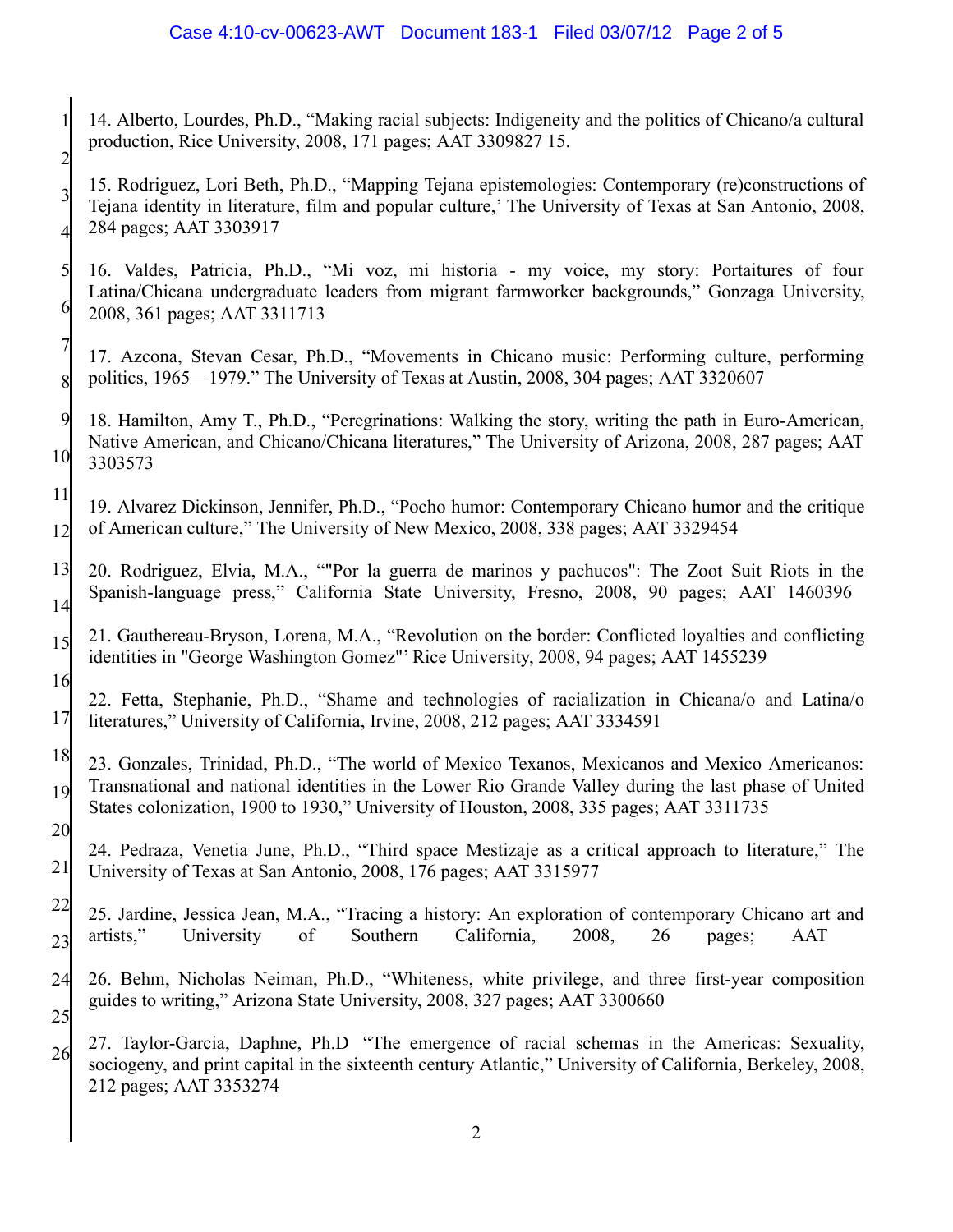14. Alberto, Lourdes, Ph.D., "Making racial subjects: Indigeneity and the politics of Chicano/a cultural production, Rice University, 2008, 171 pages; AAT 3309827 15.

15. Rodriguez, Lori Beth, Ph.D., "Mapping Tejana epistemologies: Contemporary (re)constructions of Tejana identity in literature, film and popular culture,' The University of Texas at San Antonio, 2008, 284 pages; AAT 3303917

16. Valdes, Patricia, Ph.D., "Mi voz, mi historia - my voice, my story: Portaitures of four Latina/Chicana undergraduate leaders from migrant farmworker backgrounds," Gonzaga University, 2008, 361 pages; AAT 3311713

17. Azcona, Stevan Cesar, Ph.D., "Movements in Chicano music: Performing culture, performing politics, 1965—1979." The University of Texas at Austin, 2008, 304 pages; AAT 3320607

18. Hamilton, Amy T., Ph.D., "Peregrinations: Walking the story, writing the path in Euro-American, Native American, and Chicano/Chicana literatures," The University of Arizona, 2008, 287 pages; AAT 3303573

19. Alvarez Dickinson, Jennifer, Ph.D., "Pocho humor: Contemporary Chicano humor and the critique of American culture," The University of New Mexico, 2008, 338 pages; AAT 3329454

20. Rodriguez, Elvia, M.A., ""Por la guerra de marinos y pachucos": The Zoot Suit Riots in the Spanish-language press," California State University, Fresno, 2008, 90 pages; AAT 1460396

21. Gauthereau-Bryson, Lorena, M.A., "Revolution on the border: Conflicted loyalties and conflicting identities in "George Washington Gomez"' Rice University, 2008, 94 pages; AAT 1455239

22. Fetta, Stephanie, Ph.D., "Shame and technologies of racialization in Chicana/o and Latina/o literatures," University of California, Irvine, 2008, 212 pages; AAT 3334591

23. Gonzales, Trinidad, Ph.D., "The world of Mexico Texanos, Mexicanos and Mexico Americanos: Transnational and national identities in the Lower Rio Grande Valley during the last phase of United States colonization, 1900 to 1930," University of Houston, 2008, 335 pages; AAT 3311735

24. Pedraza, Venetia June, Ph.D., "Third space Mestizaje as a critical approach to literature," The University of Texas at San Antonio, 2008, 176 pages; AAT 3315977

25. Jardine, Jessica Jean, M.A., "Tracing a history: An exploration of contemporary Chicano art and artists," University of Southern California, 2008, 26 pages; AAT

26. Behm, Nicholas Neiman, Ph.D., "Whiteness, white privilege, and three first-year composition guides to writing," Arizona State University, 2008, 327 pages; AAT 3300660

27. Taylor-Garcia, Daphne, Ph.D "The emergence of racial schemas in the Americas: Sexuality, sociogeny, and print capital in the sixteenth century Atlantic," University of California, Berkeley, 2008, 212 pages; AAT 3353274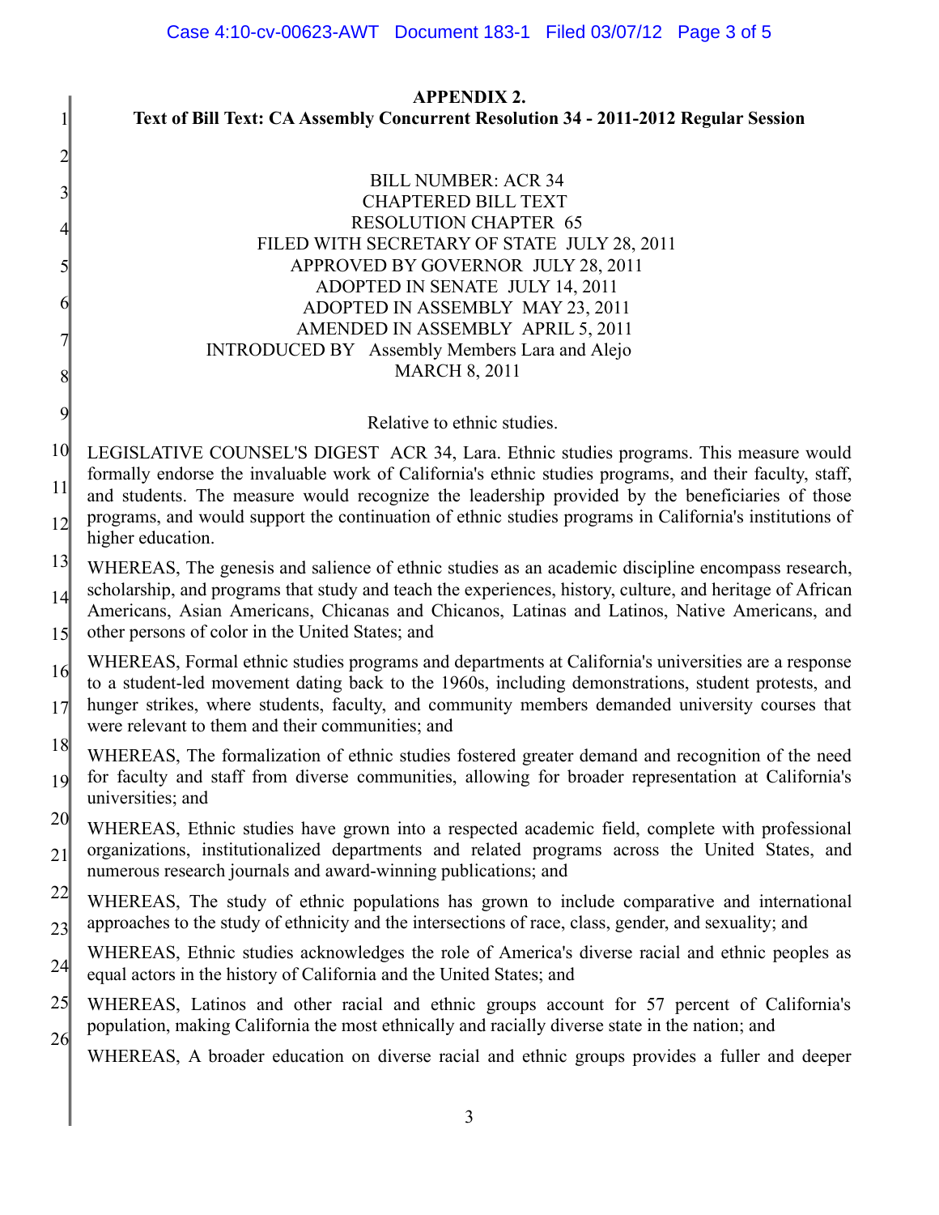**APPENDIX 2.**
**Text of Bill Text: CA Assembly Concurrent Resolution 34 - 2011-2012 Regular Session**

BILL NUMBER: ACR 34
CHAPTERED BILL TEXT
RESOLUTION CHAPTER 65
FILED WITH SECRETARY OF STATE JULY 28, 2011
APPROVED BY GOVERNOR JULY 28, 2011
ADOPTED IN SENATE JULY 14, 2011
ADOPTED IN ASSEMBLY MAY 23, 2011
AMENDED IN ASSEMBLY APRIL 5, 2011
INTRODUCED BY Assembly Members Lara and Alejo
MARCH 8, 2011

Relative to ethnic studies.

LEGISLATIVE COUNSEL'S DIGEST ACR 34, Lara. Ethnic studies programs. This measure would formally endorse the invaluable work of California's ethnic studies programs, and their faculty, staff, and students. The measure would recognize the leadership provided by the beneficiaries of those programs, and would support the continuation of ethnic studies programs in California's institutions of higher education.

WHEREAS, The genesis and salience of ethnic studies as an academic discipline encompass research, scholarship, and programs that study and teach the experiences, history, culture, and heritage of African Americans, Asian Americans, Chicanas and Chicanos, Latinas and Latinos, Native Americans, and other persons of color in the United States; and

WHEREAS, Formal ethnic studies programs and departments at California's universities are a response to a student-led movement dating back to the 1960s, including demonstrations, student protests, and hunger strikes, where students, faculty, and community members demanded university courses that were relevant to them and their communities; and

WHEREAS, The formalization of ethnic studies fostered greater demand and recognition of the need for faculty and staff from diverse communities, allowing for broader representation at California's universities; and

WHEREAS, Ethnic studies have grown into a respected academic field, complete with professional organizations, institutionalized departments and related programs across the United States, and numerous research journals and award-winning publications; and

WHEREAS, The study of ethnic populations has grown to include comparative and international approaches to the study of ethnicity and the intersections of race, class, gender, and sexuality; and

WHEREAS, Ethnic studies acknowledges the role of America's diverse racial and ethnic peoples as equal actors in the history of California and the United States; and

WHEREAS, Latinos and other racial and ethnic groups account for 57 percent of California's population, making California the most ethnically and racially diverse state in the nation; and

WHEREAS, A broader education on diverse racial and ethnic groups provides a fuller and deeper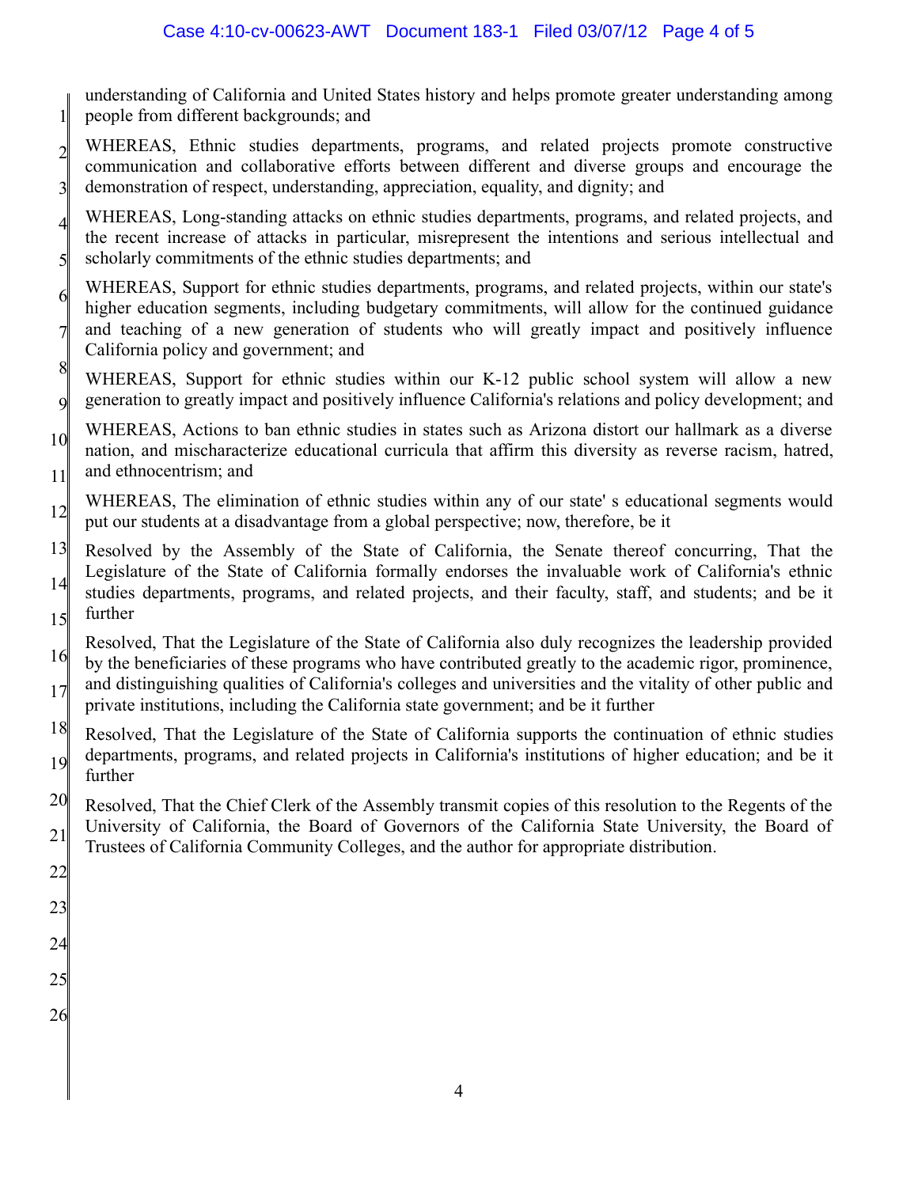understanding of California and United States history and helps promote greater understanding among people from different backgrounds; and

WHEREAS, Ethnic studies departments, programs, and related projects promote constructive communication and collaborative efforts between different and diverse groups and encourage the demonstration of respect, understanding, appreciation, equality, and dignity; and

WHEREAS, Long-standing attacks on ethnic studies departments, programs, and related projects, and the recent increase of attacks in particular, misrepresent the intentions and serious intellectual and scholarly commitments of the ethnic studies departments; and

WHEREAS, Support for ethnic studies departments, programs, and related projects, within our state's higher education segments, including budgetary commitments, will allow for the continued guidance and teaching of a new generation of students who will greatly impact and positively influence California policy and government; and

WHEREAS, Support for ethnic studies within our K-12 public school system will allow a new generation to greatly impact and positively influence California's relations and policy development; and

WHEREAS, Actions to ban ethnic studies in states such as Arizona distort our hallmark as a diverse nation, and mischaracterize educational curricula that affirm this diversity as reverse racism, hatred, and ethnocentrism; and

WHEREAS, The elimination of ethnic studies within any of our state' s educational segments would put our students at a disadvantage from a global perspective; now, therefore, be it

Resolved by the Assembly of the State of California, the Senate thereof concurring, That the Legislature of the State of California formally endorses the invaluable work of California's ethnic studies departments, programs, and related projects, and their faculty, staff, and students; and be it further

Resolved, That the Legislature of the State of California also duly recognizes the leadership provided by the beneficiaries of these programs who have contributed greatly to the academic rigor, prominence, and distinguishing qualities of California's colleges and universities and the vitality of other public and private institutions, including the California state government; and be it further

Resolved, That the Legislature of the State of California supports the continuation of ethnic studies departments, programs, and related projects in California's institutions of higher education; and be it further

Resolved, That the Chief Clerk of the Assembly transmit copies of this resolution to the Regents of the University of California, the Board of Governors of the California State University, the Board of Trustees of California Community Colleges, and the author for appropriate distribution.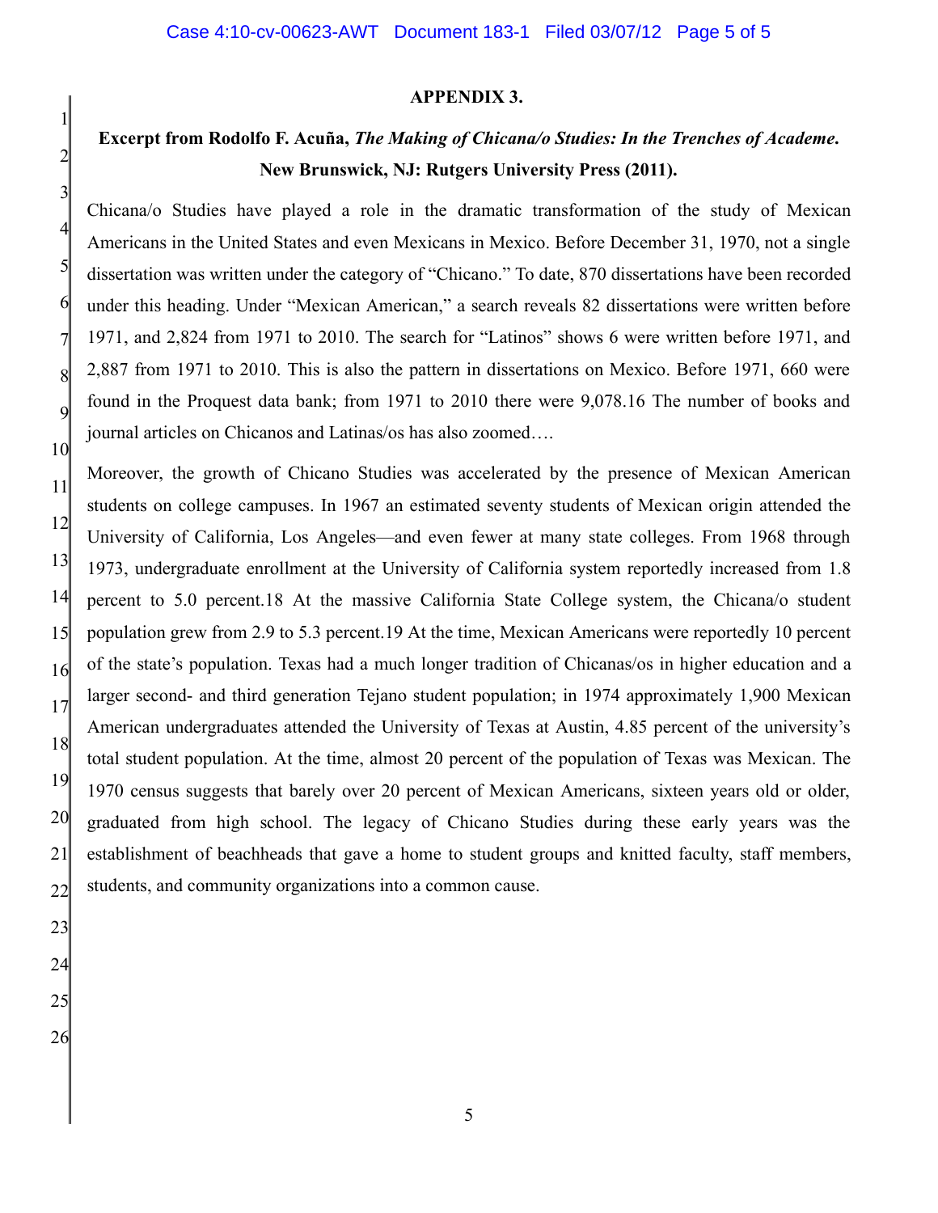**APPENDIX 3.**

**Excerpt from Rodolfo F. Acuña, *The Making of Chicana/o Studies: In the Trenches of Academe*. New Brunswick, NJ: Rutgers University Press (2011).**

Chicana/o Studies have played a role in the dramatic transformation of the study of Mexican Americans in the United States and even Mexicans in Mexico. Before December 31, 1970, not a single dissertation was written under the category of "Chicano." To date, 870 dissertations have been recorded under this heading. Under "Mexican American," a search reveals 82 dissertations were written before 1971, and 2,824 from 1971 to 2010. The search for "Latinos" shows 6 were written before 1971, and 2,887 from 1971 to 2010. This is also the pattern in dissertations on Mexico. Before 1971, 660 were found in the Proquest data bank; from 1971 to 2010 there were 9,078.[16] The number of books and journal articles on Chicanos and Latinas/os has also zoomed….

Moreover, the growth of Chicano Studies was accelerated by the presence of Mexican American students on college campuses. In 1967 an estimated seventy students of Mexican origin attended the University of California, Los Angeles—and even fewer at many state colleges. From 1968 through 1973, undergraduate enrollment at the University of California system reportedly increased from 1.8 percent to 5.0 percent.[18] At the massive California State College system, the Chicana/o student population grew from 2.9 to 5.3 percent.[19] At the time, Mexican Americans were reportedly 10 percent of the state's population. Texas had a much longer tradition of Chicanas/os in higher education and a larger second- and third generation Tejano student population; in 1974 approximately 1,900 Mexican American undergraduates attended the University of Texas at Austin, 4.85 percent of the university's total student population. At the time, almost 20 percent of the population of Texas was Mexican. The 1970 census suggests that barely over 20 percent of Mexican Americans, sixteen years old or older, graduated from high school. The legacy of Chicano Studies during these early years was the establishment of beachheads that gave a home to student groups and knitted faculty, staff members, students, and community organizations into a common cause.